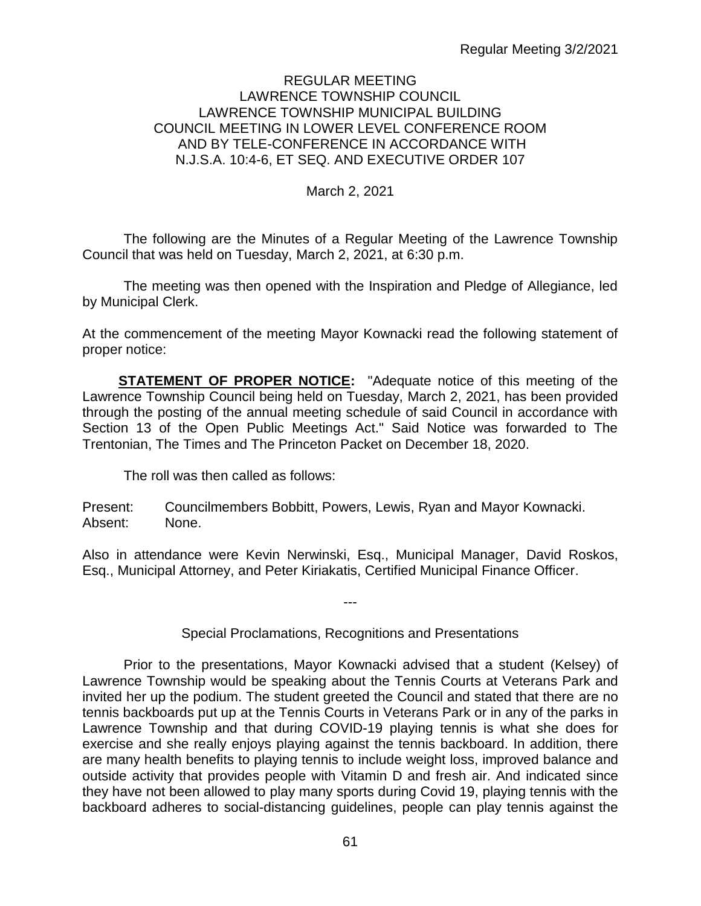# REGULAR MEETING
## LAWRENCE TOWNSHIP COUNCIL
## LAWRENCE TOWNSHIP MUNICIPAL BUILDING
## COUNCIL MEETING IN LOWER LEVEL CONFERENCE ROOM
## AND BY TELE-CONFERENCE IN ACCORDANCE WITH
## N.J.S.A. 10:4-6, ET SEQ. AND EXECUTIVE ORDER 107

March 2, 2021

The following are the Minutes of a Regular Meeting of the Lawrence Township Council that was held on Tuesday, March 2, 2021, at 6:30 p.m.

The meeting was then opened with the Inspiration and Pledge of Allegiance, led by Municipal Clerk.

At the commencement of the meeting Mayor Kownacki read the following statement of proper notice:

**STATEMENT OF PROPER NOTICE:** "Adequate notice of this meeting of the Lawrence Township Council being held on Tuesday, March 2, 2021, has been provided through the posting of the annual meeting schedule of said Council in accordance with Section 13 of the Open Public Meetings Act." Said Notice was forwarded to The Trentonian, The Times and The Princeton Packet on December 18, 2020.

The roll was then called as follows:

Present: Councilmembers Bobbitt, Powers, Lewis, Ryan and Mayor Kownacki.
Absent: None.

Also in attendance were Kevin Nerwinski, Esq., Municipal Manager, David Roskos, Esq., Municipal Attorney, and Peter Kiriakatis, Certified Municipal Finance Officer.

---

Special Proclamations, Recognitions and Presentations

Prior to the presentations, Mayor Kownacki advised that a student (Kelsey) of Lawrence Township would be speaking about the Tennis Courts at Veterans Park and invited her up the podium. The student greeted the Council and stated that there are no tennis backboards put up at the Tennis Courts in Veterans Park or in any of the parks in Lawrence Township and that during COVID-19 playing tennis is what she does for exercise and she really enjoys playing against the tennis backboard. In addition, there are many health benefits to playing tennis to include weight loss, improved balance and outside activity that provides people with Vitamin D and fresh air. And indicated since they have not been allowed to play many sports during Covid 19, playing tennis with the backboard adheres to social-distancing guidelines, people can play tennis against the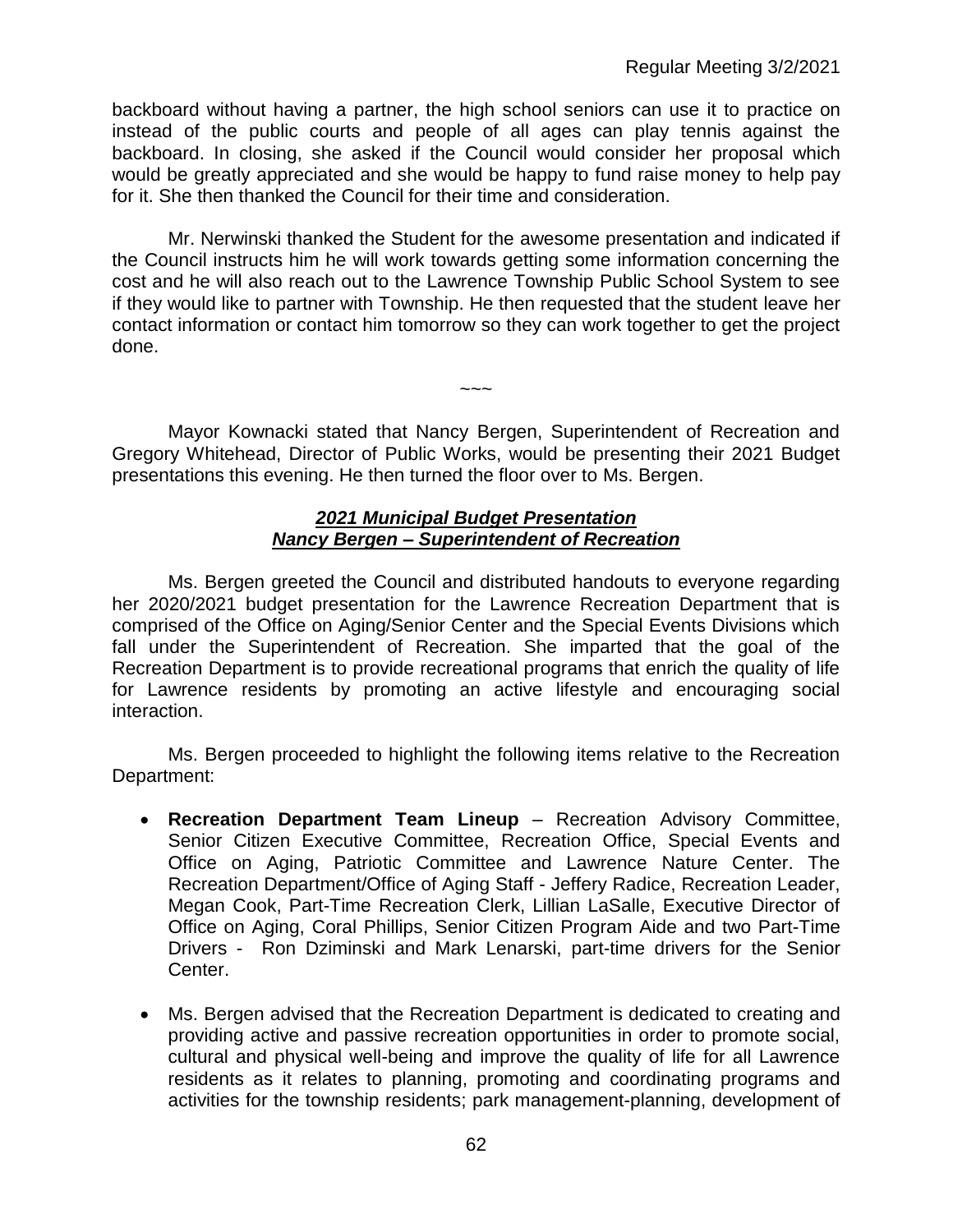backboard without having a partner, the high school seniors can use it to practice on instead of the public courts and people of all ages can play tennis against the backboard. In closing, she asked if the Council would consider her proposal which would be greatly appreciated and she would be happy to fund raise money to help pay for it. She then thanked the Council for their time and consideration.

Mr. Nerwinski thanked the Student for the awesome presentation and indicated if the Council instructs him he will work towards getting some information concerning the cost and he will also reach out to the Lawrence Township Public School System to see if they would like to partner with Township. He then requested that the student leave her contact information or contact him tomorrow so they can work together to get the project done.

~~~

Mayor Kownacki stated that Nancy Bergen, Superintendent of Recreation and Gregory Whitehead, Director of Public Works, would be presenting their 2021 Budget presentations this evening. He then turned the floor over to Ms. Bergen.

***2021 Municipal Budget Presentation***
***Nancy Bergen – Superintendent of Recreation***

Ms. Bergen greeted the Council and distributed handouts to everyone regarding her 2020/2021 budget presentation for the Lawrence Recreation Department that is comprised of the Office on Aging/Senior Center and the Special Events Divisions which fall under the Superintendent of Recreation. She imparted that the goal of the Recreation Department is to provide recreational programs that enrich the quality of life for Lawrence residents by promoting an active lifestyle and encouraging social interaction.

Ms. Bergen proceeded to highlight the following items relative to the Recreation Department:

- **Recreation Department Team Lineup** – Recreation Advisory Committee, Senior Citizen Executive Committee, Recreation Office, Special Events and Office on Aging, Patriotic Committee and Lawrence Nature Center. The Recreation Department/Office of Aging Staff - Jeffery Radice, Recreation Leader, Megan Cook, Part-Time Recreation Clerk, Lillian LaSalle, Executive Director of Office on Aging, Coral Phillips, Senior Citizen Program Aide and two Part-Time Drivers - Ron Dziminski and Mark Lenarski, part-time drivers for the Senior Center.
- Ms. Bergen advised that the Recreation Department is dedicated to creating and providing active and passive recreation opportunities in order to promote social, cultural and physical well-being and improve the quality of life for all Lawrence residents as it relates to planning, promoting and coordinating programs and activities for the township residents; park management-planning, development of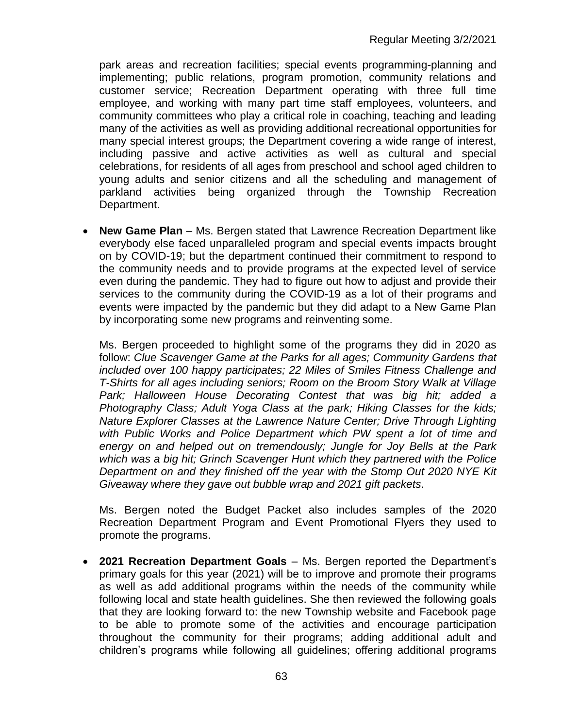park areas and recreation facilities; special events programming-planning and implementing; public relations, program promotion, community relations and customer service; Recreation Department operating with three full time employee, and working with many part time staff employees, volunteers, and community committees who play a critical role in coaching, teaching and leading many of the activities as well as providing additional recreational opportunities for many special interest groups; the Department covering a wide range of interest, including passive and active activities as well as cultural and special celebrations, for residents of all ages from preschool and school aged children to young adults and senior citizens and all the scheduling and management of parkland activities being organized through the Township Recreation Department.

- **New Game Plan** – Ms. Bergen stated that Lawrence Recreation Department like everybody else faced unparalleled program and special events impacts brought on by COVID-19; but the department continued their commitment to respond to the community needs and to provide programs at the expected level of service even during the pandemic. They had to figure out how to adjust and provide their services to the community during the COVID-19 as a lot of their programs and events were impacted by the pandemic but they did adapt to a New Game Plan by incorporating some new programs and reinventing some.

  Ms. Bergen proceeded to highlight some of the programs they did in 2020 as follow: *Clue Scavenger Game at the Parks for all ages; Community Gardens that included over 100 happy participates; 22 Miles of Smiles Fitness Challenge and T-Shirts for all ages including seniors; Room on the Broom Story Walk at Village Park; Halloween House Decorating Contest that was big hit; added a Photography Class; Adult Yoga Class at the park; Hiking Classes for the kids; Nature Explorer Classes at the Lawrence Nature Center; Drive Through Lighting with Public Works and Police Department which PW spent a lot of time and energy on and helped out on tremendously; Jungle for Joy Bells at the Park which was a big hit; Grinch Scavenger Hunt which they partnered with the Police Department on and they finished off the year with the Stomp Out 2020 NYE Kit Giveaway where they gave out bubble wrap and 2021 gift packets.*

  Ms. Bergen noted the Budget Packet also includes samples of the 2020 Recreation Department Program and Event Promotional Flyers they used to promote the programs.

- **2021 Recreation Department Goals** – Ms. Bergen reported the Department's primary goals for this year (2021) will be to improve and promote their programs as well as add additional programs within the needs of the community while following local and state health guidelines. She then reviewed the following goals that they are looking forward to: the new Township website and Facebook page to be able to promote some of the activities and encourage participation throughout the community for their programs; adding additional adult and children's programs while following all guidelines; offering additional programs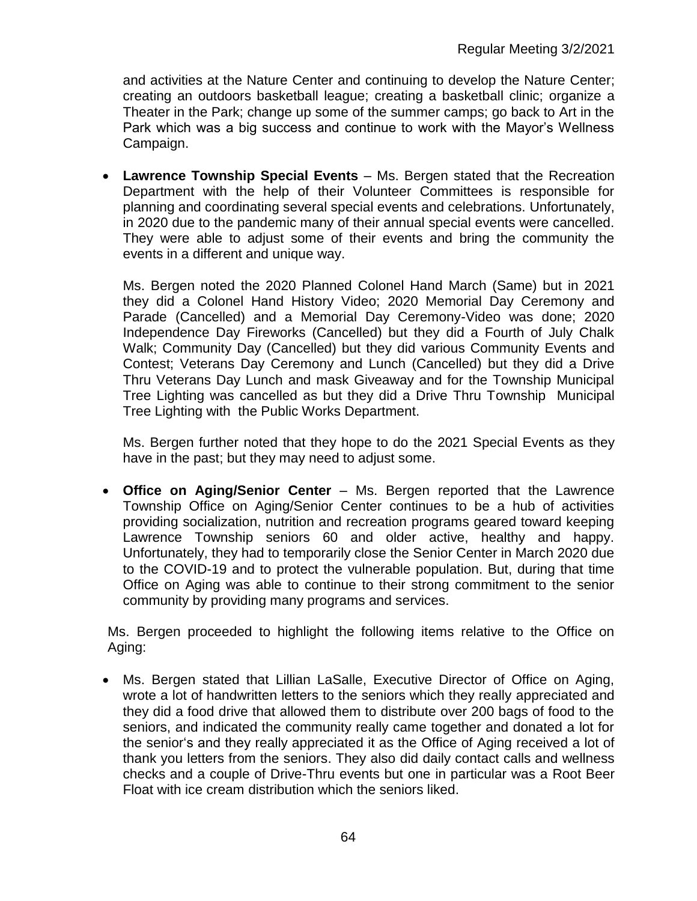and activities at the Nature Center and continuing to develop the Nature Center; creating an outdoors basketball league; creating a basketball clinic; organize a Theater in the Park; change up some of the summer camps; go back to Art in the Park which was a big success and continue to work with the Mayor's Wellness Campaign.

- **Lawrence Township Special Events** – Ms. Bergen stated that the Recreation Department with the help of their Volunteer Committees is responsible for planning and coordinating several special events and celebrations. Unfortunately, in 2020 due to the pandemic many of their annual special events were cancelled. They were able to adjust some of their events and bring the community the events in a different and unique way.

  Ms. Bergen noted the 2020 Planned Colonel Hand March (Same) but in 2021 they did a Colonel Hand History Video; 2020 Memorial Day Ceremony and Parade (Cancelled) and a Memorial Day Ceremony-Video was done; 2020 Independence Day Fireworks (Cancelled) but they did a Fourth of July Chalk Walk; Community Day (Cancelled) but they did various Community Events and Contest; Veterans Day Ceremony and Lunch (Cancelled) but they did a Drive Thru Veterans Day Lunch and mask Giveaway and for the Township Municipal Tree Lighting was cancelled as but they did a Drive Thru Township Municipal Tree Lighting with the Public Works Department.

  Ms. Bergen further noted that they hope to do the 2021 Special Events as they have in the past; but they may need to adjust some.

- **Office on Aging/Senior Center** – Ms. Bergen reported that the Lawrence Township Office on Aging/Senior Center continues to be a hub of activities providing socialization, nutrition and recreation programs geared toward keeping Lawrence Township seniors 60 and older active, healthy and happy. Unfortunately, they had to temporarily close the Senior Center in March 2020 due to the COVID-19 and to protect the vulnerable population. But, during that time Office on Aging was able to continue to their strong commitment to the senior community by providing many programs and services.

Ms. Bergen proceeded to highlight the following items relative to the Office on Aging:

- Ms. Bergen stated that Lillian LaSalle, Executive Director of Office on Aging, wrote a lot of handwritten letters to the seniors which they really appreciated and they did a food drive that allowed them to distribute over 200 bags of food to the seniors, and indicated the community really came together and donated a lot for the senior's and they really appreciated it as the Office of Aging received a lot of thank you letters from the seniors. They also did daily contact calls and wellness checks and a couple of Drive-Thru events but one in particular was a Root Beer Float with ice cream distribution which the seniors liked.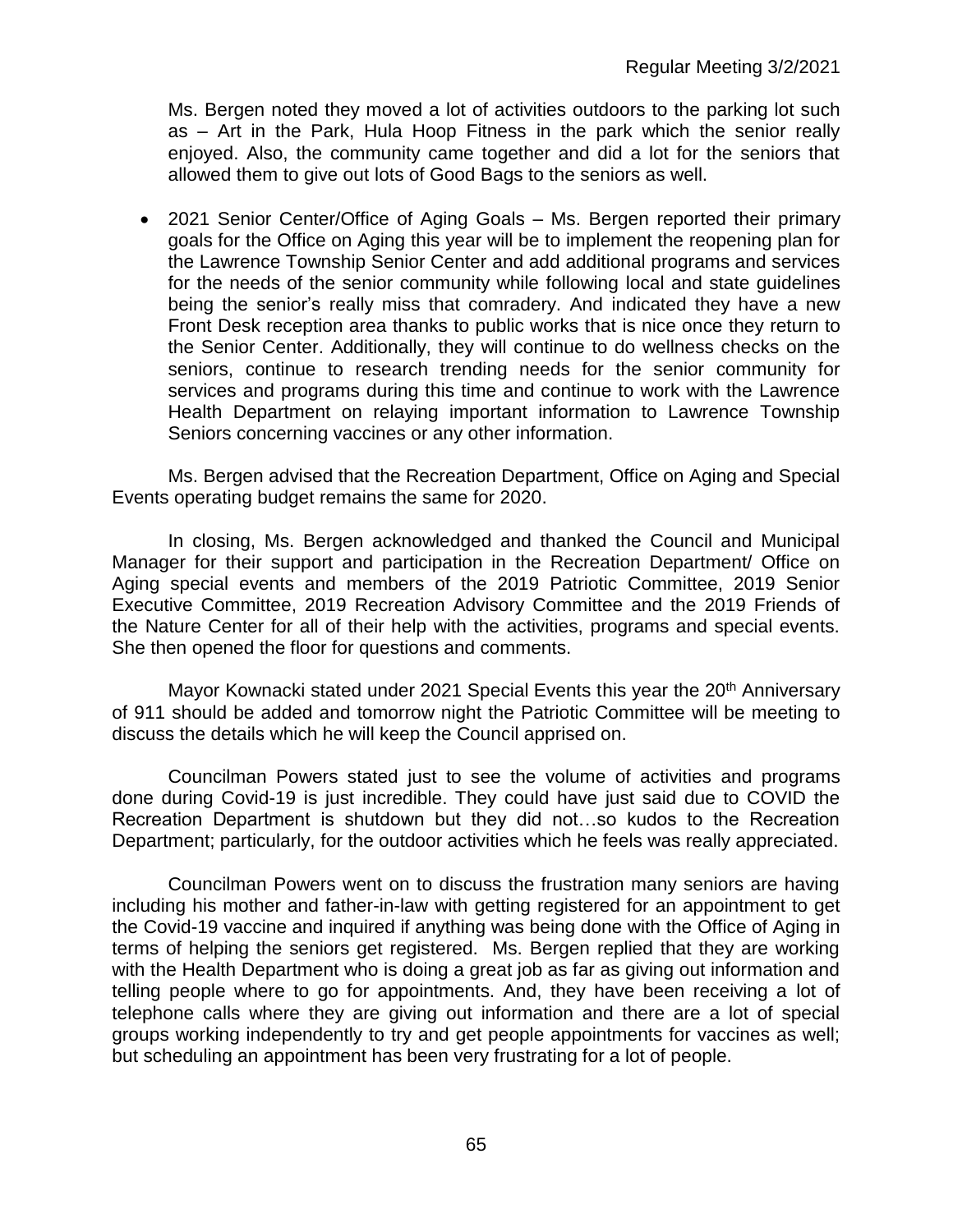Ms. Bergen noted they moved a lot of activities outdoors to the parking lot such as – Art in the Park, Hula Hoop Fitness in the park which the senior really enjoyed. Also, the community came together and did a lot for the seniors that allowed them to give out lots of Good Bags to the seniors as well.

- 2021 Senior Center/Office of Aging Goals – Ms. Bergen reported their primary goals for the Office on Aging this year will be to implement the reopening plan for the Lawrence Township Senior Center and add additional programs and services for the needs of the senior community while following local and state guidelines being the senior's really miss that comradery. And indicated they have a new Front Desk reception area thanks to public works that is nice once they return to the Senior Center. Additionally, they will continue to do wellness checks on the seniors, continue to research trending needs for the senior community for services and programs during this time and continue to work with the Lawrence Health Department on relaying important information to Lawrence Township Seniors concerning vaccines or any other information.

Ms. Bergen advised that the Recreation Department, Office on Aging and Special Events operating budget remains the same for 2020.

In closing, Ms. Bergen acknowledged and thanked the Council and Municipal Manager for their support and participation in the Recreation Department/ Office on Aging special events and members of the 2019 Patriotic Committee, 2019 Senior Executive Committee, 2019 Recreation Advisory Committee and the 2019 Friends of the Nature Center for all of their help with the activities, programs and special events. She then opened the floor for questions and comments.

Mayor Kownacki stated under 2021 Special Events this year the 20th Anniversary of 911 should be added and tomorrow night the Patriotic Committee will be meeting to discuss the details which he will keep the Council apprised on.

Councilman Powers stated just to see the volume of activities and programs done during Covid-19 is just incredible. They could have just said due to COVID the Recreation Department is shutdown but they did not…so kudos to the Recreation Department; particularly, for the outdoor activities which he feels was really appreciated.

Councilman Powers went on to discuss the frustration many seniors are having including his mother and father-in-law with getting registered for an appointment to get the Covid-19 vaccine and inquired if anything was being done with the Office of Aging in terms of helping the seniors get registered. Ms. Bergen replied that they are working with the Health Department who is doing a great job as far as giving out information and telling people where to go for appointments. And, they have been receiving a lot of telephone calls where they are giving out information and there are a lot of special groups working independently to try and get people appointments for vaccines as well; but scheduling an appointment has been very frustrating for a lot of people.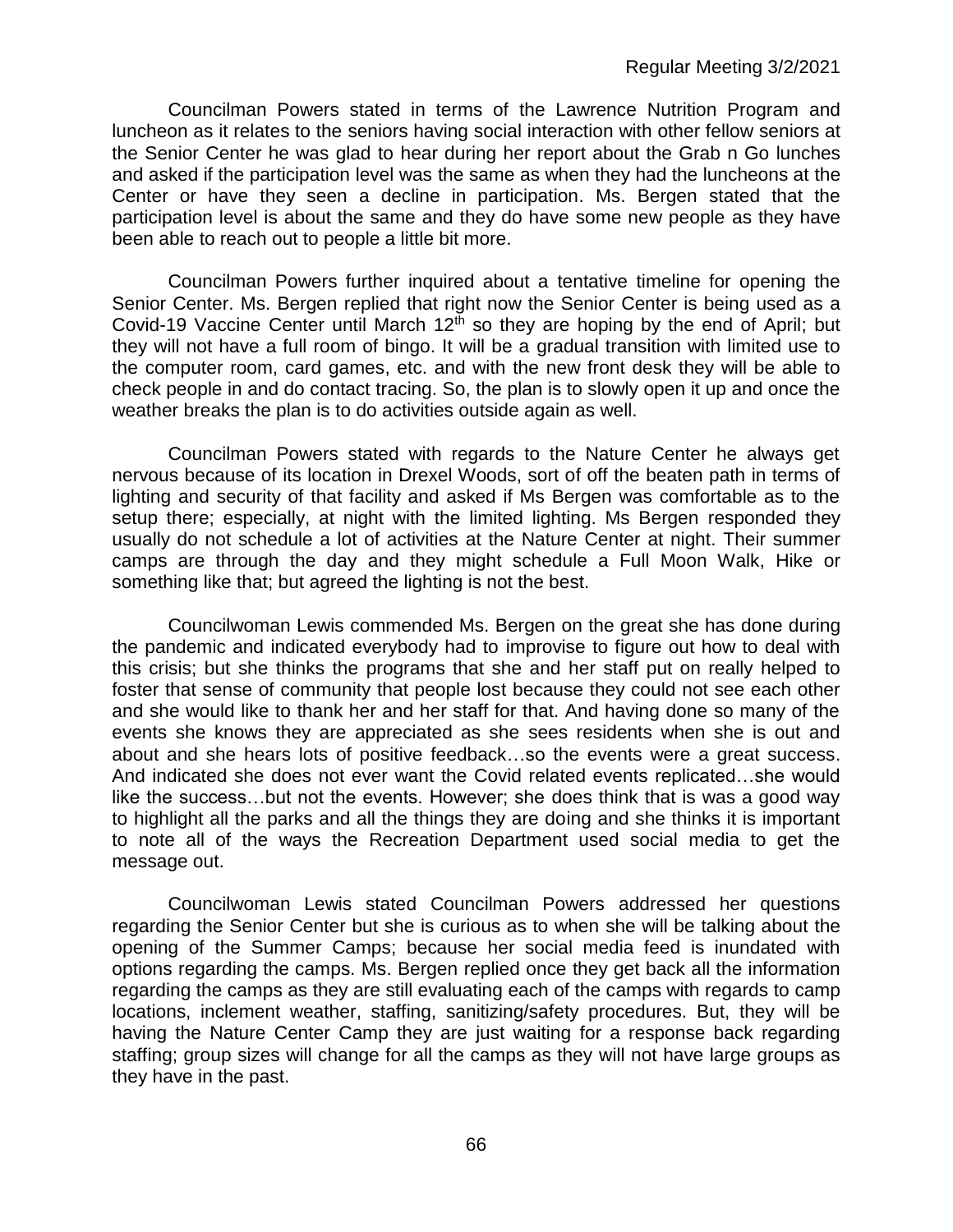Councilman Powers stated in terms of the Lawrence Nutrition Program and luncheon as it relates to the seniors having social interaction with other fellow seniors at the Senior Center he was glad to hear during her report about the Grab n Go lunches and asked if the participation level was the same as when they had the luncheons at the Center or have they seen a decline in participation. Ms. Bergen stated that the participation level is about the same and they do have some new people as they have been able to reach out to people a little bit more.

Councilman Powers further inquired about a tentative timeline for opening the Senior Center. Ms. Bergen replied that right now the Senior Center is being used as a Covid-19 Vaccine Center until March 12th so they are hoping by the end of April; but they will not have a full room of bingo. It will be a gradual transition with limited use to the computer room, card games, etc. and with the new front desk they will be able to check people in and do contact tracing. So, the plan is to slowly open it up and once the weather breaks the plan is to do activities outside again as well.

Councilman Powers stated with regards to the Nature Center he always get nervous because of its location in Drexel Woods, sort of off the beaten path in terms of lighting and security of that facility and asked if Ms Bergen was comfortable as to the setup there; especially, at night with the limited lighting. Ms Bergen responded they usually do not schedule a lot of activities at the Nature Center at night. Their summer camps are through the day and they might schedule a Full Moon Walk, Hike or something like that; but agreed the lighting is not the best.

Councilwoman Lewis commended Ms. Bergen on the great she has done during the pandemic and indicated everybody had to improvise to figure out how to deal with this crisis; but she thinks the programs that she and her staff put on really helped to foster that sense of community that people lost because they could not see each other and she would like to thank her and her staff for that. And having done so many of the events she knows they are appreciated as she sees residents when she is out and about and she hears lots of positive feedback…so the events were a great success. And indicated she does not ever want the Covid related events replicated…she would like the success…but not the events. However; she does think that is was a good way to highlight all the parks and all the things they are doing and she thinks it is important to note all of the ways the Recreation Department used social media to get the message out.

Councilwoman Lewis stated Councilman Powers addressed her questions regarding the Senior Center but she is curious as to when she will be talking about the opening of the Summer Camps; because her social media feed is inundated with options regarding the camps. Ms. Bergen replied once they get back all the information regarding the camps as they are still evaluating each of the camps with regards to camp locations, inclement weather, staffing, sanitizing/safety procedures. But, they will be having the Nature Center Camp they are just waiting for a response back regarding staffing; group sizes will change for all the camps as they will not have large groups as they have in the past.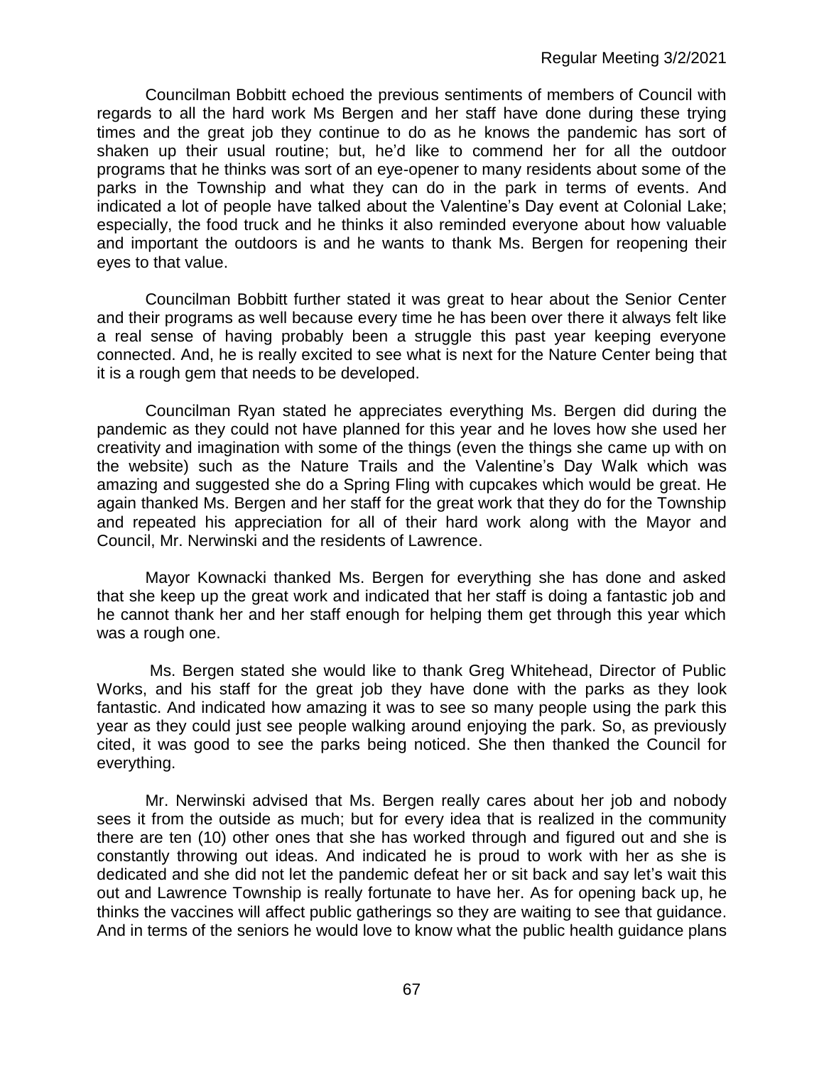Councilman Bobbitt echoed the previous sentiments of members of Council with regards to all the hard work Ms Bergen and her staff have done during these trying times and the great job they continue to do as he knows the pandemic has sort of shaken up their usual routine; but, he'd like to commend her for all the outdoor programs that he thinks was sort of an eye-opener to many residents about some of the parks in the Township and what they can do in the park in terms of events. And indicated a lot of people have talked about the Valentine's Day event at Colonial Lake; especially, the food truck and he thinks it also reminded everyone about how valuable and important the outdoors is and he wants to thank Ms. Bergen for reopening their eyes to that value.

Councilman Bobbitt further stated it was great to hear about the Senior Center and their programs as well because every time he has been over there it always felt like a real sense of having probably been a struggle this past year keeping everyone connected. And, he is really excited to see what is next for the Nature Center being that it is a rough gem that needs to be developed.

Councilman Ryan stated he appreciates everything Ms. Bergen did during the pandemic as they could not have planned for this year and he loves how she used her creativity and imagination with some of the things (even the things she came up with on the website) such as the Nature Trails and the Valentine's Day Walk which was amazing and suggested she do a Spring Fling with cupcakes which would be great. He again thanked Ms. Bergen and her staff for the great work that they do for the Township and repeated his appreciation for all of their hard work along with the Mayor and Council, Mr. Nerwinski and the residents of Lawrence.

Mayor Kownacki thanked Ms. Bergen for everything she has done and asked that she keep up the great work and indicated that her staff is doing a fantastic job and he cannot thank her and her staff enough for helping them get through this year which was a rough one.

Ms. Bergen stated she would like to thank Greg Whitehead, Director of Public Works, and his staff for the great job they have done with the parks as they look fantastic. And indicated how amazing it was to see so many people using the park this year as they could just see people walking around enjoying the park. So, as previously cited, it was good to see the parks being noticed. She then thanked the Council for everything.

Mr. Nerwinski advised that Ms. Bergen really cares about her job and nobody sees it from the outside as much; but for every idea that is realized in the community there are ten (10) other ones that she has worked through and figured out and she is constantly throwing out ideas. And indicated he is proud to work with her as she is dedicated and she did not let the pandemic defeat her or sit back and say let's wait this out and Lawrence Township is really fortunate to have her. As for opening back up, he thinks the vaccines will affect public gatherings so they are waiting to see that guidance. And in terms of the seniors he would love to know what the public health guidance plans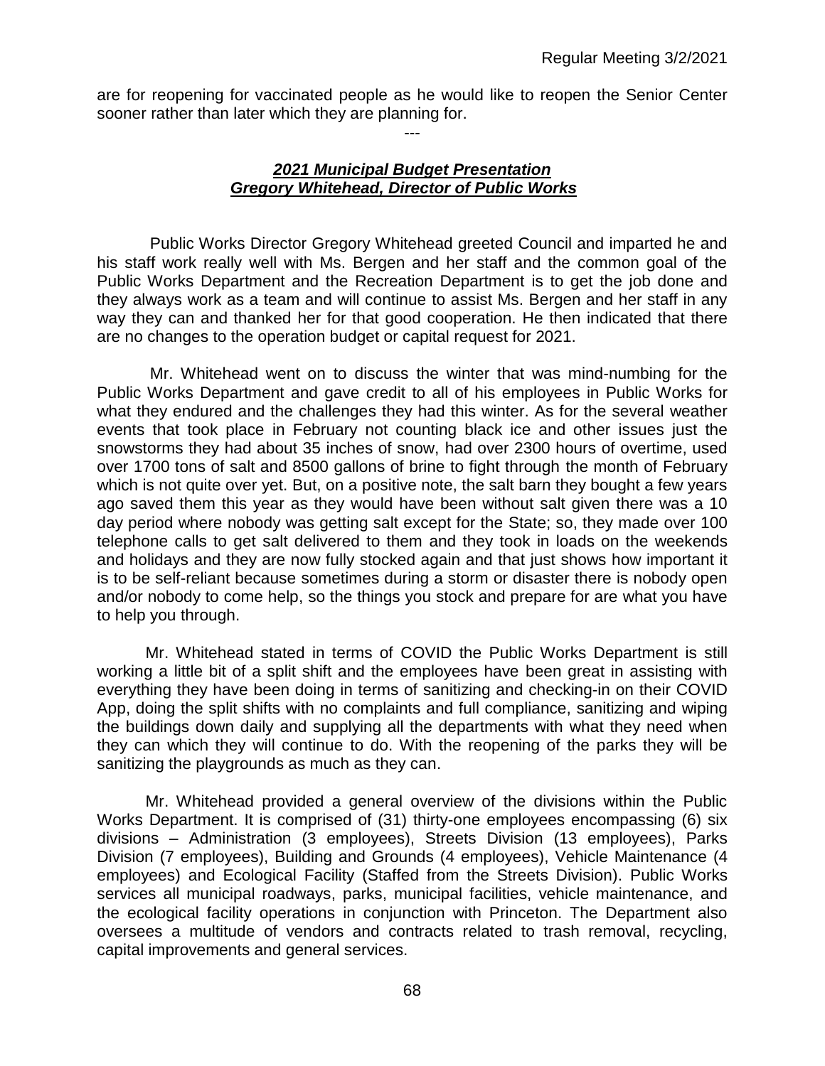are for reopening for vaccinated people as he would like to reopen the Senior Center sooner rather than later which they are planning for.

---

***2021 Municipal Budget Presentation***
***Gregory Whitehead, Director of Public Works***

Public Works Director Gregory Whitehead greeted Council and imparted he and his staff work really well with Ms. Bergen and her staff and the common goal of the Public Works Department and the Recreation Department is to get the job done and they always work as a team and will continue to assist Ms. Bergen and her staff in any way they can and thanked her for that good cooperation. He then indicated that there are no changes to the operation budget or capital request for 2021.

Mr. Whitehead went on to discuss the winter that was mind-numbing for the Public Works Department and gave credit to all of his employees in Public Works for what they endured and the challenges they had this winter. As for the several weather events that took place in February not counting black ice and other issues just the snowstorms they had about 35 inches of snow, had over 2300 hours of overtime, used over 1700 tons of salt and 8500 gallons of brine to fight through the month of February which is not quite over yet. But, on a positive note, the salt barn they bought a few years ago saved them this year as they would have been without salt given there was a 10 day period where nobody was getting salt except for the State; so, they made over 100 telephone calls to get salt delivered to them and they took in loads on the weekends and holidays and they are now fully stocked again and that just shows how important it is to be self-reliant because sometimes during a storm or disaster there is nobody open and/or nobody to come help, so the things you stock and prepare for are what you have to help you through.

Mr. Whitehead stated in terms of COVID the Public Works Department is still working a little bit of a split shift and the employees have been great in assisting with everything they have been doing in terms of sanitizing and checking-in on their COVID App, doing the split shifts with no complaints and full compliance, sanitizing and wiping the buildings down daily and supplying all the departments with what they need when they can which they will continue to do. With the reopening of the parks they will be sanitizing the playgrounds as much as they can.

Mr. Whitehead provided a general overview of the divisions within the Public Works Department. It is comprised of (31) thirty-one employees encompassing (6) six divisions – Administration (3 employees), Streets Division (13 employees), Parks Division (7 employees), Building and Grounds (4 employees), Vehicle Maintenance (4 employees) and Ecological Facility (Staffed from the Streets Division). Public Works services all municipal roadways, parks, municipal facilities, vehicle maintenance, and the ecological facility operations in conjunction with Princeton. The Department also oversees a multitude of vendors and contracts related to trash removal, recycling, capital improvements and general services.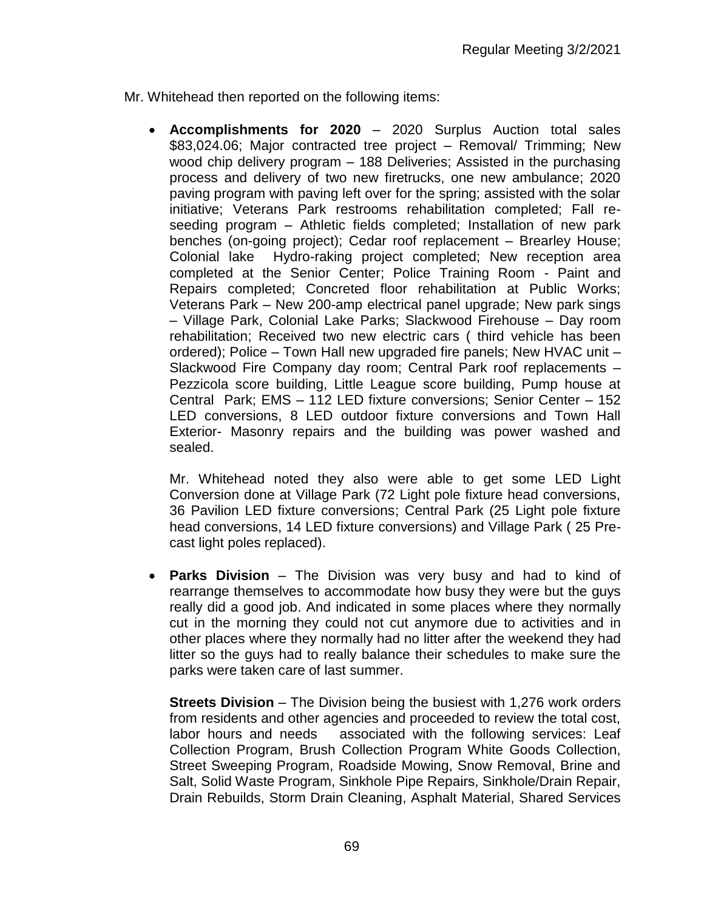Mr. Whitehead then reported on the following items:

- **Accomplishments for 2020** – 2020 Surplus Auction total sales $83,024.06; Major contracted tree project – Removal/ Trimming; New wood chip delivery program – 188 Deliveries; Assisted in the purchasing process and delivery of two new firetrucks, one new ambulance; 2020 paving program with paving left over for the spring; assisted with the solar initiative; Veterans Park restrooms rehabilitation completed; Fall re-seeding program – Athletic fields completed; Installation of new park benches (on-going project); Cedar roof replacement – Brearley House; Colonial lake Hydro-raking project completed; New reception area completed at the Senior Center; Police Training Room - Paint and Repairs completed; Concreted floor rehabilitation at Public Works; Veterans Park – New 200-amp electrical panel upgrade; New park sings – Village Park, Colonial Lake Parks; Slackwood Firehouse – Day room rehabilitation; Received two new electric cars ( third vehicle has been ordered); Police – Town Hall new upgraded fire panels; New HVAC unit – Slackwood Fire Company day room; Central Park roof replacements – Pezzicola score building, Little League score building, Pump house at Central Park; EMS – 112 LED fixture conversions; Senior Center – 152 LED conversions, 8 LED outdoor fixture conversions and Town Hall Exterior- Masonry repairs and the building was power washed and sealed.

  Mr. Whitehead noted they also were able to get some LED Light Conversion done at Village Park (72 Light pole fixture head conversions, 36 Pavilion LED fixture conversions; Central Park (25 Light pole fixture head conversions, 14 LED fixture conversions) and Village Park ( 25 Pre-cast light poles replaced).

- **Parks Division** – The Division was very busy and had to kind of rearrange themselves to accommodate how busy they were but the guys really did a good job. And indicated in some places where they normally cut in the morning they could not cut anymore due to activities and in other places where they normally had no litter after the weekend they had litter so the guys had to really balance their schedules to make sure the parks were taken care of last summer.

  **Streets Division** – The Division being the busiest with 1,276 work orders from residents and other agencies and proceeded to review the total cost, labor hours and needs associated with the following services: Leaf Collection Program, Brush Collection Program White Goods Collection, Street Sweeping Program, Roadside Mowing, Snow Removal, Brine and Salt, Solid Waste Program, Sinkhole Pipe Repairs, Sinkhole/Drain Repair, Drain Rebuilds, Storm Drain Cleaning, Asphalt Material, Shared Services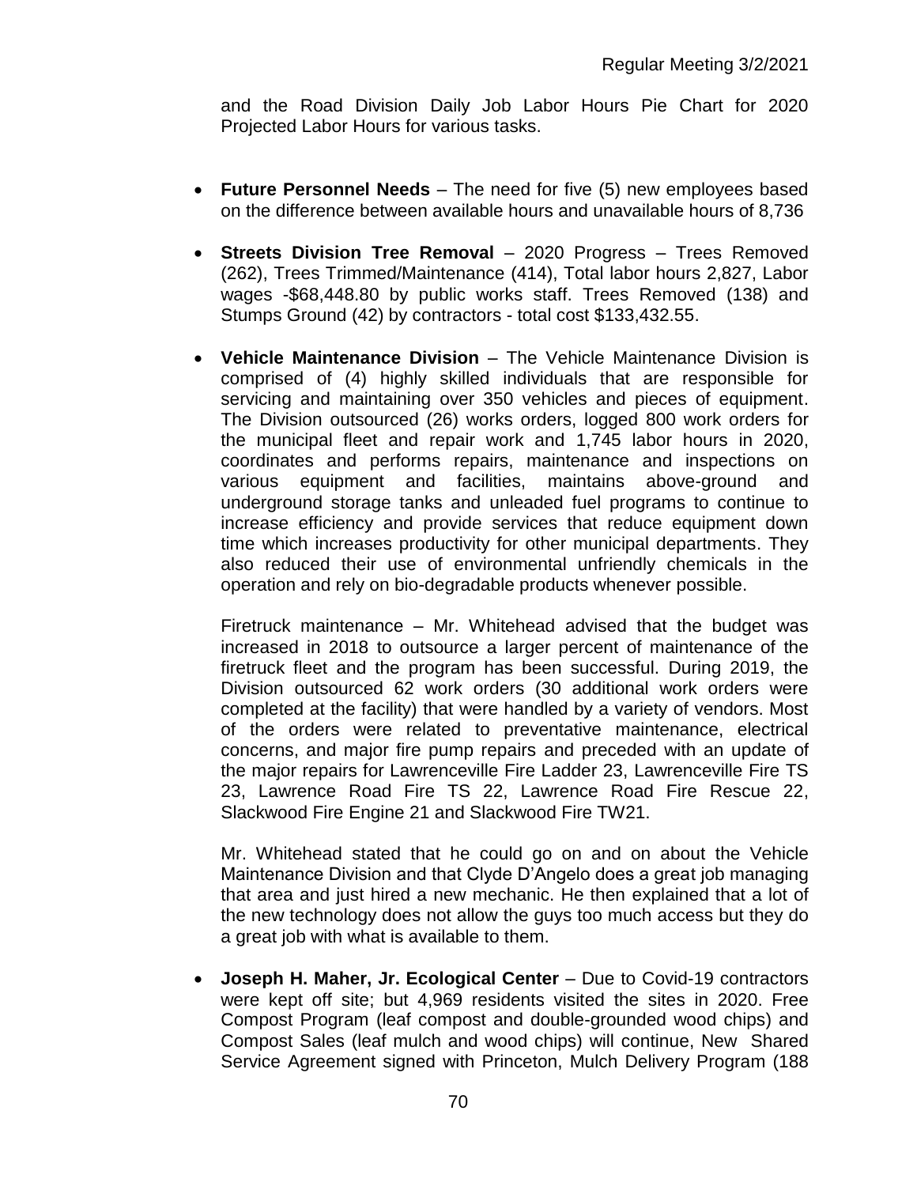and the Road Division Daily Job Labor Hours Pie Chart for 2020 Projected Labor Hours for various tasks.

- **Future Personnel Needs** – The need for five (5) new employees based on the difference between available hours and unavailable hours of 8,736

- **Streets Division Tree Removal** – 2020 Progress – Trees Removed (262), Trees Trimmed/Maintenance (414), Total labor hours 2,827, Labor wages -$68,448.80 by public works staff. Trees Removed (138) and Stumps Ground (42) by contractors - total cost $133,432.55.

- **Vehicle Maintenance Division** – The Vehicle Maintenance Division is comprised of (4) highly skilled individuals that are responsible for servicing and maintaining over 350 vehicles and pieces of equipment. The Division outsourced (26) works orders, logged 800 work orders for the municipal fleet and repair work and 1,745 labor hours in 2020, coordinates and performs repairs, maintenance and inspections on various equipment and facilities, maintains above-ground and underground storage tanks and unleaded fuel programs to continue to increase efficiency and provide services that reduce equipment down time which increases productivity for other municipal departments. They also reduced their use of environmental unfriendly chemicals in the operation and rely on bio-degradable products whenever possible.

  Firetruck maintenance – Mr. Whitehead advised that the budget was increased in 2018 to outsource a larger percent of maintenance of the firetruck fleet and the program has been successful. During 2019, the Division outsourced 62 work orders (30 additional work orders were completed at the facility) that were handled by a variety of vendors. Most of the orders were related to preventative maintenance, electrical concerns, and major fire pump repairs and preceded with an update of the major repairs for Lawrenceville Fire Ladder 23, Lawrenceville Fire TS 23, Lawrence Road Fire TS 22, Lawrence Road Fire Rescue 22, Slackwood Fire Engine 21 and Slackwood Fire TW21.

  Mr. Whitehead stated that he could go on and on about the Vehicle Maintenance Division and that Clyde D'Angelo does a great job managing that area and just hired a new mechanic. He then explained that a lot of the new technology does not allow the guys too much access but they do a great job with what is available to them.

- **Joseph H. Maher, Jr. Ecological Center** – Due to Covid-19 contractors were kept off site; but 4,969 residents visited the sites in 2020. Free Compost Program (leaf compost and double-grounded wood chips) and Compost Sales (leaf mulch and wood chips) will continue, New Shared Service Agreement signed with Princeton, Mulch Delivery Program (188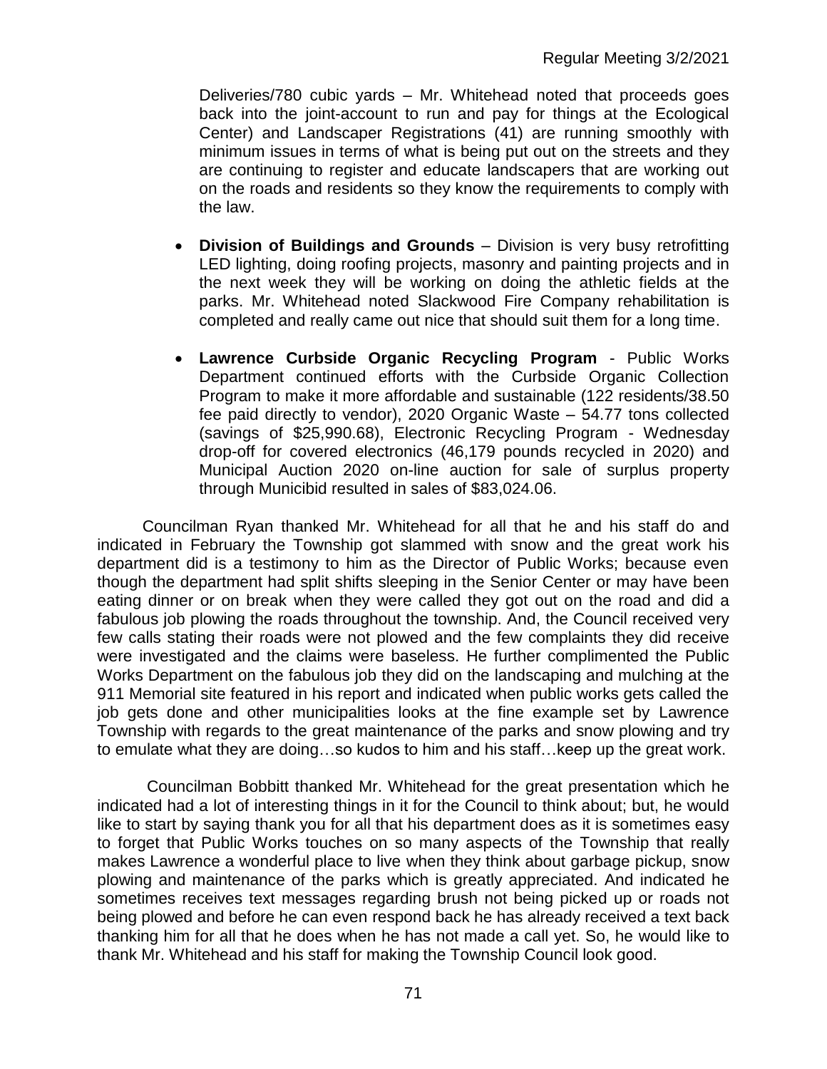Deliveries/780 cubic yards – Mr. Whitehead noted that proceeds goes back into the joint-account to run and pay for things at the Ecological Center) and Landscaper Registrations (41) are running smoothly with minimum issues in terms of what is being put out on the streets and they are continuing to register and educate landscapers that are working out on the roads and residents so they know the requirements to comply with the law.

- **Division of Buildings and Grounds** – Division is very busy retrofitting LED lighting, doing roofing projects, masonry and painting projects and in the next week they will be working on doing the athletic fields at the parks. Mr. Whitehead noted Slackwood Fire Company rehabilitation is completed and really came out nice that should suit them for a long time.

- **Lawrence Curbside Organic Recycling Program** - Public Works Department continued efforts with the Curbside Organic Collection Program to make it more affordable and sustainable (122 residents/38.50 fee paid directly to vendor), 2020 Organic Waste – 54.77 tons collected (savings of $25,990.68), Electronic Recycling Program - Wednesday drop-off for covered electronics (46,179 pounds recycled in 2020) and Municipal Auction 2020 on-line auction for sale of surplus property through Municibid resulted in sales of $83,024.06.

Councilman Ryan thanked Mr. Whitehead for all that he and his staff do and indicated in February the Township got slammed with snow and the great work his department did is a testimony to him as the Director of Public Works; because even though the department had split shifts sleeping in the Senior Center or may have been eating dinner or on break when they were called they got out on the road and did a fabulous job plowing the roads throughout the township. And, the Council received very few calls stating their roads were not plowed and the few complaints they did receive were investigated and the claims were baseless. He further complimented the Public Works Department on the fabulous job they did on the landscaping and mulching at the 911 Memorial site featured in his report and indicated when public works gets called the job gets done and other municipalities looks at the fine example set by Lawrence Township with regards to the great maintenance of the parks and snow plowing and try to emulate what they are doing…so kudos to him and his staff…keep up the great work.

Councilman Bobbitt thanked Mr. Whitehead for the great presentation which he indicated had a lot of interesting things in it for the Council to think about; but, he would like to start by saying thank you for all that his department does as it is sometimes easy to forget that Public Works touches on so many aspects of the Township that really makes Lawrence a wonderful place to live when they think about garbage pickup, snow plowing and maintenance of the parks which is greatly appreciated. And indicated he sometimes receives text messages regarding brush not being picked up or roads not being plowed and before he can even respond back he has already received a text back thanking him for all that he does when he has not made a call yet. So, he would like to thank Mr. Whitehead and his staff for making the Township Council look good.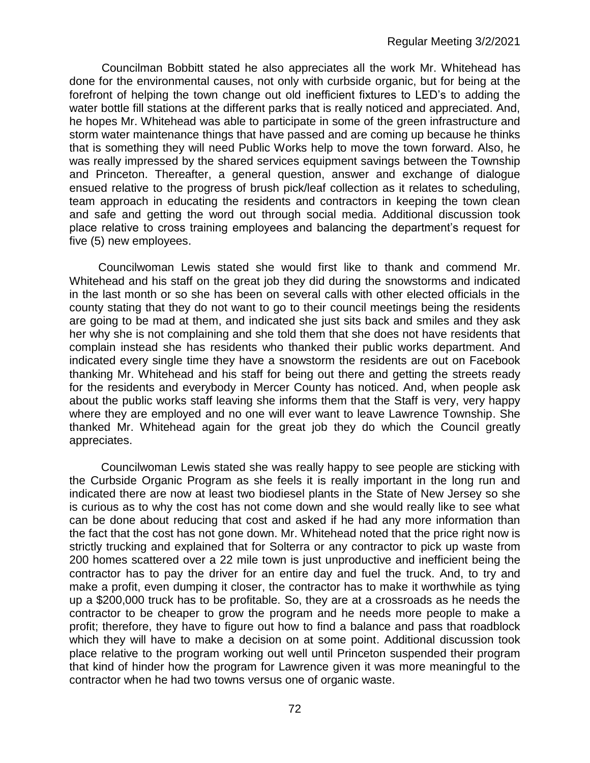Councilman Bobbitt stated he also appreciates all the work Mr. Whitehead has done for the environmental causes, not only with curbside organic, but for being at the forefront of helping the town change out old inefficient fixtures to LED's to adding the water bottle fill stations at the different parks that is really noticed and appreciated. And, he hopes Mr. Whitehead was able to participate in some of the green infrastructure and storm water maintenance things that have passed and are coming up because he thinks that is something they will need Public Works help to move the town forward. Also, he was really impressed by the shared services equipment savings between the Township and Princeton. Thereafter, a general question, answer and exchange of dialogue ensued relative to the progress of brush pick/leaf collection as it relates to scheduling, team approach in educating the residents and contractors in keeping the town clean and safe and getting the word out through social media. Additional discussion took place relative to cross training employees and balancing the department's request for five (5) new employees.

Councilwoman Lewis stated she would first like to thank and commend Mr. Whitehead and his staff on the great job they did during the snowstorms and indicated in the last month or so she has been on several calls with other elected officials in the county stating that they do not want to go to their council meetings being the residents are going to be mad at them, and indicated she just sits back and smiles and they ask her why she is not complaining and she told them that she does not have residents that complain instead she has residents who thanked their public works department. And indicated every single time they have a snowstorm the residents are out on Facebook thanking Mr. Whitehead and his staff for being out there and getting the streets ready for the residents and everybody in Mercer County has noticed. And, when people ask about the public works staff leaving she informs them that the Staff is very, very happy where they are employed and no one will ever want to leave Lawrence Township. She thanked Mr. Whitehead again for the great job they do which the Council greatly appreciates.

Councilwoman Lewis stated she was really happy to see people are sticking with the Curbside Organic Program as she feels it is really important in the long run and indicated there are now at least two biodiesel plants in the State of New Jersey so she is curious as to why the cost has not come down and she would really like to see what can be done about reducing that cost and asked if he had any more information than the fact that the cost has not gone down. Mr. Whitehead noted that the price right now is strictly trucking and explained that for Solterra or any contractor to pick up waste from 200 homes scattered over a 22 mile town is just unproductive and inefficient being the contractor has to pay the driver for an entire day and fuel the truck. And, to try and make a profit, even dumping it closer, the contractor has to make it worthwhile as tying up a $200,000 truck has to be profitable. So, they are at a crossroads as he needs the contractor to be cheaper to grow the program and he needs more people to make a profit; therefore, they have to figure out how to find a balance and pass that roadblock which they will have to make a decision on at some point. Additional discussion took place relative to the program working out well until Princeton suspended their program that kind of hinder how the program for Lawrence given it was more meaningful to the contractor when he had two towns versus one of organic waste.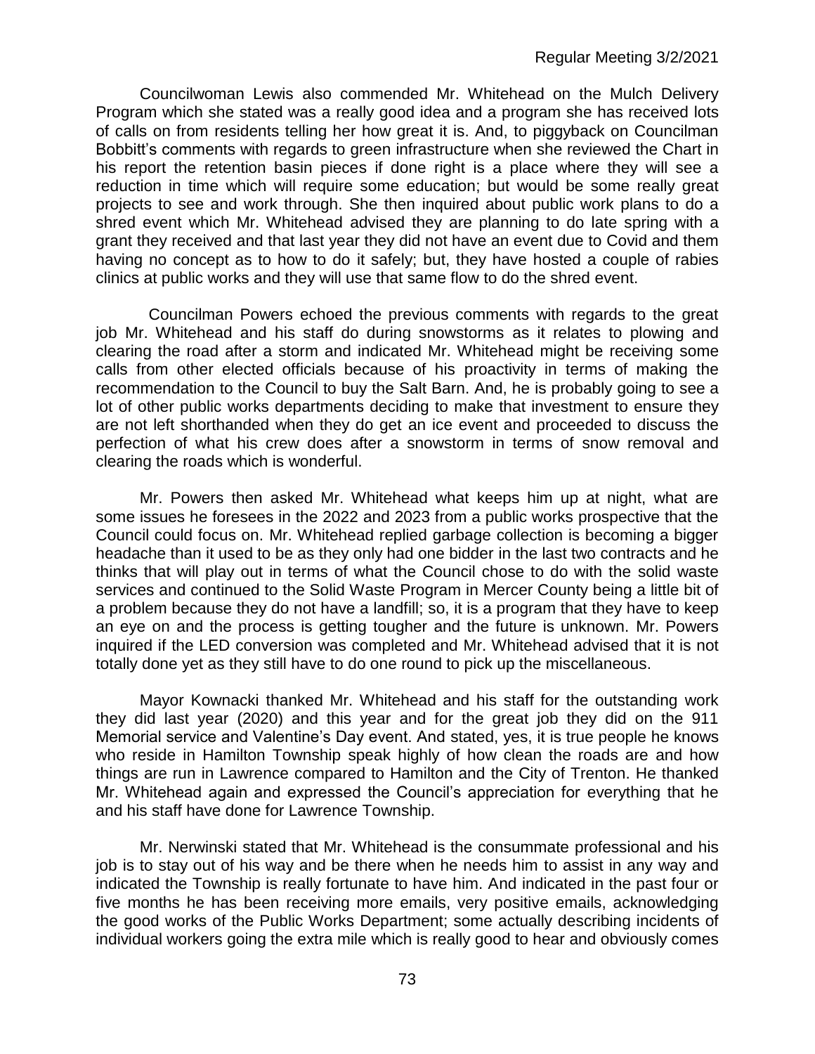Councilwoman Lewis also commended Mr. Whitehead on the Mulch Delivery Program which she stated was a really good idea and a program she has received lots of calls on from residents telling her how great it is. And, to piggyback on Councilman Bobbitt's comments with regards to green infrastructure when she reviewed the Chart in his report the retention basin pieces if done right is a place where they will see a reduction in time which will require some education; but would be some really great projects to see and work through. She then inquired about public work plans to do a shred event which Mr. Whitehead advised they are planning to do late spring with a grant they received and that last year they did not have an event due to Covid and them having no concept as to how to do it safely; but, they have hosted a couple of rabies clinics at public works and they will use that same flow to do the shred event.

Councilman Powers echoed the previous comments with regards to the great job Mr. Whitehead and his staff do during snowstorms as it relates to plowing and clearing the road after a storm and indicated Mr. Whitehead might be receiving some calls from other elected officials because of his proactivity in terms of making the recommendation to the Council to buy the Salt Barn. And, he is probably going to see a lot of other public works departments deciding to make that investment to ensure they are not left shorthanded when they do get an ice event and proceeded to discuss the perfection of what his crew does after a snowstorm in terms of snow removal and clearing the roads which is wonderful.

Mr. Powers then asked Mr. Whitehead what keeps him up at night, what are some issues he foresees in the 2022 and 2023 from a public works prospective that the Council could focus on. Mr. Whitehead replied garbage collection is becoming a bigger headache than it used to be as they only had one bidder in the last two contracts and he thinks that will play out in terms of what the Council chose to do with the solid waste services and continued to the Solid Waste Program in Mercer County being a little bit of a problem because they do not have a landfill; so, it is a program that they have to keep an eye on and the process is getting tougher and the future is unknown. Mr. Powers inquired if the LED conversion was completed and Mr. Whitehead advised that it is not totally done yet as they still have to do one round to pick up the miscellaneous.

Mayor Kownacki thanked Mr. Whitehead and his staff for the outstanding work they did last year (2020) and this year and for the great job they did on the 911 Memorial service and Valentine's Day event. And stated, yes, it is true people he knows who reside in Hamilton Township speak highly of how clean the roads are and how things are run in Lawrence compared to Hamilton and the City of Trenton. He thanked Mr. Whitehead again and expressed the Council's appreciation for everything that he and his staff have done for Lawrence Township.

Mr. Nerwinski stated that Mr. Whitehead is the consummate professional and his job is to stay out of his way and be there when he needs him to assist in any way and indicated the Township is really fortunate to have him. And indicated in the past four or five months he has been receiving more emails, very positive emails, acknowledging the good works of the Public Works Department; some actually describing incidents of individual workers going the extra mile which is really good to hear and obviously comes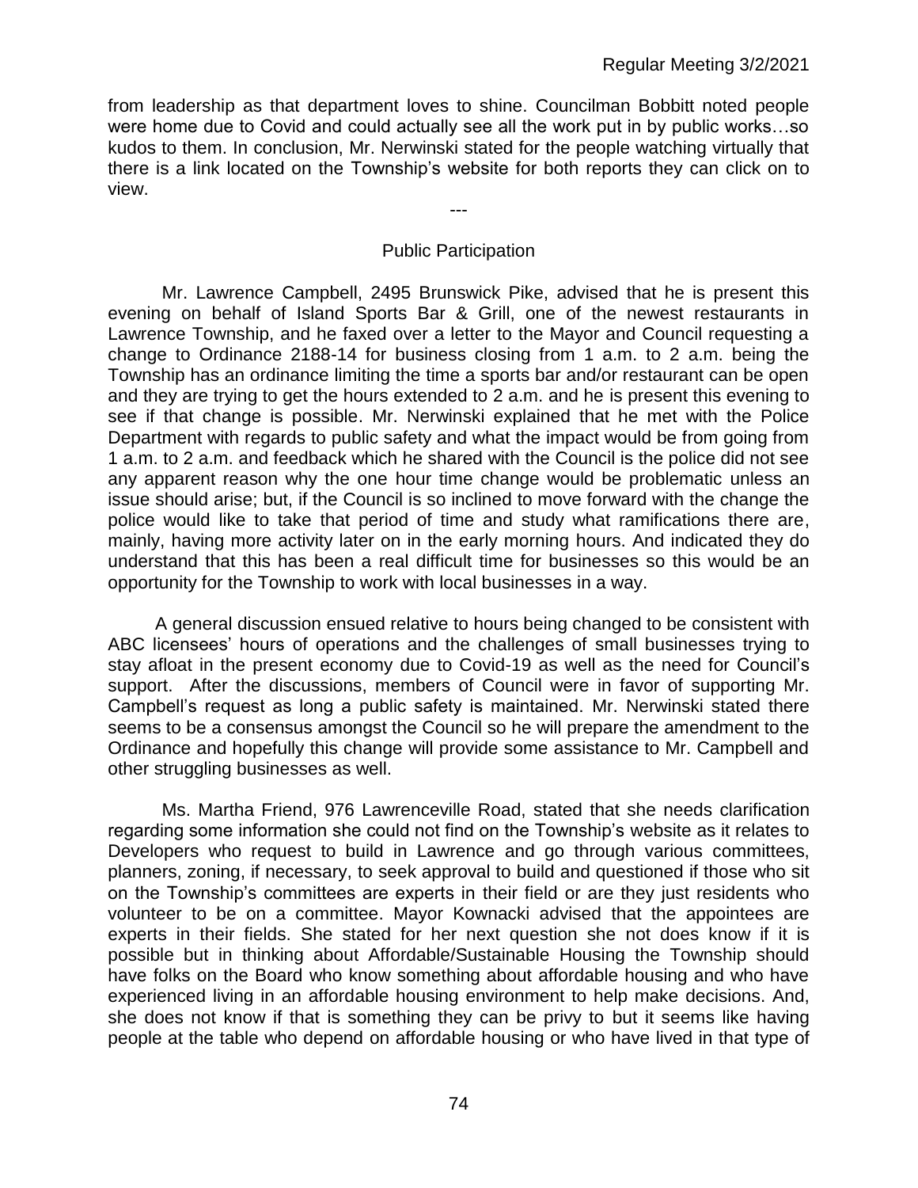from leadership as that department loves to shine. Councilman Bobbitt noted people were home due to Covid and could actually see all the work put in by public works…so kudos to them. In conclusion, Mr. Nerwinski stated for the people watching virtually that there is a link located on the Township's website for both reports they can click on to view.

---

## Public Participation

Mr. Lawrence Campbell, 2495 Brunswick Pike, advised that he is present this evening on behalf of Island Sports Bar & Grill, one of the newest restaurants in Lawrence Township, and he faxed over a letter to the Mayor and Council requesting a change to Ordinance 2188-14 for business closing from 1 a.m. to 2 a.m. being the Township has an ordinance limiting the time a sports bar and/or restaurant can be open and they are trying to get the hours extended to 2 a.m. and he is present this evening to see if that change is possible. Mr. Nerwinski explained that he met with the Police Department with regards to public safety and what the impact would be from going from 1 a.m. to 2 a.m. and feedback which he shared with the Council is the police did not see any apparent reason why the one hour time change would be problematic unless an issue should arise; but, if the Council is so inclined to move forward with the change the police would like to take that period of time and study what ramifications there are, mainly, having more activity later on in the early morning hours. And indicated they do understand that this has been a real difficult time for businesses so this would be an opportunity for the Township to work with local businesses in a way.

A general discussion ensued relative to hours being changed to be consistent with ABC licensees' hours of operations and the challenges of small businesses trying to stay afloat in the present economy due to Covid-19 as well as the need for Council's support. After the discussions, members of Council were in favor of supporting Mr. Campbell's request as long a public safety is maintained. Mr. Nerwinski stated there seems to be a consensus amongst the Council so he will prepare the amendment to the Ordinance and hopefully this change will provide some assistance to Mr. Campbell and other struggling businesses as well.

Ms. Martha Friend, 976 Lawrenceville Road, stated that she needs clarification regarding some information she could not find on the Township's website as it relates to Developers who request to build in Lawrence and go through various committees, planners, zoning, if necessary, to seek approval to build and questioned if those who sit on the Township's committees are experts in their field or are they just residents who volunteer to be on a committee. Mayor Kownacki advised that the appointees are experts in their fields. She stated for her next question she not does know if it is possible but in thinking about Affordable/Sustainable Housing the Township should have folks on the Board who know something about affordable housing and who have experienced living in an affordable housing environment to help make decisions. And, she does not know if that is something they can be privy to but it seems like having people at the table who depend on affordable housing or who have lived in that type of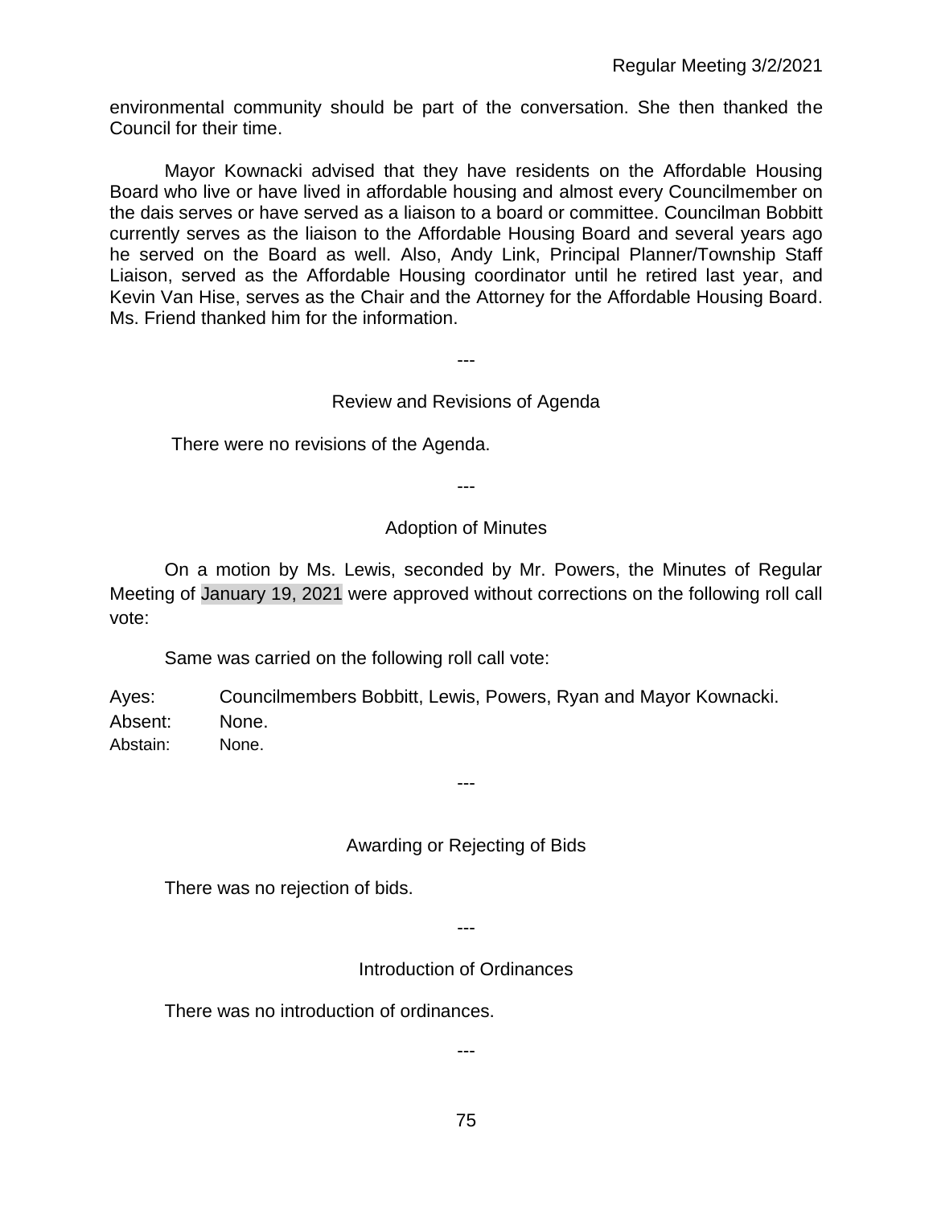environmental community should be part of the conversation. She then thanked the Council for their time.

Mayor Kownacki advised that they have residents on the Affordable Housing Board who live or have lived in affordable housing and almost every Councilmember on the dais serves or have served as a liaison to a board or committee. Councilman Bobbitt currently serves as the liaison to the Affordable Housing Board and several years ago he served on the Board as well. Also, Andy Link, Principal Planner/Township Staff Liaison, served as the Affordable Housing coordinator until he retired last year, and Kevin Van Hise, serves as the Chair and the Attorney for the Affordable Housing Board. Ms. Friend thanked him for the information.

---

## Review and Revisions of Agenda

There were no revisions of the Agenda.

---

## Adoption of Minutes

On a motion by Ms. Lewis, seconded by Mr. Powers, the Minutes of Regular Meeting of January 19, 2021 were approved without corrections on the following roll call vote:

Same was carried on the following roll call vote:

Ayes: Councilmembers Bobbitt, Lewis, Powers, Ryan and Mayor Kownacki.
Absent: None.
Abstain: None.

---

## Awarding or Rejecting of Bids

There was no rejection of bids.

---

## Introduction of Ordinances

There was no introduction of ordinances.

---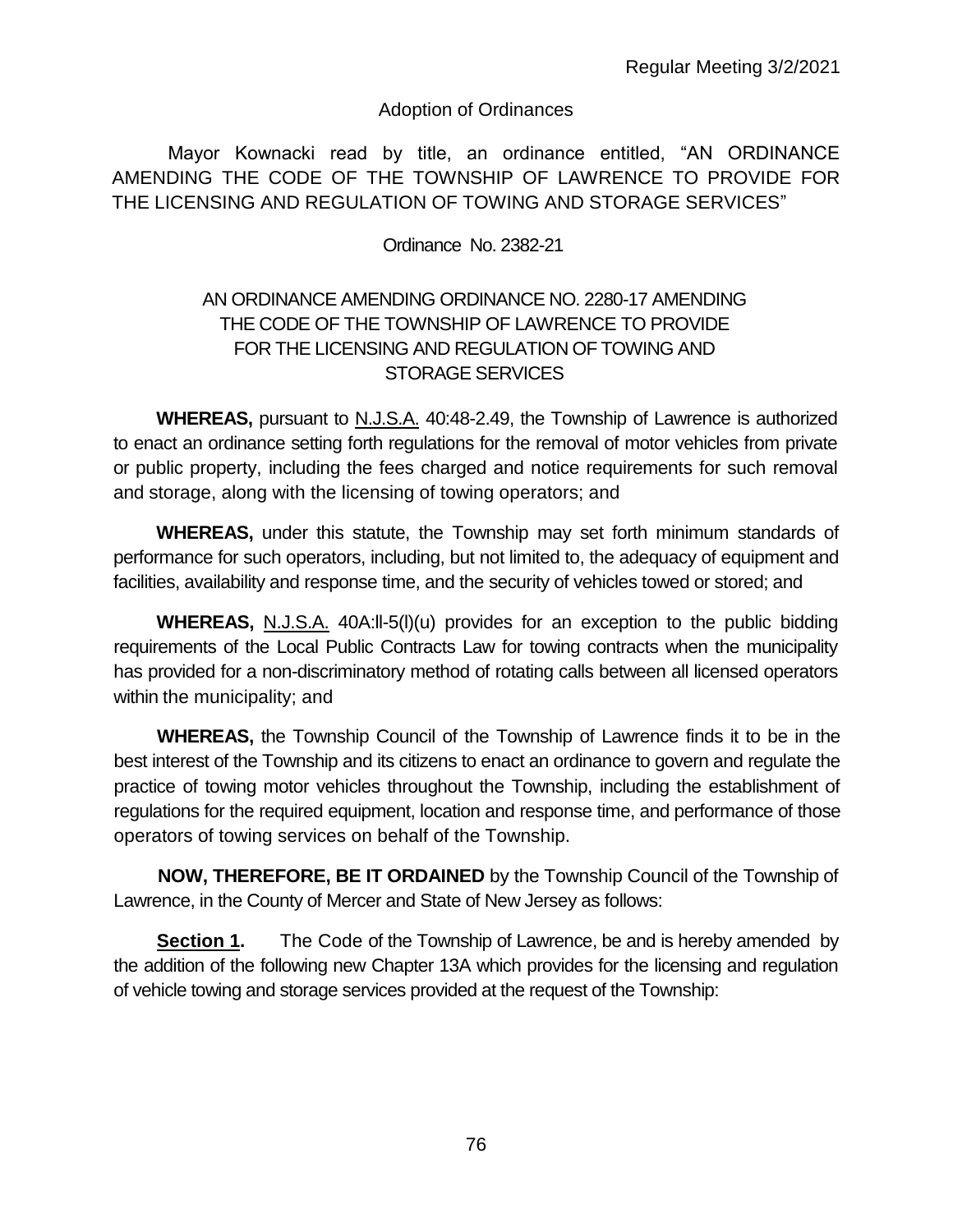Adoption of Ordinances

Mayor Kownacki read by title, an ordinance entitled, "AN ORDINANCE AMENDING THE CODE OF THE TOWNSHIP OF LAWRENCE TO PROVIDE FOR THE LICENSING AND REGULATION OF TOWING AND STORAGE SERVICES"

Ordinance No. 2382-21

AN ORDINANCE AMENDING ORDINANCE NO. 2280-17 AMENDING THE CODE OF THE TOWNSHIP OF LAWRENCE TO PROVIDE FOR THE LICENSING AND REGULATION OF TOWING AND STORAGE SERVICES

**WHEREAS,** pursuant to N.J.S.A. 40:48-2.49, the Township of Lawrence is authorized to enact an ordinance setting forth regulations for the removal of motor vehicles from private or public property, including the fees charged and notice requirements for such removal and storage, along with the licensing of towing operators; and

**WHEREAS,** under this statute, the Township may set forth minimum standards of performance for such operators, including, but not limited to, the adequacy of equipment and facilities, availability and response time, and the security of vehicles towed or stored; and

**WHEREAS,** N.J.S.A. 40A:ll-5(l)(u) provides for an exception to the public bidding requirements of the Local Public Contracts Law for towing contracts when the municipality has provided for a non-discriminatory method of rotating calls between all licensed operators within the municipality; and

**WHEREAS,** the Township Council of the Township of Lawrence finds it to be in the best interest of the Township and its citizens to enact an ordinance to govern and regulate the practice of towing motor vehicles throughout the Township, including the establishment of regulations for the required equipment, location and response time, and performance of those operators of towing services on behalf of the Township.

**NOW, THEREFORE, BE IT ORDAINED** by the Township Council of the Township of Lawrence, in the County of Mercer and State of New Jersey as follows:

**Section 1.** The Code of the Township of Lawrence, be and is hereby amended by the addition of the following new Chapter 13A which provides for the licensing and regulation of vehicle towing and storage services provided at the request of the Township: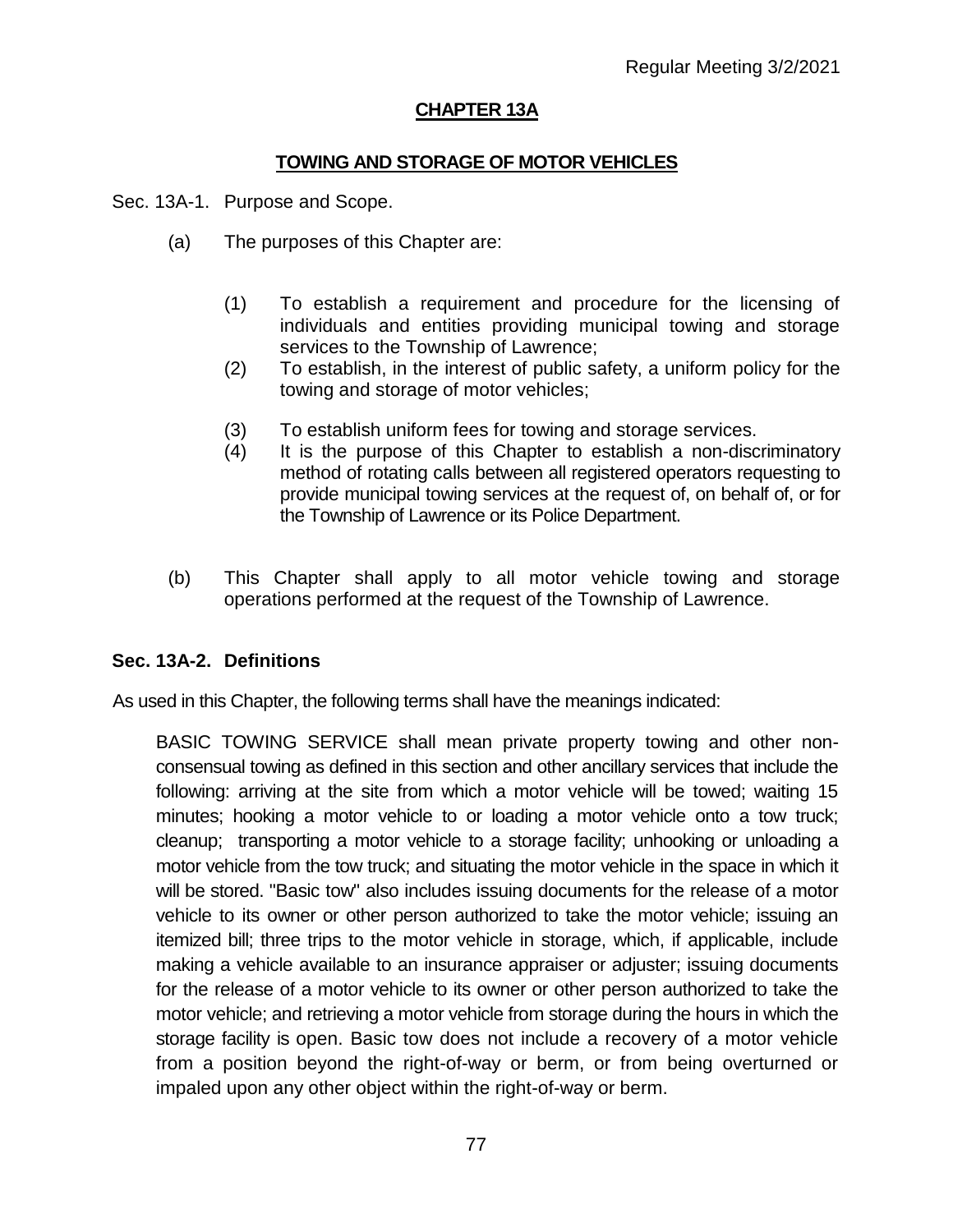## CHAPTER 13A

### TOWING AND STORAGE OF MOTOR VEHICLES

Sec. 13A-1. Purpose and Scope.

(a) The purposes of this Chapter are:

(1) To establish a requirement and procedure for the licensing of individuals and entities providing municipal towing and storage services to the Township of Lawrence;

(2) To establish, in the interest of public safety, a uniform policy for the towing and storage of motor vehicles;

(3) To establish uniform fees for towing and storage services.

(4) It is the purpose of this Chapter to establish a non-discriminatory method of rotating calls between all registered operators requesting to provide municipal towing services at the request of, on behalf of, or for the Township of Lawrence or its Police Department.

(b) This Chapter shall apply to all motor vehicle towing and storage operations performed at the request of the Township of Lawrence.

**Sec. 13A-2. Definitions**

As used in this Chapter, the following terms shall have the meanings indicated:

BASIC TOWING SERVICE shall mean private property towing and other non-consensual towing as defined in this section and other ancillary services that include the following: arriving at the site from which a motor vehicle will be towed; waiting 15 minutes; hooking a motor vehicle to or loading a motor vehicle onto a tow truck; cleanup; transporting a motor vehicle to a storage facility; unhooking or unloading a motor vehicle from the tow truck; and situating the motor vehicle in the space in which it will be stored. "Basic tow" also includes issuing documents for the release of a motor vehicle to its owner or other person authorized to take the motor vehicle; issuing an itemized bill; three trips to the motor vehicle in storage, which, if applicable, include making a vehicle available to an insurance appraiser or adjuster; issuing documents for the release of a motor vehicle to its owner or other person authorized to take the motor vehicle; and retrieving a motor vehicle from storage during the hours in which the storage facility is open. Basic tow does not include a recovery of a motor vehicle from a position beyond the right-of-way or berm, or from being overturned or impaled upon any other object within the right-of-way or berm.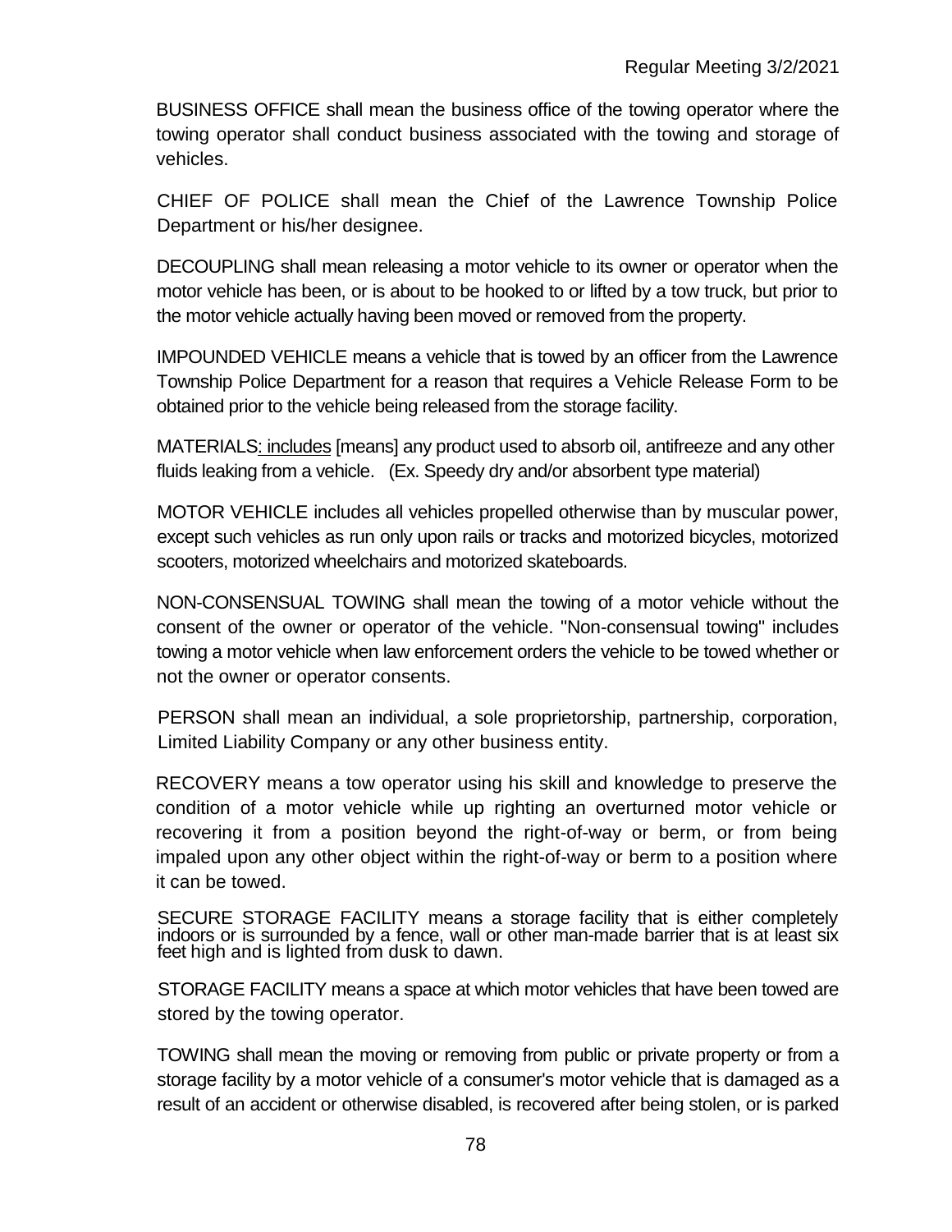BUSINESS OFFICE shall mean the business office of the towing operator where the towing operator shall conduct business associated with the towing and storage of vehicles.

CHIEF OF POLICE shall mean the Chief of the Lawrence Township Police Department or his/her designee.

DECOUPLING shall mean releasing a motor vehicle to its owner or operator when the motor vehicle has been, or is about to be hooked to or lifted by a tow truck, but prior to the motor vehicle actually having been moved or removed from the property.

IMPOUNDED VEHICLE means a vehicle that is towed by an officer from the Lawrence Township Police Department for a reason that requires a Vehicle Release Form to be obtained prior to the vehicle being released from the storage facility.

MATERIALS<u>: includes</u> [means] any product used to absorb oil, antifreeze and any other fluids leaking from a vehicle. (Ex. Speedy dry and/or absorbent type material)

MOTOR VEHICLE includes all vehicles propelled otherwise than by muscular power, except such vehicles as run only upon rails or tracks and motorized bicycles, motorized scooters, motorized wheelchairs and motorized skateboards.

NON-CONSENSUAL TOWING shall mean the towing of a motor vehicle without the consent of the owner or operator of the vehicle. "Non-consensual towing" includes towing a motor vehicle when law enforcement orders the vehicle to be towed whether or not the owner or operator consents.

PERSON shall mean an individual, a sole proprietorship, partnership, corporation, Limited Liability Company or any other business entity.

RECOVERY means a tow operator using his skill and knowledge to preserve the condition of a motor vehicle while up righting an overturned motor vehicle or recovering it from a position beyond the right-of-way or berm, or from being impaled upon any other object within the right-of-way or berm to a position where it can be towed.

SECURE STORAGE FACILITY means a storage facility that is either completely indoors or is surrounded by a fence, wall or other man-made barrier that is at least six feet high and is lighted from dusk to dawn.

STORAGE FACILITY means a space at which motor vehicles that have been towed are stored by the towing operator.

TOWING shall mean the moving or removing from public or private property or from a storage facility by a motor vehicle of a consumer's motor vehicle that is damaged as a result of an accident or otherwise disabled, is recovered after being stolen, or is parked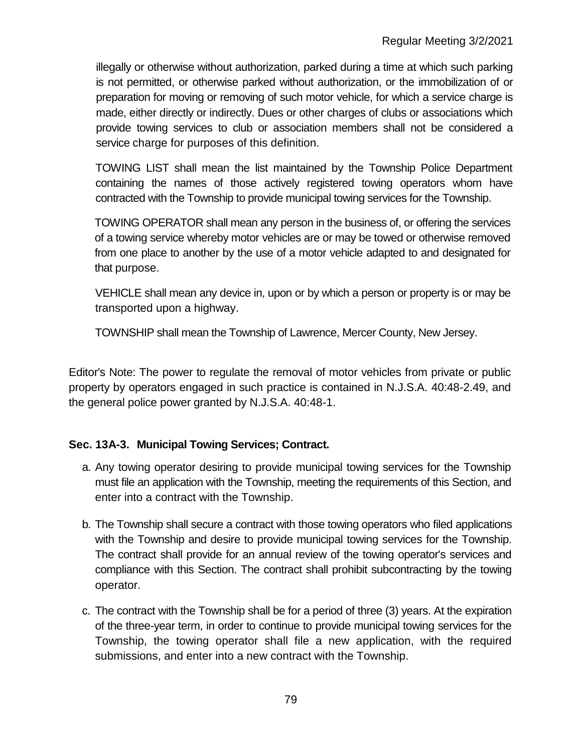illegally or otherwise without authorization, parked during a time at which such parking is not permitted, or otherwise parked without authorization, or the immobilization of or preparation for moving or removing of such motor vehicle, for which a service charge is made, either directly or indirectly. Dues or other charges of clubs or associations which provide towing services to club or association members shall not be considered a service charge for purposes of this definition.

TOWING LIST shall mean the list maintained by the Township Police Department containing the names of those actively registered towing operators whom have contracted with the Township to provide municipal towing services for the Township.

TOWING OPERATOR shall mean any person in the business of, or offering the services of a towing service whereby motor vehicles are or may be towed or otherwise removed from one place to another by the use of a motor vehicle adapted to and designated for that purpose.

VEHICLE shall mean any device in, upon or by which a person or property is or may be transported upon a highway.

TOWNSHIP shall mean the Township of Lawrence, Mercer County, New Jersey.

Editor's Note: The power to regulate the removal of motor vehicles from private or public property by operators engaged in such practice is contained in N.J.S.A. 40:48-2.49, and the general police power granted by N.J.S.A. 40:48-1.

**Sec. 13A-3. Municipal Towing Services; Contract.**

a. Any towing operator desiring to provide municipal towing services for the Township must file an application with the Township, meeting the requirements of this Section, and enter into a contract with the Township.

b. The Township shall secure a contract with those towing operators who filed applications with the Township and desire to provide municipal towing services for the Township. The contract shall provide for an annual review of the towing operator's services and compliance with this Section. The contract shall prohibit subcontracting by the towing operator.

c. The contract with the Township shall be for a period of three (3) years. At the expiration of the three-year term, in order to continue to provide municipal towing services for the Township, the towing operator shall file a new application, with the required submissions, and enter into a new contract with the Township.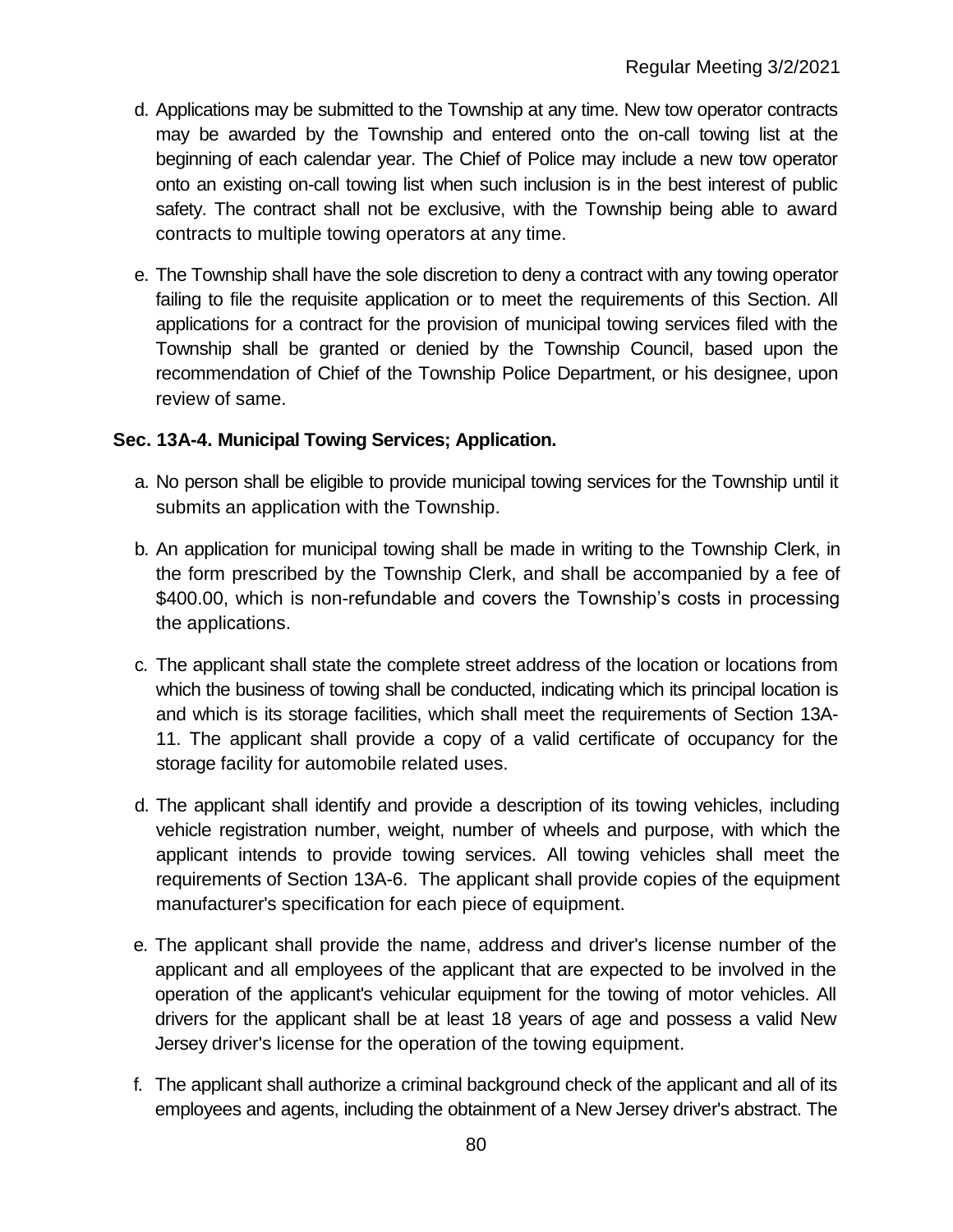d. Applications may be submitted to the Township at any time. New tow operator contracts may be awarded by the Township and entered onto the on-call towing list at the beginning of each calendar year. The Chief of Police may include a new tow operator onto an existing on-call towing list when such inclusion is in the best interest of public safety. The contract shall not be exclusive, with the Township being able to award contracts to multiple towing operators at any time.

e. The Township shall have the sole discretion to deny a contract with any towing operator failing to file the requisite application or to meet the requirements of this Section. All applications for a contract for the provision of municipal towing services filed with the Township shall be granted or denied by the Township Council, based upon the recommendation of Chief of the Township Police Department, or his designee, upon review of same.

**Sec. 13A-4. Municipal Towing Services; Application.**

a. No person shall be eligible to provide municipal towing services for the Township until it submits an application with the Township.

b. An application for municipal towing shall be made in writing to the Township Clerk, in the form prescribed by the Township Clerk, and shall be accompanied by a fee of $400.00, which is non-refundable and covers the Township's costs in processing the applications.

c. The applicant shall state the complete street address of the location or locations from which the business of towing shall be conducted, indicating which its principal location is and which is its storage facilities, which shall meet the requirements of Section 13A-11. The applicant shall provide a copy of a valid certificate of occupancy for the storage facility for automobile related uses.

d. The applicant shall identify and provide a description of its towing vehicles, including vehicle registration number, weight, number of wheels and purpose, with which the applicant intends to provide towing services. All towing vehicles shall meet the requirements of Section 13A-6. The applicant shall provide copies of the equipment manufacturer's specification for each piece of equipment.

e. The applicant shall provide the name, address and driver's license number of the applicant and all employees of the applicant that are expected to be involved in the operation of the applicant's vehicular equipment for the towing of motor vehicles. All drivers for the applicant shall be at least 18 years of age and possess a valid New Jersey driver's license for the operation of the towing equipment.

f. The applicant shall authorize a criminal background check of the applicant and all of its employees and agents, including the obtainment of a New Jersey driver's abstract. The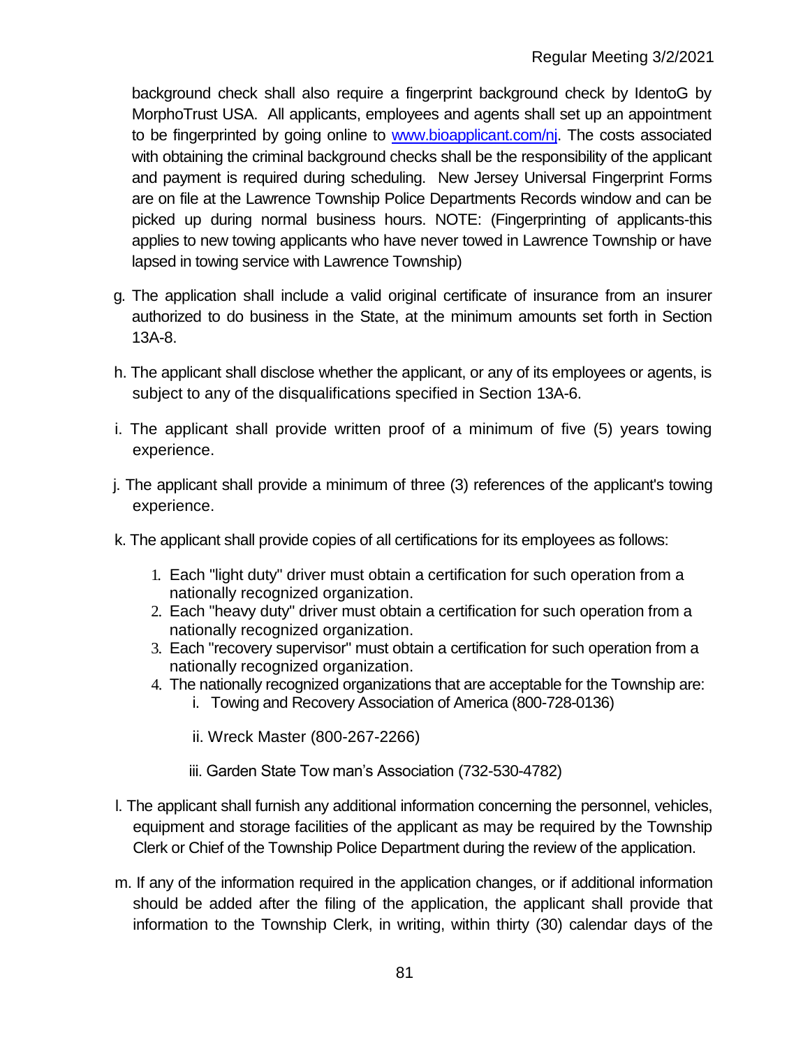background check shall also require a fingerprint background check by IdentoG by MorphoTrust USA. All applicants, employees and agents shall set up an appointment to be fingerprinted by going online to www.bioapplicant.com/nj. The costs associated with obtaining the criminal background checks shall be the responsibility of the applicant and payment is required during scheduling. New Jersey Universal Fingerprint Forms are on file at the Lawrence Township Police Departments Records window and can be picked up during normal business hours. NOTE: (Fingerprinting of applicants-this applies to new towing applicants who have never towed in Lawrence Township or have lapsed in towing service with Lawrence Township)

g. The application shall include a valid original certificate of insurance from an insurer authorized to do business in the State, at the minimum amounts set forth in Section 13A-8.

h. The applicant shall disclose whether the applicant, or any of its employees or agents, is subject to any of the disqualifications specified in Section 13A-6.

i. The applicant shall provide written proof of a minimum of five (5) years towing experience.

j. The applicant shall provide a minimum of three (3) references of the applicant's towing experience.

k. The applicant shall provide copies of all certifications for its employees as follows:

1. Each "light duty" driver must obtain a certification for such operation from a nationally recognized organization.
2. Each "heavy duty" driver must obtain a certification for such operation from a nationally recognized organization.
3. Each "recovery supervisor" must obtain a certification for such operation from a nationally recognized organization.
4. The nationally recognized organizations that are acceptable for the Township are:
   - i. Towing and Recovery Association of America (800-728-0136)
   - ii. Wreck Master (800-267-2266)
   - iii. Garden State Tow man's Association (732-530-4782)

l. The applicant shall furnish any additional information concerning the personnel, vehicles, equipment and storage facilities of the applicant as may be required by the Township Clerk or Chief of the Township Police Department during the review of the application.

m. If any of the information required in the application changes, or if additional information should be added after the filing of the application, the applicant shall provide that information to the Township Clerk, in writing, within thirty (30) calendar days of the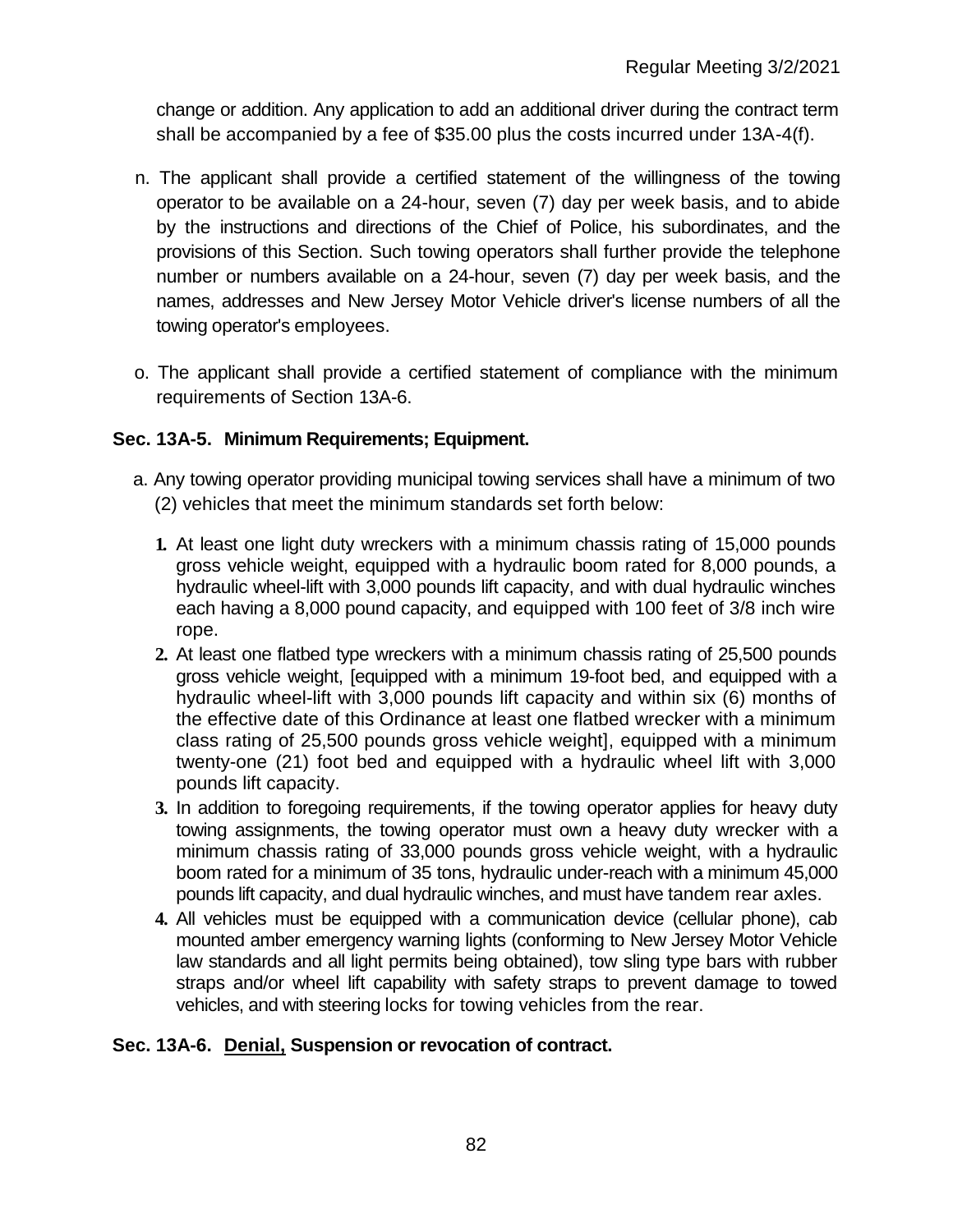change or addition. Any application to add an additional driver during the contract term shall be accompanied by a fee of $35.00 plus the costs incurred under 13A-4(f).

n. The applicant shall provide a certified statement of the willingness of the towing operator to be available on a 24-hour, seven (7) day per week basis, and to abide by the instructions and directions of the Chief of Police, his subordinates, and the provisions of this Section. Such towing operators shall further provide the telephone number or numbers available on a 24-hour, seven (7) day per week basis, and the names, addresses and New Jersey Motor Vehicle driver's license numbers of all the towing operator's employees.

o. The applicant shall provide a certified statement of compliance with the minimum requirements of Section 13A-6.

**Sec. 13A-5. Minimum Requirements; Equipment.**

a. Any towing operator providing municipal towing services shall have a minimum of two (2) vehicles that meet the minimum standards set forth below:

1. At least one light duty wreckers with a minimum chassis rating of 15,000 pounds gross vehicle weight, equipped with a hydraulic boom rated for 8,000 pounds, a hydraulic wheel-lift with 3,000 pounds lift capacity, and with dual hydraulic winches each having a 8,000 pound capacity, and equipped with 100 feet of 3/8 inch wire rope.
2. At least one flatbed type wreckers with a minimum chassis rating of 25,500 pounds gross vehicle weight, [equipped with a minimum 19-foot bed, and equipped with a hydraulic wheel-lift with 3,000 pounds lift capacity and within six (6) months of the effective date of this Ordinance at least one flatbed wrecker with a minimum class rating of 25,500 pounds gross vehicle weight], equipped with a minimum twenty-one (21) foot bed and equipped with a hydraulic wheel lift with 3,000 pounds lift capacity.
3. In addition to foregoing requirements, if the towing operator applies for heavy duty towing assignments, the towing operator must own a heavy duty wrecker with a minimum chassis rating of 33,000 pounds gross vehicle weight, with a hydraulic boom rated for a minimum of 35 tons, hydraulic under-reach with a minimum 45,000 pounds lift capacity, and dual hydraulic winches, and must have tandem rear axles.
4. All vehicles must be equipped with a communication device (cellular phone), cab mounted amber emergency warning lights (conforming to New Jersey Motor Vehicle law standards and all light permits being obtained), tow sling type bars with rubber straps and/or wheel lift capability with safety straps to prevent damage to towed vehicles, and with steering locks for towing vehicles from the rear.

**Sec. 13A-6. <u>Denial,</u> Suspension or revocation of contract.**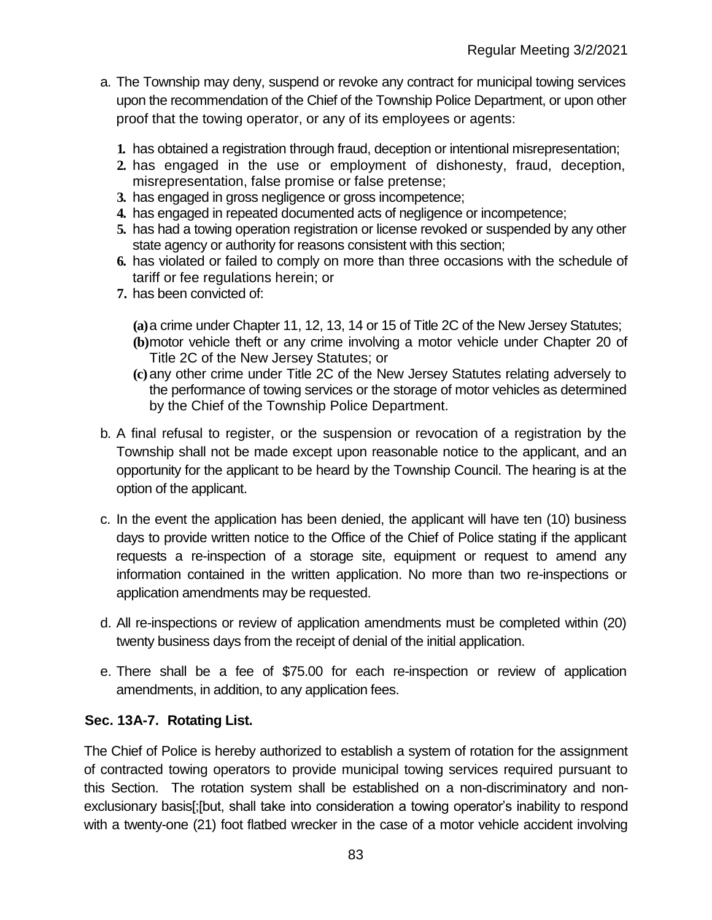a. The Township may deny, suspend or revoke any contract for municipal towing services upon the recommendation of the Chief of the Township Police Department, or upon other proof that the towing operator, or any of its employees or agents:

   1. has obtained a registration through fraud, deception or intentional misrepresentation;
   2. has engaged in the use or employment of dishonesty, fraud, deception, misrepresentation, false promise or false pretense;
   3. has engaged in gross negligence or gross incompetence;
   4. has engaged in repeated documented acts of negligence or incompetence;
   5. has had a towing operation registration or license revoked or suspended by any other state agency or authority for reasons consistent with this section;
   6. has violated or failed to comply on more than three occasions with the schedule of tariff or fee regulations herein; or
   7. has been convicted of:

      (a) a crime under Chapter 11, 12, 13, 14 or 15 of Title 2C of the New Jersey Statutes;
      (b) motor vehicle theft or any crime involving a motor vehicle under Chapter 20 of Title 2C of the New Jersey Statutes; or
      (c) any other crime under Title 2C of the New Jersey Statutes relating adversely to the performance of towing services or the storage of motor vehicles as determined by the Chief of the Township Police Department.

b. A final refusal to register, or the suspension or revocation of a registration by the Township shall not be made except upon reasonable notice to the applicant, and an opportunity for the applicant to be heard by the Township Council. The hearing is at the option of the applicant.

c. In the event the application has been denied, the applicant will have ten (10) business days to provide written notice to the Office of the Chief of Police stating if the applicant requests a re-inspection of a storage site, equipment or request to amend any information contained in the written application. No more than two re-inspections or application amendments may be requested.

d. All re-inspections or review of application amendments must be completed within (20) twenty business days from the receipt of denial of the initial application.

e. There shall be a fee of $75.00 for each re-inspection or review of application amendments, in addition, to any application fees.

**Sec. 13A-7. Rotating List.**

The Chief of Police is hereby authorized to establish a system of rotation for the assignment of contracted towing operators to provide municipal towing services required pursuant to this Section. The rotation system shall be established on a non-discriminatory and non-exclusionary basis[;[but, shall take into consideration a towing operator's inability to respond with a twenty-one (21) foot flatbed wrecker in the case of a motor vehicle accident involving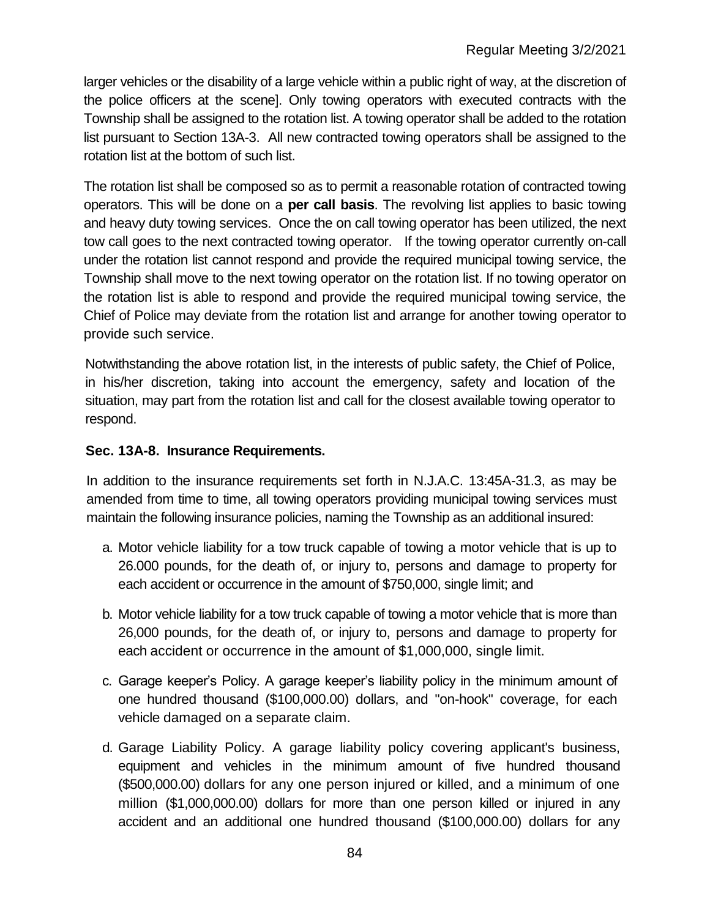larger vehicles or the disability of a large vehicle within a public right of way, at the discretion of the police officers at the scene]. Only towing operators with executed contracts with the Township shall be assigned to the rotation list. A towing operator shall be added to the rotation list pursuant to Section 13A-3. All new contracted towing operators shall be assigned to the rotation list at the bottom of such list.

The rotation list shall be composed so as to permit a reasonable rotation of contracted towing operators. This will be done on a **per call basis**. The revolving list applies to basic towing and heavy duty towing services. Once the on call towing operator has been utilized, the next tow call goes to the next contracted towing operator. If the towing operator currently on-call under the rotation list cannot respond and provide the required municipal towing service, the Township shall move to the next towing operator on the rotation list. If no towing operator on the rotation list is able to respond and provide the required municipal towing service, the Chief of Police may deviate from the rotation list and arrange for another towing operator to provide such service.

Notwithstanding the above rotation list, in the interests of public safety, the Chief of Police, in his/her discretion, taking into account the emergency, safety and location of the situation, may part from the rotation list and call for the closest available towing operator to respond.

**Sec. 13A-8. Insurance Requirements.**

In addition to the insurance requirements set forth in N.J.A.C. 13:45A-31.3, as may be amended from time to time, all towing operators providing municipal towing services must maintain the following insurance policies, naming the Township as an additional insured:

a. Motor vehicle liability for a tow truck capable of towing a motor vehicle that is up to 26.000 pounds, for the death of, or injury to, persons and damage to property for each accident or occurrence in the amount of $750,000, single limit; and

b. Motor vehicle liability for a tow truck capable of towing a motor vehicle that is more than 26,000 pounds, for the death of, or injury to, persons and damage to property for each accident or occurrence in the amount of $1,000,000, single limit.

c. Garage keeper's Policy. A garage keeper's liability policy in the minimum amount of one hundred thousand ($100,000.00) dollars, and "on-hook" coverage, for each vehicle damaged on a separate claim.

d. Garage Liability Policy. A garage liability policy covering applicant's business, equipment and vehicles in the minimum amount of five hundred thousand ($500,000.00) dollars for any one person injured or killed, and a minimum of one million ($1,000,000.00) dollars for more than one person killed or injured in any accident and an additional one hundred thousand ($100,000.00) dollars for any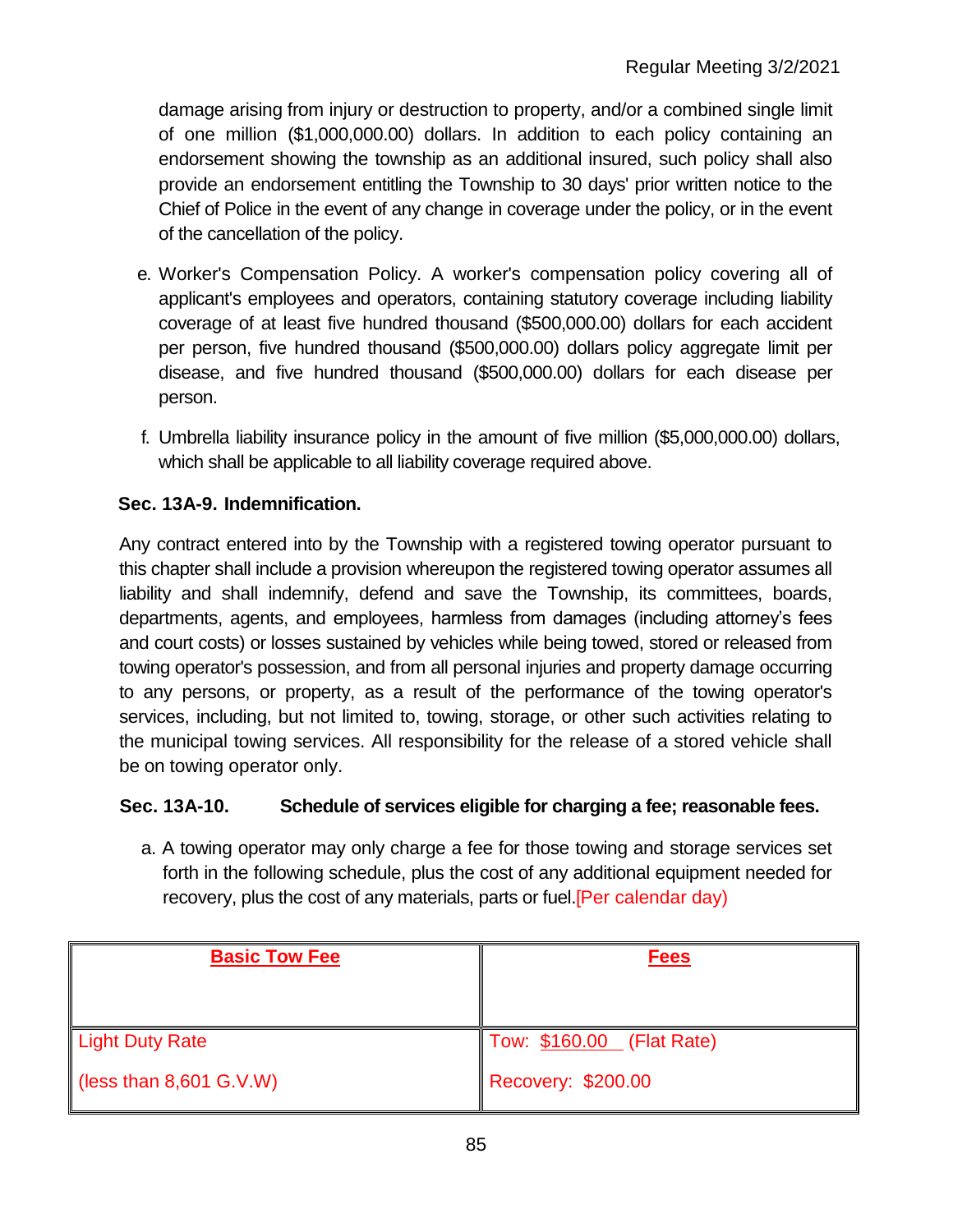damage arising from injury or destruction to property, and/or a combined single limit of one million ($1,000,000.00) dollars. In addition to each policy containing an endorsement showing the township as an additional insured, such policy shall also provide an endorsement entitling the Township to 30 days' prior written notice to the Chief of Police in the event of any change in coverage under the policy, or in the event of the cancellation of the policy.

e. Worker's Compensation Policy. A worker's compensation policy covering all of applicant's employees and operators, containing statutory coverage including liability coverage of at least five hundred thousand ($500,000.00) dollars for each accident per person, five hundred thousand ($500,000.00) dollars policy aggregate limit per disease, and five hundred thousand ($500,000.00) dollars for each disease per person.

f. Umbrella liability insurance policy in the amount of five million ($5,000,000.00) dollars, which shall be applicable to all liability coverage required above.

**Sec. 13A-9. Indemnification.**

Any contract entered into by the Township with a registered towing operator pursuant to this chapter shall include a provision whereupon the registered towing operator assumes all liability and shall indemnify, defend and save the Township, its committees, boards, departments, agents, and employees, harmless from damages (including attorney's fees and court costs) or losses sustained by vehicles while being towed, stored or released from towing operator's possession, and from all personal injuries and property damage occurring to any persons, or property, as a result of the performance of the towing operator's services, including, but not limited to, towing, storage, or other such activities relating to the municipal towing services. All responsibility for the release of a stored vehicle shall be on towing operator only.

**Sec. 13A-10. Schedule of services eligible for charging a fee; reasonable fees.**

a. A towing operator may only charge a fee for those towing and storage services set forth in the following schedule, plus the cost of any additional equipment needed for recovery, plus the cost of any materials, parts or fuel.[Per calendar day)

| **Basic Tow Fee** | **Fees** |
|---|---|
| Light Duty Rate<br>(less than 8,601 G.V.W) | Tow: $160.00 (Flat Rate)<br>Recovery: $200.00 |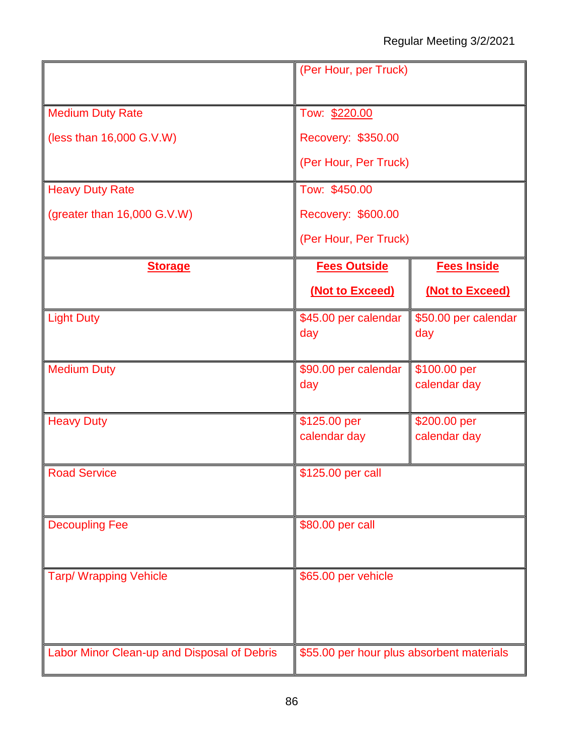| | | |
|---|---|---|
| | (Per Hour, per Truck) | |
| Medium Duty Rate<br><br>(less than 16,000 G.V.W) | Tow: $220.00<br><br>Recovery: $350.00<br><br>(Per Hour, Per Truck) | |
| Heavy Duty Rate<br><br>(greater than 16,000 G.V.W) | Tow: $450.00<br><br>Recovery: $600.00<br><br>(Per Hour, Per Truck) | |
| **Storage** | **Fees Outside**<br><br>**(Not to Exceed)** | **Fees Inside**<br><br>**(Not to Exceed)** |
| Light Duty | $45.00 per calendar day | $50.00 per calendar day |
| Medium Duty | $90.00 per calendar day | $100.00 per calendar day |
| Heavy Duty | $125.00 per calendar day | $200.00 per calendar day |
| Road Service | $125.00 per call | |
| Decoupling Fee | $80.00 per call | |
| Tarp/ Wrapping Vehicle | $65.00 per vehicle | |
| Labor Minor Clean-up and Disposal of Debris | $55.00 per hour plus absorbent materials | |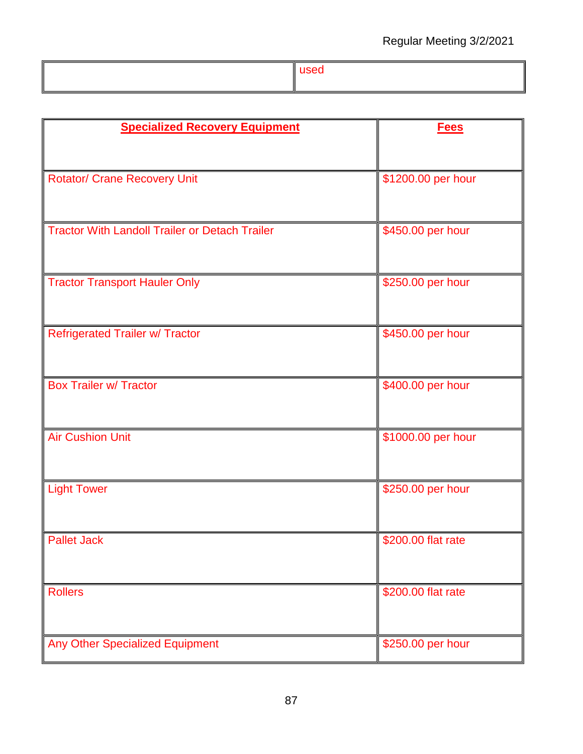| | used |
|---|---|

| Specialized Recovery Equipment | Fees |
|---|---|
| Rotator/ Crane Recovery Unit | $1200.00 per hour |
| Tractor With Landoll Trailer or Detach Trailer | $450.00 per hour |
| Tractor Transport Hauler Only | $250.00 per hour |
| Refrigerated Trailer w/ Tractor | $450.00 per hour |
| Box Trailer w/ Tractor | $400.00 per hour |
| Air Cushion Unit | $1000.00 per hour |
| Light Tower | $250.00 per hour |
| Pallet Jack | $200.00 flat rate |
| Rollers | $200.00 flat rate |
| Any Other Specialized Equipment | $250.00 per hour |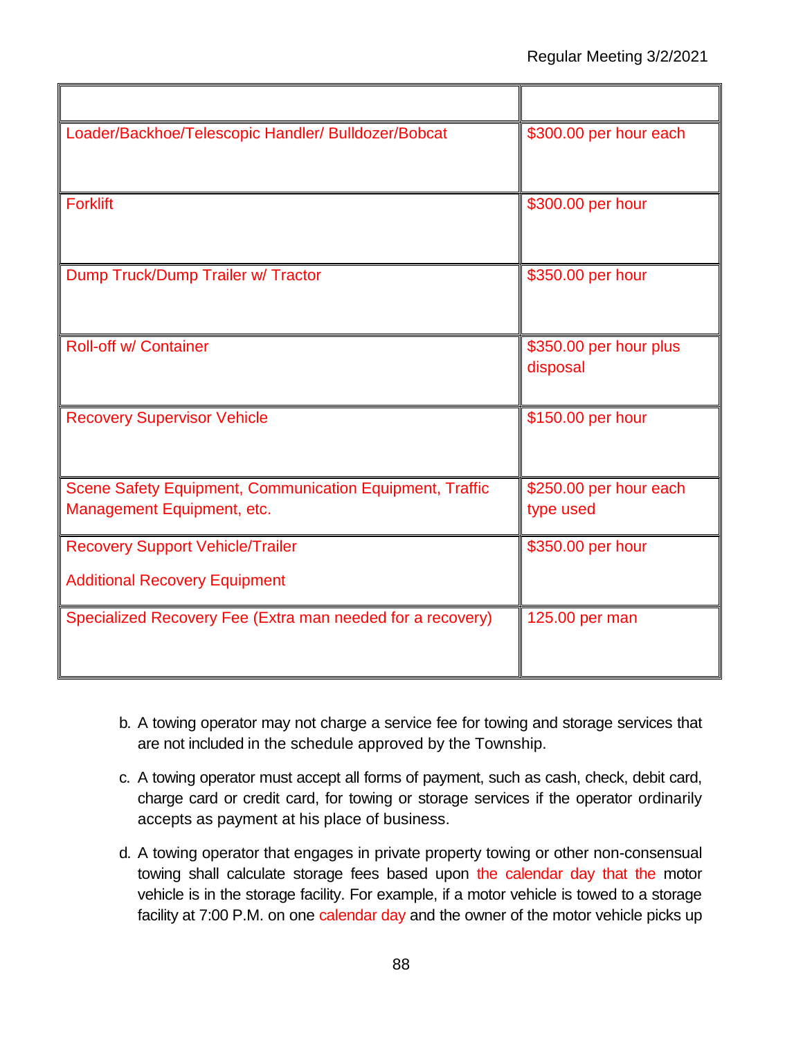| | |
|---|---|
| Loader/Backhoe/Telescopic Handler/ Bulldozer/Bobcat | $300.00 per hour each |
| Forklift | $300.00 per hour |
| Dump Truck/Dump Trailer w/ Tractor | $350.00 per hour |
| Roll-off w/ Container | $350.00 per hour plus disposal |
| Recovery Supervisor Vehicle | $150.00 per hour |
| Scene Safety Equipment, Communication Equipment, Traffic Management Equipment, etc. | $250.00 per hour each type used |
| Recovery Support Vehicle/Trailer<br><br>Additional Recovery Equipment | $350.00 per hour |
| Specialized Recovery Fee (Extra man needed for a recovery) | 125.00 per man |

b. A towing operator may not charge a service fee for towing and storage services that are not included in the schedule approved by the Township.

c. A towing operator must accept all forms of payment, such as cash, check, debit card, charge card or credit card, for towing or storage services if the operator ordinarily accepts as payment at his place of business.

d. A towing operator that engages in private property towing or other non-consensual towing shall calculate storage fees based upon the calendar day that the motor vehicle is in the storage facility. For example, if a motor vehicle is towed to a storage facility at 7:00 P.M. on one calendar day and the owner of the motor vehicle picks up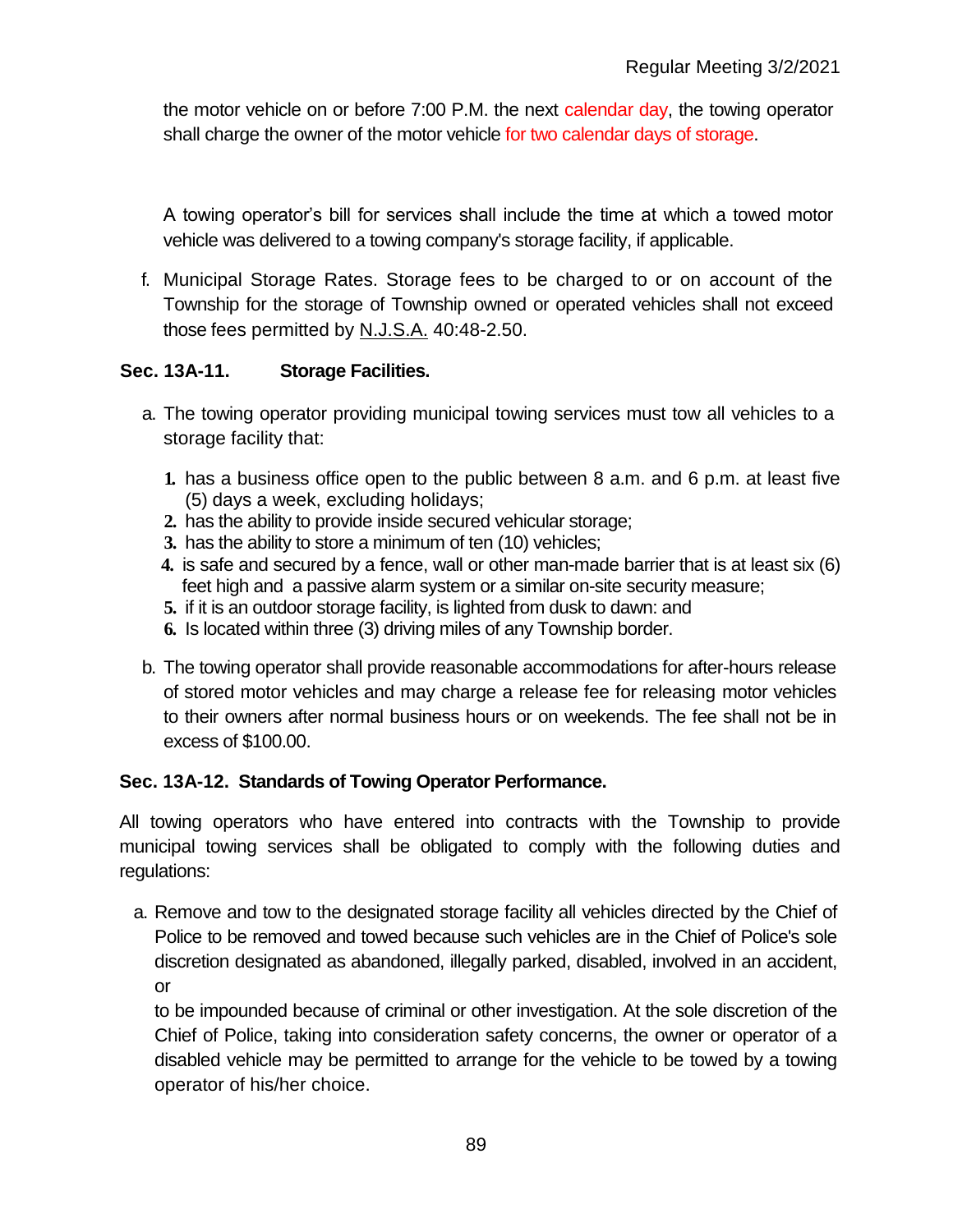the motor vehicle on or before 7:00 P.M. the next calendar day, the towing operator shall charge the owner of the motor vehicle for two calendar days of storage.

A towing operator's bill for services shall include the time at which a towed motor vehicle was delivered to a towing company's storage facility, if applicable.

f. Municipal Storage Rates. Storage fees to be charged to or on account of the Township for the storage of Township owned or operated vehicles shall not exceed those fees permitted by N.J.S.A. 40:48-2.50.

**Sec. 13A-11. Storage Facilities.**

a. The towing operator providing municipal towing services must tow all vehicles to a storage facility that:

   1. has a business office open to the public between 8 a.m. and 6 p.m. at least five (5) days a week, excluding holidays;
   2. has the ability to provide inside secured vehicular storage;
   3. has the ability to store a minimum of ten (10) vehicles;
   4. is safe and secured by a fence, wall or other man-made barrier that is at least six (6) feet high and a passive alarm system or a similar on-site security measure;
   5. if it is an outdoor storage facility, is lighted from dusk to dawn: and
   6. Is located within three (3) driving miles of any Township border.

b. The towing operator shall provide reasonable accommodations for after-hours release of stored motor vehicles and may charge a release fee for releasing motor vehicles to their owners after normal business hours or on weekends. The fee shall not be in excess of $100.00.

**Sec. 13A-12. Standards of Towing Operator Performance.**

All towing operators who have entered into contracts with the Township to provide municipal towing services shall be obligated to comply with the following duties and regulations:

a. Remove and tow to the designated storage facility all vehicles directed by the Chief of Police to be removed and towed because such vehicles are in the Chief of Police's sole discretion designated as abandoned, illegally parked, disabled, involved in an accident, or

   to be impounded because of criminal or other investigation. At the sole discretion of the Chief of Police, taking into consideration safety concerns, the owner or operator of a disabled vehicle may be permitted to arrange for the vehicle to be towed by a towing operator of his/her choice.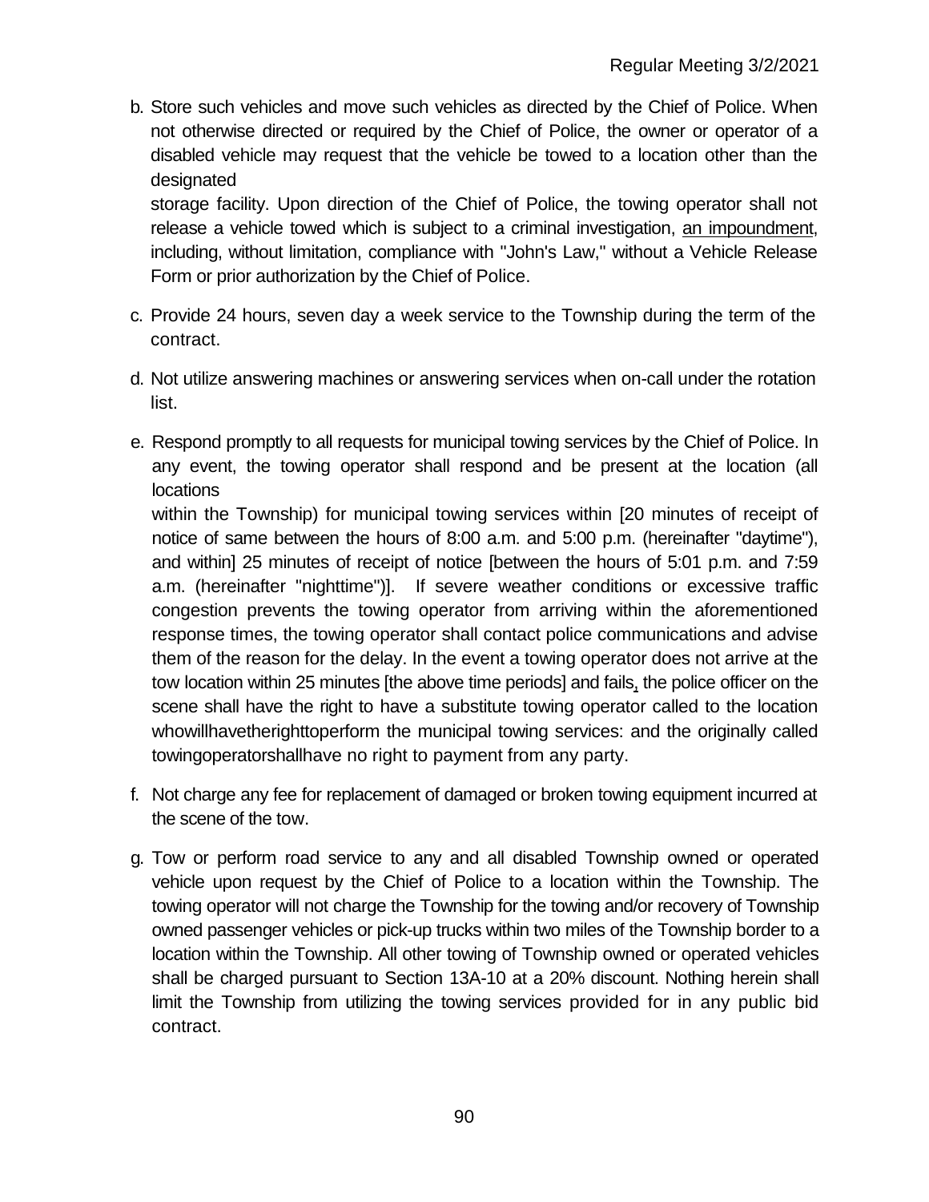b. Store such vehicles and move such vehicles as directed by the Chief of Police. When not otherwise directed or required by the Chief of Police, the owner or operator of a disabled vehicle may request that the vehicle be towed to a location other than the designated storage facility. Upon direction of the Chief of Police, the towing operator shall not release a vehicle towed which is subject to a criminal investigation, an impoundment, including, without limitation, compliance with "John's Law," without a Vehicle Release Form or prior authorization by the Chief of Police.

c. Provide 24 hours, seven day a week service to the Township during the term of the contract.

d. Not utilize answering machines or answering services when on-call under the rotation list.

e. Respond promptly to all requests for municipal towing services by the Chief of Police. In any event, the towing operator shall respond and be present at the location (all locations within the Township) for municipal towing services within [20 minutes of receipt of notice of same between the hours of 8:00 a.m. and 5:00 p.m. (hereinafter "daytime"), and within] 25 minutes of receipt of notice [between the hours of 5:01 p.m. and 7:59 a.m. (hereinafter "nighttime")]. If severe weather conditions or excessive traffic congestion prevents the towing operator from arriving within the aforementioned response times, the towing operator shall contact police communications and advise them of the reason for the delay. In the event a towing operator does not arrive at the tow location within 25 minutes [the above time periods] and fails, the police officer on the scene shall have the right to have a substitute towing operator called to the location whowillhavetherighttoperform the municipal towing services: and the originally called towingoperatorshallhave no right to payment from any party.

f. Not charge any fee for replacement of damaged or broken towing equipment incurred at the scene of the tow.

g. Tow or perform road service to any and all disabled Township owned or operated vehicle upon request by the Chief of Police to a location within the Township. The towing operator will not charge the Township for the towing and/or recovery of Township owned passenger vehicles or pick-up trucks within two miles of the Township border to a location within the Township. All other towing of Township owned or operated vehicles shall be charged pursuant to Section 13A-10 at a 20% discount. Nothing herein shall limit the Township from utilizing the towing services provided for in any public bid contract.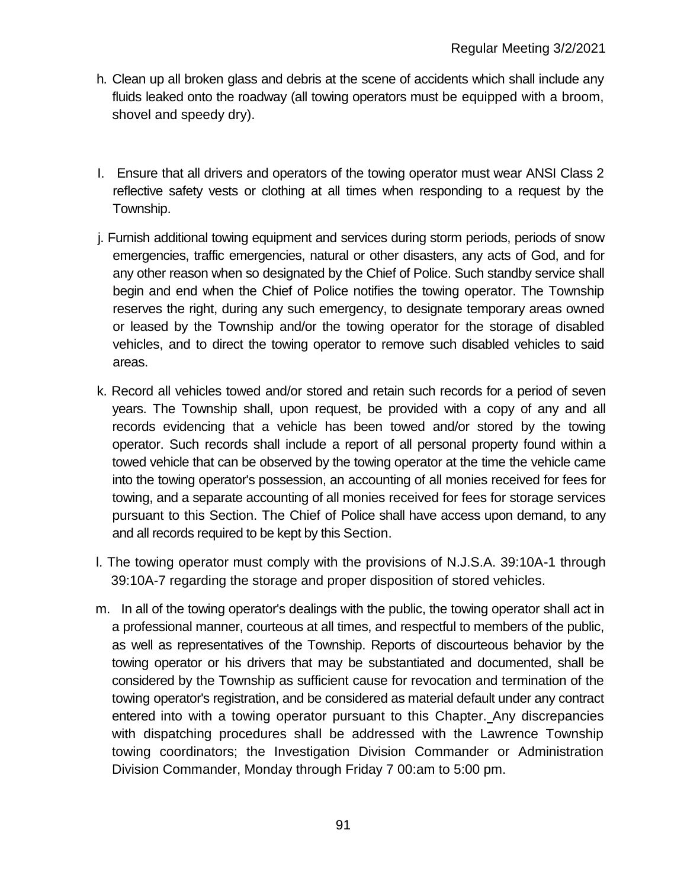h. Clean up all broken glass and debris at the scene of accidents which shall include any fluids leaked onto the roadway (all towing operators must be equipped with a broom, shovel and speedy dry).

I. Ensure that all drivers and operators of the towing operator must wear ANSI Class 2 reflective safety vests or clothing at all times when responding to a request by the Township.

j. Furnish additional towing equipment and services during storm periods, periods of snow emergencies, traffic emergencies, natural or other disasters, any acts of God, and for any other reason when so designated by the Chief of Police. Such standby service shall begin and end when the Chief of Police notifies the towing operator. The Township reserves the right, during any such emergency, to designate temporary areas owned or leased by the Township and/or the towing operator for the storage of disabled vehicles, and to direct the towing operator to remove such disabled vehicles to said areas.

k. Record all vehicles towed and/or stored and retain such records for a period of seven years. The Township shall, upon request, be provided with a copy of any and all records evidencing that a vehicle has been towed and/or stored by the towing operator. Such records shall include a report of all personal property found within a towed vehicle that can be observed by the towing operator at the time the vehicle came into the towing operator's possession, an accounting of all monies received for fees for towing, and a separate accounting of all monies received for fees for storage services pursuant to this Section. The Chief of Police shall have access upon demand, to any and all records required to be kept by this Section.

l. The towing operator must comply with the provisions of N.J.S.A. 39:10A-1 through 39:10A-7 regarding the storage and proper disposition of stored vehicles.

m. In all of the towing operator's dealings with the public, the towing operator shall act in a professional manner, courteous at all times, and respectful to members of the public, as well as representatives of the Township. Reports of discourteous behavior by the towing operator or his drivers that may be substantiated and documented, shall be considered by the Township as sufficient cause for revocation and termination of the towing operator's registration, and be considered as material default under any contract entered into with a towing operator pursuant to this Chapter. Any discrepancies with dispatching procedures shall be addressed with the Lawrence Township towing coordinators; the Investigation Division Commander or Administration Division Commander, Monday through Friday 7 00:am to 5:00 pm.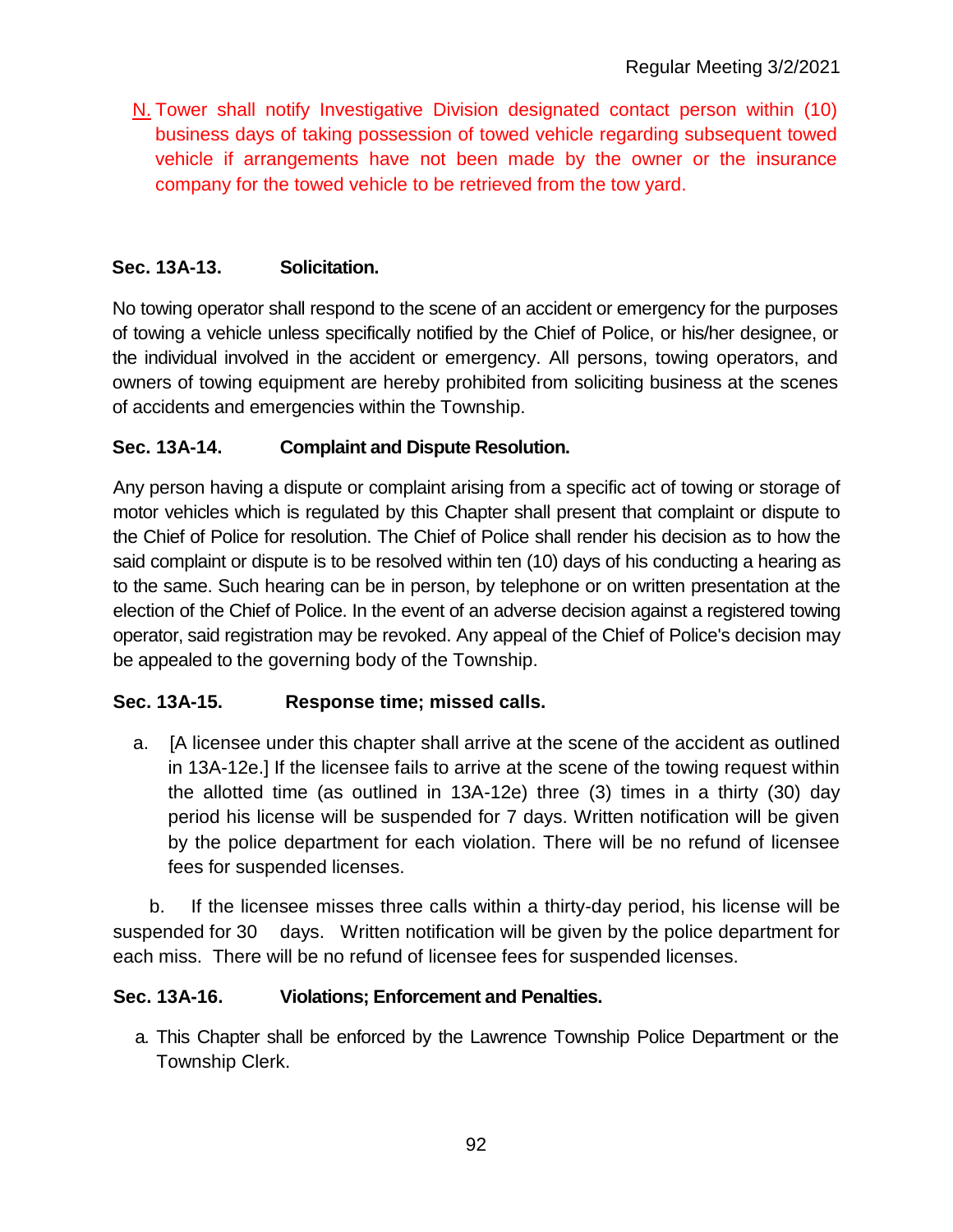N. Tower shall notify Investigative Division designated contact person within (10) business days of taking possession of towed vehicle regarding subsequent towed vehicle if arrangements have not been made by the owner or the insurance company for the towed vehicle to be retrieved from the tow yard.

**Sec. 13A-13. Solicitation.**

No towing operator shall respond to the scene of an accident or emergency for the purposes of towing a vehicle unless specifically notified by the Chief of Police, or his/her designee, or the individual involved in the accident or emergency. All persons, towing operators, and owners of towing equipment are hereby prohibited from soliciting business at the scenes of accidents and emergencies within the Township.

**Sec. 13A-14. Complaint and Dispute Resolution.**

Any person having a dispute or complaint arising from a specific act of towing or storage of motor vehicles which is regulated by this Chapter shall present that complaint or dispute to the Chief of Police for resolution. The Chief of Police shall render his decision as to how the said complaint or dispute is to be resolved within ten (10) days of his conducting a hearing as to the same. Such hearing can be in person, by telephone or on written presentation at the election of the Chief of Police. In the event of an adverse decision against a registered towing operator, said registration may be revoked. Any appeal of the Chief of Police's decision may be appealed to the governing body of the Township.

**Sec. 13A-15. Response time; missed calls.**

a. [A licensee under this chapter shall arrive at the scene of the accident as outlined in 13A-12e.] If the licensee fails to arrive at the scene of the towing request within the allotted time (as outlined in 13A-12e) three (3) times in a thirty (30) day period his license will be suspended for 7 days. Written notification will be given by the police department for each violation. There will be no refund of licensee fees for suspended licenses.

b. If the licensee misses three calls within a thirty-day period, his license will be suspended for 30 days. Written notification will be given by the police department for each miss. There will be no refund of licensee fees for suspended licenses.

**Sec. 13A-16. Violations; Enforcement and Penalties.**

a. This Chapter shall be enforced by the Lawrence Township Police Department or the Township Clerk.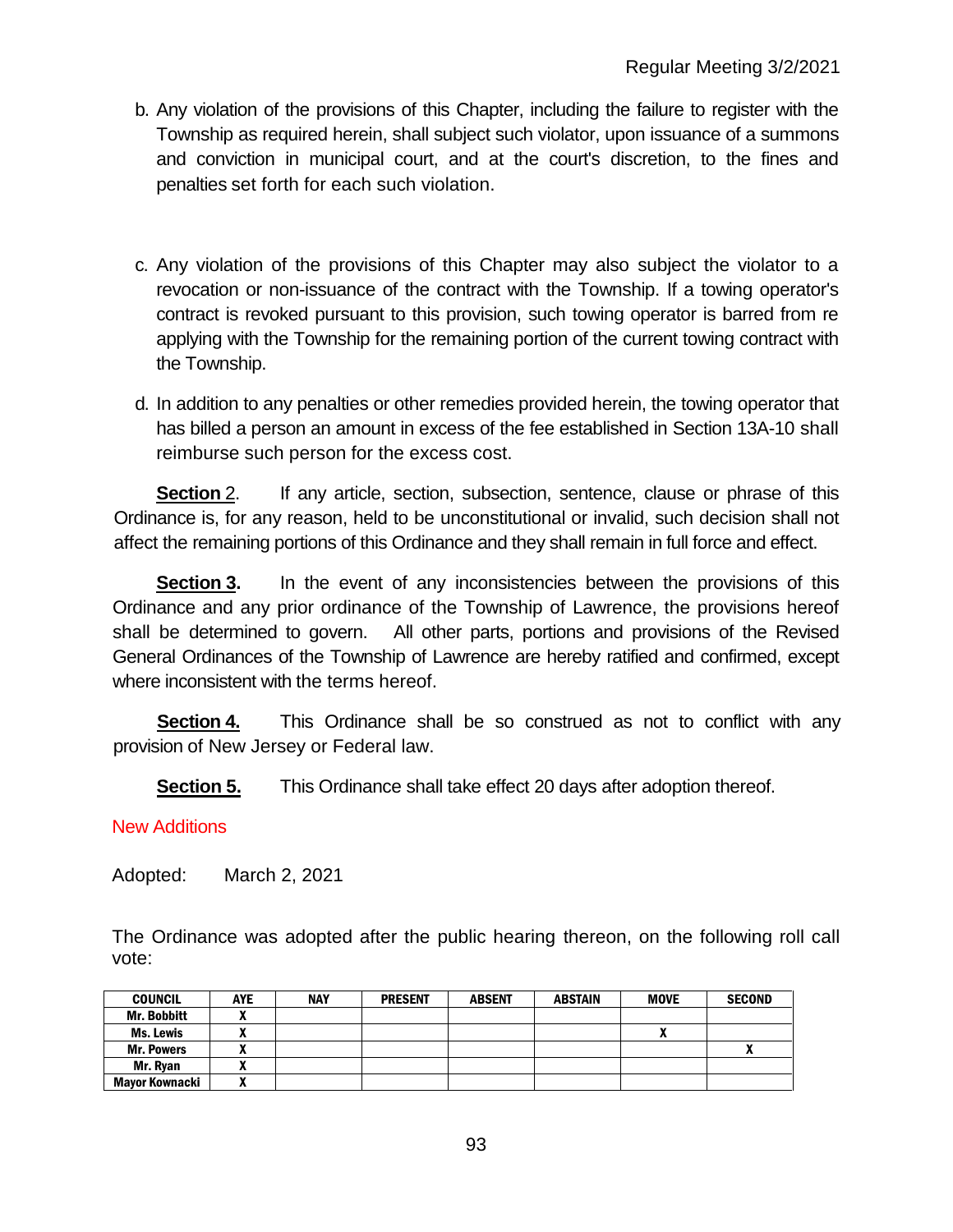b. Any violation of the provisions of this Chapter, including the failure to register with the Township as required herein, shall subject such violator, upon issuance of a summons and conviction in municipal court, and at the court's discretion, to the fines and penalties set forth for each such violation.

c. Any violation of the provisions of this Chapter may also subject the violator to a revocation or non-issuance of the contract with the Township. If a towing operator's contract is revoked pursuant to this provision, such towing operator is barred from re applying with the Township for the remaining portion of the current towing contract with the Township.

d. In addition to any penalties or other remedies provided herein, the towing operator that has billed a person an amount in excess of the fee established in Section 13A-10 shall reimburse such person for the excess cost.

**Section** 2. If any article, section, subsection, sentence, clause or phrase of this Ordinance is, for any reason, held to be unconstitutional or invalid, such decision shall not affect the remaining portions of this Ordinance and they shall remain in full force and effect.

**Section 3.** In the event of any inconsistencies between the provisions of this Ordinance and any prior ordinance of the Township of Lawrence, the provisions hereof shall be determined to govern. All other parts, portions and provisions of the Revised General Ordinances of the Township of Lawrence are hereby ratified and confirmed, except where inconsistent with the terms hereof.

**Section 4.** This Ordinance shall be so construed as not to conflict with any provision of New Jersey or Federal law.

**Section 5.** This Ordinance shall take effect 20 days after adoption thereof.

New Additions

Adopted: March 2, 2021

The Ordinance was adopted after the public hearing thereon, on the following roll call vote:

| COUNCIL | AYE | NAY | PRESENT | ABSENT | ABSTAIN | MOVE | SECOND |
|---|---|---|---|---|---|---|---|
| Mr. Bobbitt | X | | | | | | |
| Ms. Lewis | X | | | | | X | |
| Mr. Powers | X | | | | | | X |
| Mr. Ryan | X | | | | | | |
| Mayor Kownacki | X | | | | | | |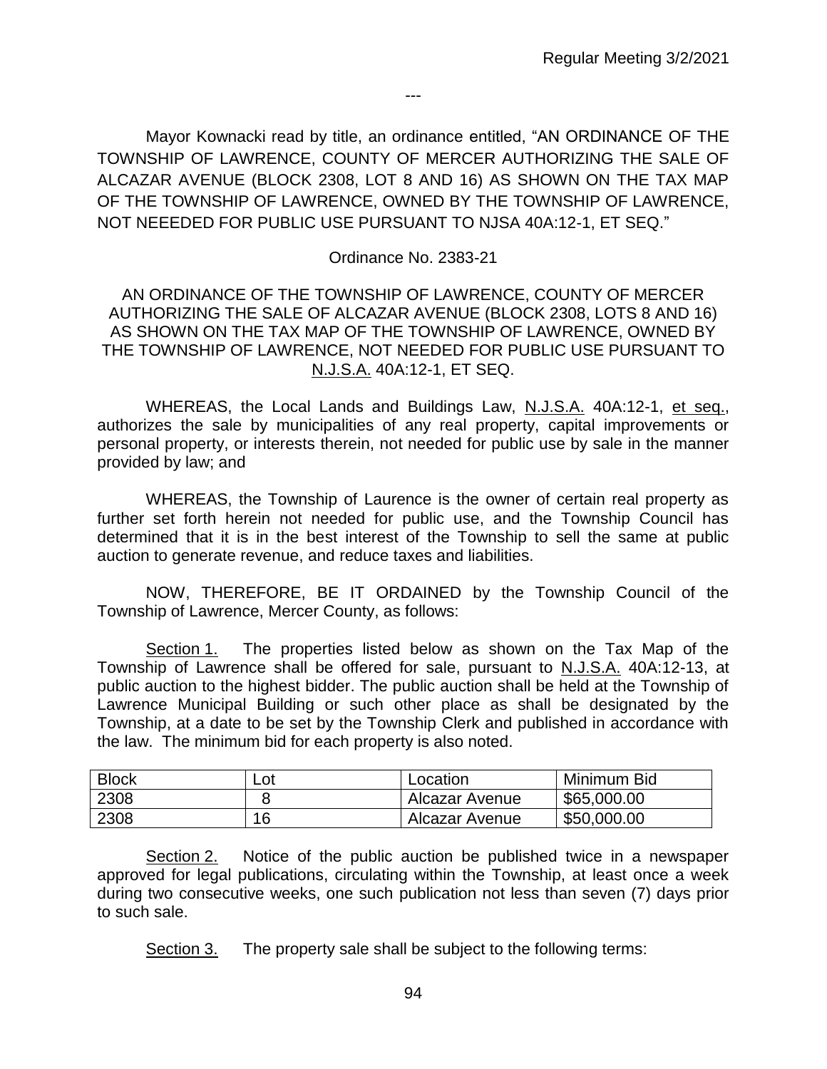---

Mayor Kownacki read by title, an ordinance entitled, "AN ORDINANCE OF THE TOWNSHIP OF LAWRENCE, COUNTY OF MERCER AUTHORIZING THE SALE OF ALCAZAR AVENUE (BLOCK 2308, LOT 8 AND 16) AS SHOWN ON THE TAX MAP OF THE TOWNSHIP OF LAWRENCE, OWNED BY THE TOWNSHIP OF LAWRENCE, NOT NEEEDED FOR PUBLIC USE PURSUANT TO NJSA 40A:12-1, ET SEQ."

Ordinance No. 2383-21

AN ORDINANCE OF THE TOWNSHIP OF LAWRENCE, COUNTY OF MERCER AUTHORIZING THE SALE OF ALCAZAR AVENUE (BLOCK 2308, LOTS 8 AND 16) AS SHOWN ON THE TAX MAP OF THE TOWNSHIP OF LAWRENCE, OWNED BY THE TOWNSHIP OF LAWRENCE, NOT NEEDED FOR PUBLIC USE PURSUANT TO N.J.S.A. 40A:12-1, ET SEQ.

WHEREAS, the Local Lands and Buildings Law, N.J.S.A. 40A:12-1, et seq., authorizes the sale by municipalities of any real property, capital improvements or personal property, or interests therein, not needed for public use by sale in the manner provided by law; and

WHEREAS, the Township of Laurence is the owner of certain real property as further set forth herein not needed for public use, and the Township Council has determined that it is in the best interest of the Township to sell the same at public auction to generate revenue, and reduce taxes and liabilities.

NOW, THEREFORE, BE IT ORDAINED by the Township Council of the Township of Lawrence, Mercer County, as follows:

Section 1. The properties listed below as shown on the Tax Map of the Township of Lawrence shall be offered for sale, pursuant to N.J.S.A. 40A:12-13, at public auction to the highest bidder. The public auction shall be held at the Township of Lawrence Municipal Building or such other place as shall be designated by the Township, at a date to be set by the Township Clerk and published in accordance with the law. The minimum bid for each property is also noted.

| Block | Lot | Location | Minimum Bid |
|---|---|---|---|
| 2308 | 8 | Alcazar Avenue | $65,000.00 |
| 2308 | 16 | Alcazar Avenue | $50,000.00 |

Section 2. Notice of the public auction be published twice in a newspaper approved for legal publications, circulating within the Township, at least once a week during two consecutive weeks, one such publication not less than seven (7) days prior to such sale.

Section 3. The property sale shall be subject to the following terms: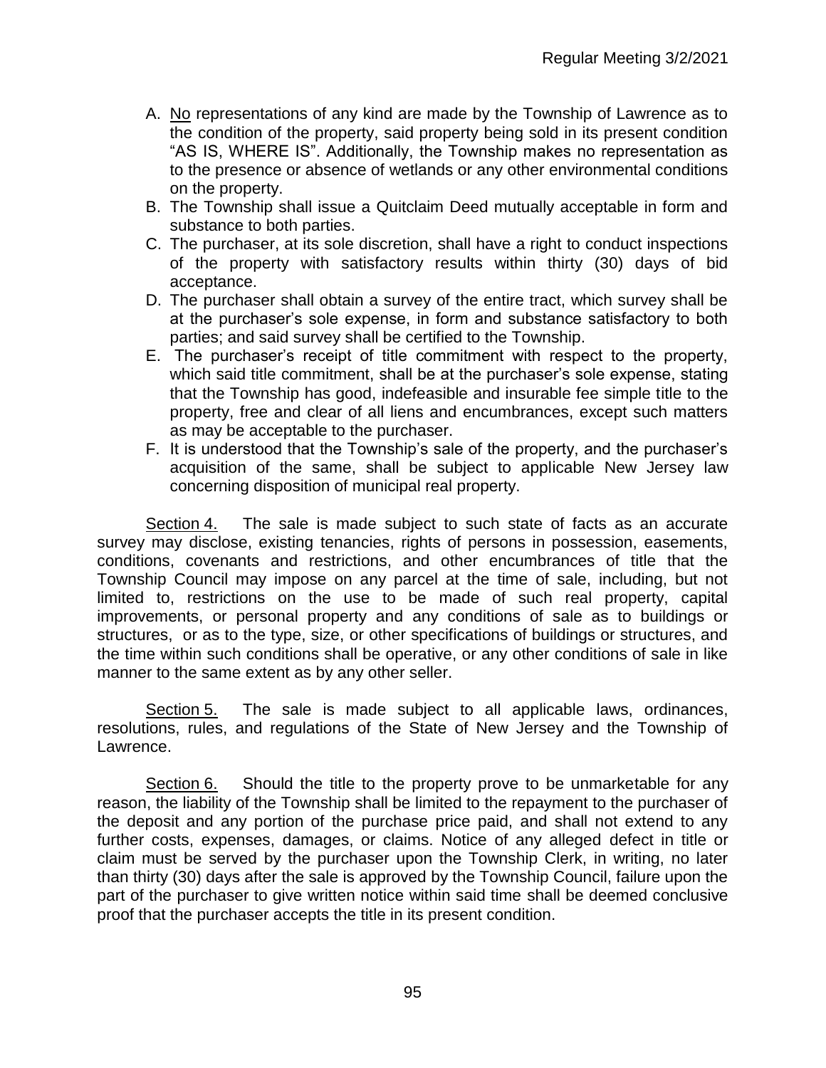A. <u>No</u> representations of any kind are made by the Township of Lawrence as to the condition of the property, said property being sold in its present condition "AS IS, WHERE IS". Additionally, the Township makes no representation as to the presence or absence of wetlands or any other environmental conditions on the property.

B. The Township shall issue a Quitclaim Deed mutually acceptable in form and substance to both parties.

C. The purchaser, at its sole discretion, shall have a right to conduct inspections of the property with satisfactory results within thirty (30) days of bid acceptance.

D. The purchaser shall obtain a survey of the entire tract, which survey shall be at the purchaser's sole expense, in form and substance satisfactory to both parties; and said survey shall be certified to the Township.

E. The purchaser's receipt of title commitment with respect to the property, which said title commitment, shall be at the purchaser's sole expense, stating that the Township has good, indefeasible and insurable fee simple title to the property, free and clear of all liens and encumbrances, except such matters as may be acceptable to the purchaser.

F. It is understood that the Township's sale of the property, and the purchaser's acquisition of the same, shall be subject to applicable New Jersey law concerning disposition of municipal real property.

<u>Section 4.</u> The sale is made subject to such state of facts as an accurate survey may disclose, existing tenancies, rights of persons in possession, easements, conditions, covenants and restrictions, and other encumbrances of title that the Township Council may impose on any parcel at the time of sale, including, but not limited to, restrictions on the use to be made of such real property, capital improvements, or personal property and any conditions of sale as to buildings or structures, or as to the type, size, or other specifications of buildings or structures, and the time within such conditions shall be operative, or any other conditions of sale in like manner to the same extent as by any other seller.

<u>Section 5.</u> The sale is made subject to all applicable laws, ordinances, resolutions, rules, and regulations of the State of New Jersey and the Township of Lawrence.

<u>Section 6.</u> Should the title to the property prove to be unmarketable for any reason, the liability of the Township shall be limited to the repayment to the purchaser of the deposit and any portion of the purchase price paid, and shall not extend to any further costs, expenses, damages, or claims. Notice of any alleged defect in title or claim must be served by the purchaser upon the Township Clerk, in writing, no later than thirty (30) days after the sale is approved by the Township Council, failure upon the part of the purchaser to give written notice within said time shall be deemed conclusive proof that the purchaser accepts the title in its present condition.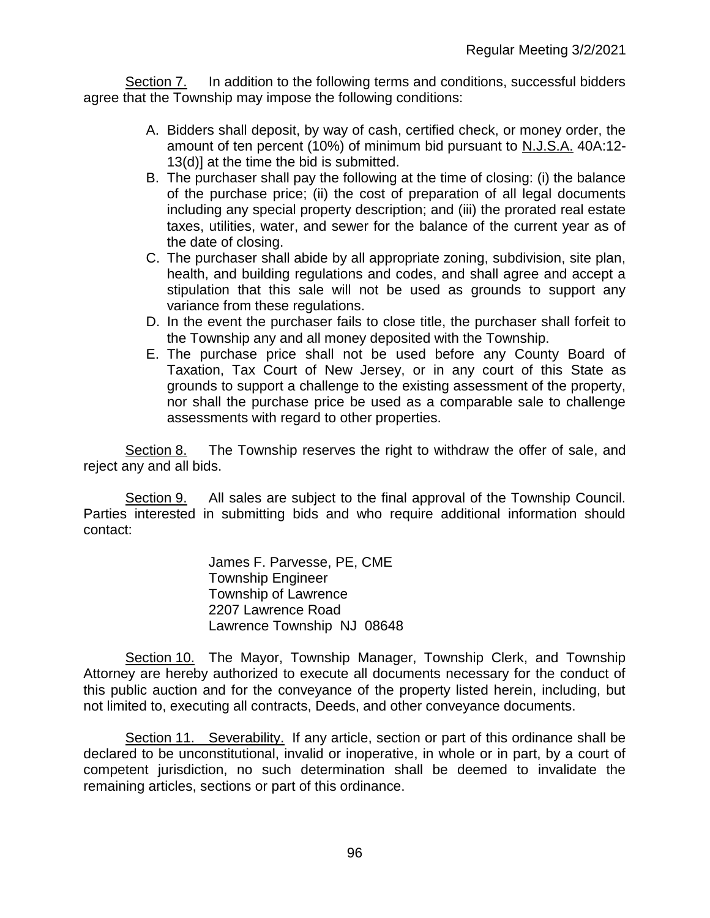Section 7. In addition to the following terms and conditions, successful bidders agree that the Township may impose the following conditions:

A. Bidders shall deposit, by way of cash, certified check, or money order, the amount of ten percent (10%) of minimum bid pursuant to N.J.S.A. 40A:12-13(d)] at the time the bid is submitted.
B. The purchaser shall pay the following at the time of closing: (i) the balance of the purchase price; (ii) the cost of preparation of all legal documents including any special property description; and (iii) the prorated real estate taxes, utilities, water, and sewer for the balance of the current year as of the date of closing.
C. The purchaser shall abide by all appropriate zoning, subdivision, site plan, health, and building regulations and codes, and shall agree and accept a stipulation that this sale will not be used as grounds to support any variance from these regulations.
D. In the event the purchaser fails to close title, the purchaser shall forfeit to the Township any and all money deposited with the Township.
E. The purchase price shall not be used before any County Board of Taxation, Tax Court of New Jersey, or in any court of this State as grounds to support a challenge to the existing assessment of the property, nor shall the purchase price be used as a comparable sale to challenge assessments with regard to other properties.

Section 8. The Township reserves the right to withdraw the offer of sale, and reject any and all bids.

Section 9. All sales are subject to the final approval of the Township Council. Parties interested in submitting bids and who require additional information should contact:

James F. Parvesse, PE, CME
Township Engineer
Township of Lawrence
2207 Lawrence Road
Lawrence Township NJ 08648

Section 10. The Mayor, Township Manager, Township Clerk, and Township Attorney are hereby authorized to execute all documents necessary for the conduct of this public auction and for the conveyance of the property listed herein, including, but not limited to, executing all contracts, Deeds, and other conveyance documents.

Section 11. Severability. If any article, section or part of this ordinance shall be declared to be unconstitutional, invalid or inoperative, in whole or in part, by a court of competent jurisdiction, no such determination shall be deemed to invalidate the remaining articles, sections or part of this ordinance.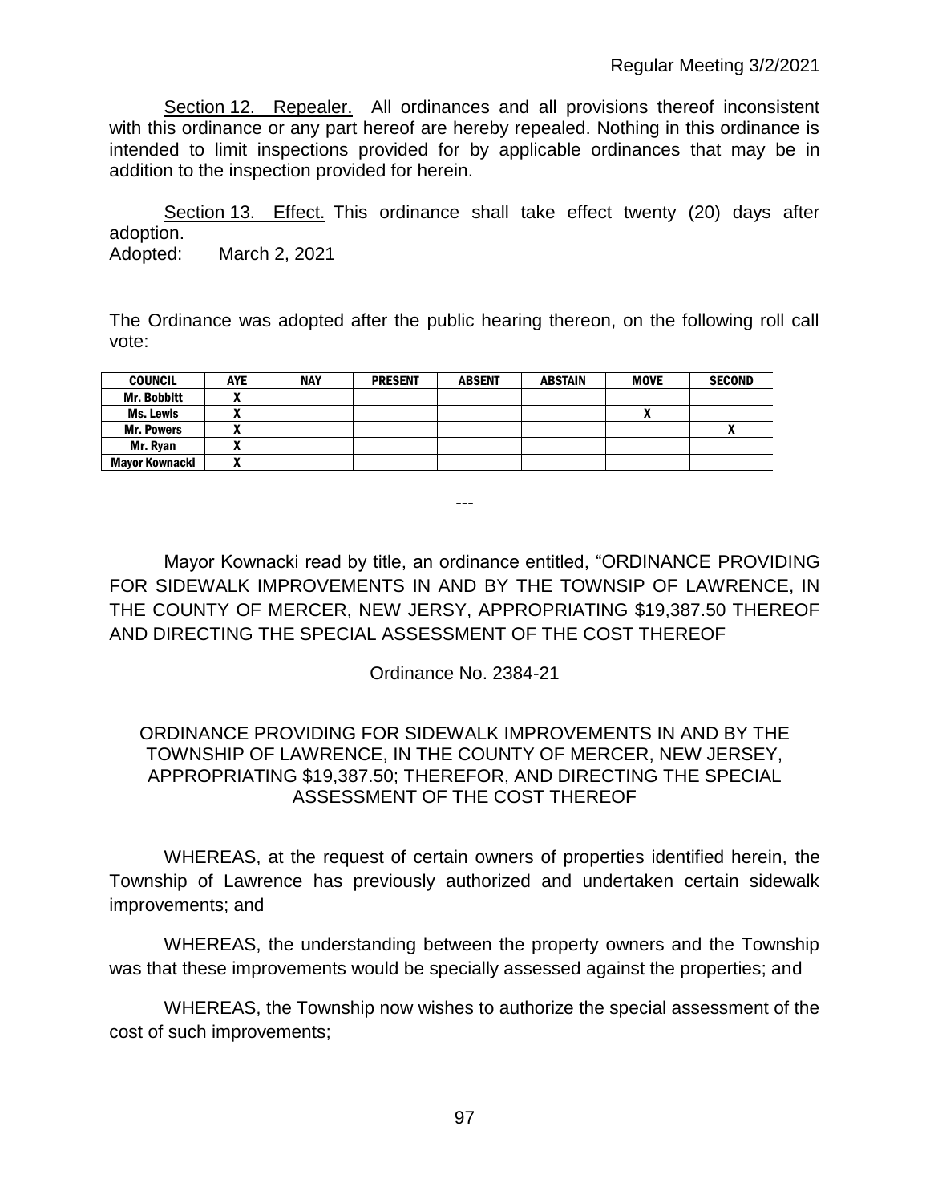Section 12. Repealer. All ordinances and all provisions thereof inconsistent with this ordinance or any part hereof are hereby repealed. Nothing in this ordinance is intended to limit inspections provided for by applicable ordinances that may be in addition to the inspection provided for herein.

Section 13. Effect. This ordinance shall take effect twenty (20) days after adoption.
Adopted: March 2, 2021

The Ordinance was adopted after the public hearing thereon, on the following roll call vote:

| COUNCIL | AYE | NAY | PRESENT | ABSENT | ABSTAIN | MOVE | SECOND |
|---|---|---|---|---|---|---|---|
| Mr. Bobbitt | X | | | | | | |
| Ms. Lewis | X | | | | | X | |
| Mr. Powers | X | | | | | | X |
| Mr. Ryan | X | | | | | | |
| Mayor Kownacki | X | | | | | | |

---

Mayor Kownacki read by title, an ordinance entitled, "ORDINANCE PROVIDING FOR SIDEWALK IMPROVEMENTS IN AND BY THE TOWNSIP OF LAWRENCE, IN THE COUNTY OF MERCER, NEW JERSY, APPROPRIATING $19,387.50 THEREOF AND DIRECTING THE SPECIAL ASSESSMENT OF THE COST THEREOF

Ordinance No. 2384-21

ORDINANCE PROVIDING FOR SIDEWALK IMPROVEMENTS IN AND BY THE TOWNSHIP OF LAWRENCE, IN THE COUNTY OF MERCER, NEW JERSEY, APPROPRIATING $19,387.50; THEREFOR, AND DIRECTING THE SPECIAL ASSESSMENT OF THE COST THEREOF

WHEREAS, at the request of certain owners of properties identified herein, the Township of Lawrence has previously authorized and undertaken certain sidewalk improvements; and

WHEREAS, the understanding between the property owners and the Township was that these improvements would be specially assessed against the properties; and

WHEREAS, the Township now wishes to authorize the special assessment of the cost of such improvements;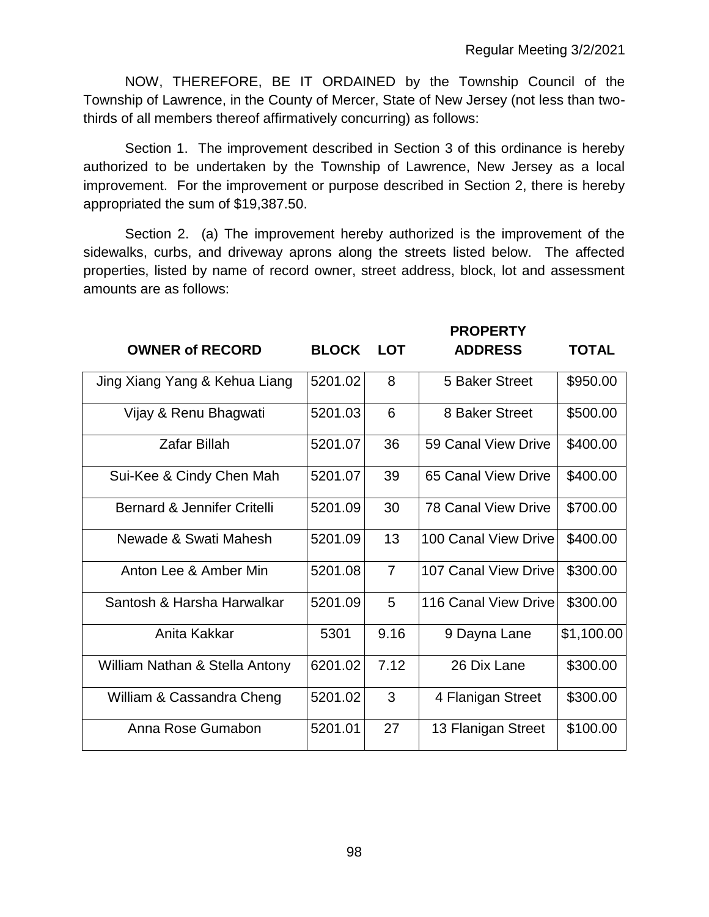NOW, THEREFORE, BE IT ORDAINED by the Township Council of the Township of Lawrence, in the County of Mercer, State of New Jersey (not less than two-thirds of all members thereof affirmatively concurring) as follows:

Section 1. The improvement described in Section 3 of this ordinance is hereby authorized to be undertaken by the Township of Lawrence, New Jersey as a local improvement. For the improvement or purpose described in Section 2, there is hereby appropriated the sum of $19,387.50.

Section 2. (a) The improvement hereby authorized is the improvement of the sidewalks, curbs, and driveway aprons along the streets listed below. The affected properties, listed by name of record owner, street address, block, lot and assessment amounts are as follows:

| OWNER of RECORD | BLOCK | LOT | PROPERTY ADDRESS | TOTAL |
|---|---|---|---|---|
| Jing Xiang Yang & Kehua Liang | 5201.02 | 8 | 5 Baker Street | $950.00 |
| Vijay & Renu Bhagwati | 5201.03 | 6 | 8 Baker Street | $500.00 |
| Zafar Billah | 5201.07 | 36 | 59 Canal View Drive | $400.00 |
| Sui-Kee & Cindy Chen Mah | 5201.07 | 39 | 65 Canal View Drive | $400.00 |
| Bernard & Jennifer Critelli | 5201.09 | 30 | 78 Canal View Drive | $700.00 |
| Newade & Swati Mahesh | 5201.09 | 13 | 100 Canal View Drive | $400.00 |
| Anton Lee & Amber Min | 5201.08 | 7 | 107 Canal View Drive | $300.00 |
| Santosh & Harsha Harwalkar | 5201.09 | 5 | 116 Canal View Drive | $300.00 |
| Anita Kakkar | 5301 | 9.16 | 9 Dayna Lane | $1,100.00 |
| William Nathan & Stella Antony | 6201.02 | 7.12 | 26 Dix Lane | $300.00 |
| William & Cassandra Cheng | 5201.02 | 3 | 4 Flanigan Street | $300.00 |
| Anna Rose Gumabon | 5201.01 | 27 | 13 Flanigan Street | $100.00 |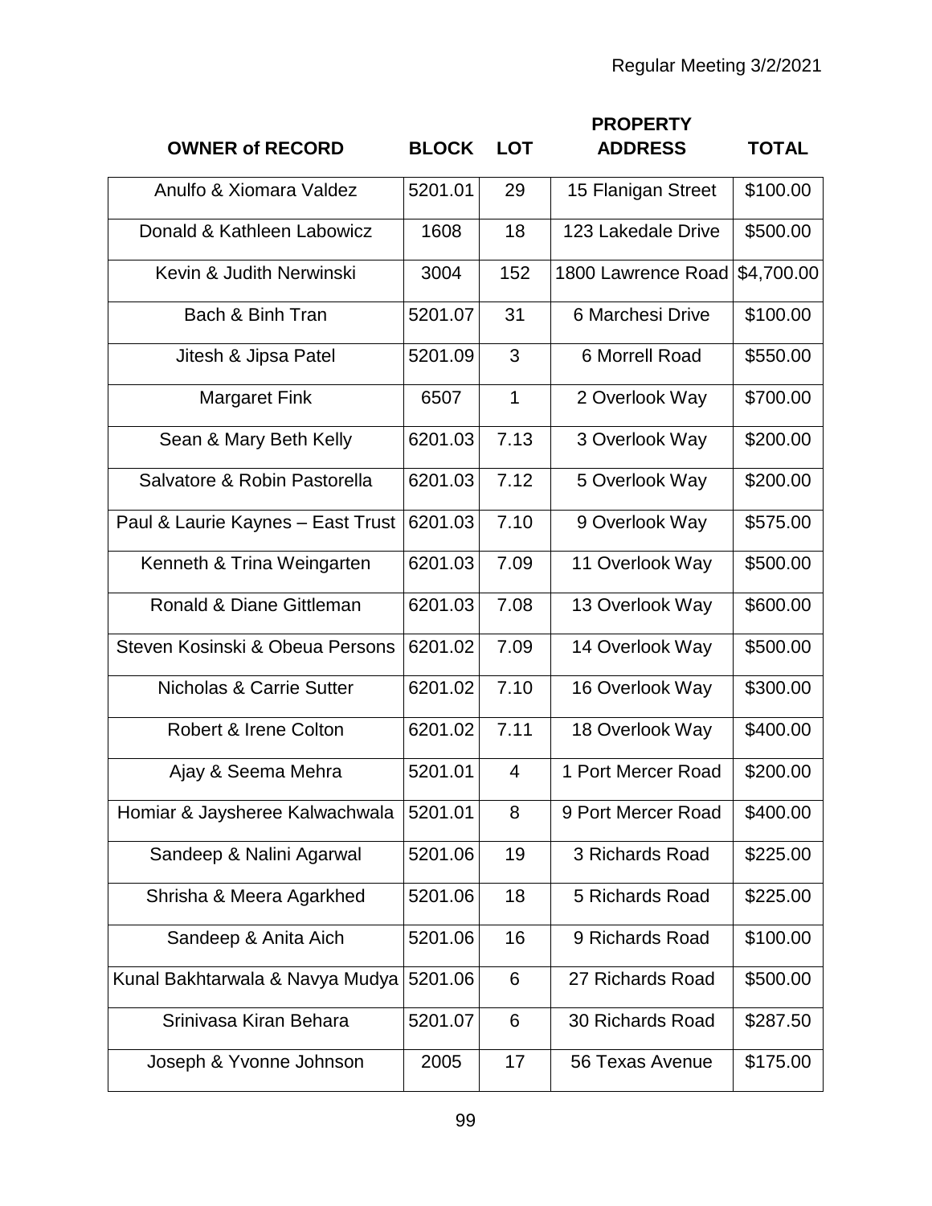| OWNER of RECORD | BLOCK | LOT | PROPERTY ADDRESS | TOTAL |
|---|---|---|---|---|
| Anulfo & Xiomara Valdez | 5201.01 | 29 | 15 Flanigan Street | $100.00 |
| Donald & Kathleen Labowicz | 1608 | 18 | 123 Lakedale Drive | $500.00 |
| Kevin & Judith Nerwinski | 3004 | 152 | 1800 Lawrence Road | $4,700.00 |
| Bach & Binh Tran | 5201.07 | 31 | 6 Marchesi Drive | $100.00 |
| Jitesh & Jipsa Patel | 5201.09 | 3 | 6 Morrell Road | $550.00 |
| Margaret Fink | 6507 | 1 | 2 Overlook Way | $700.00 |
| Sean & Mary Beth Kelly | 6201.03 | 7.13 | 3 Overlook Way | $200.00 |
| Salvatore & Robin Pastorella | 6201.03 | 7.12 | 5 Overlook Way | $200.00 |
| Paul & Laurie Kaynes – East Trust | 6201.03 | 7.10 | 9 Overlook Way | $575.00 |
| Kenneth & Trina Weingarten | 6201.03 | 7.09 | 11 Overlook Way | $500.00 |
| Ronald & Diane Gittleman | 6201.03 | 7.08 | 13 Overlook Way | $600.00 |
| Steven Kosinski & Obeua Persons | 6201.02 | 7.09 | 14 Overlook Way | $500.00 |
| Nicholas & Carrie Sutter | 6201.02 | 7.10 | 16 Overlook Way | $300.00 |
| Robert & Irene Colton | 6201.02 | 7.11 | 18 Overlook Way | $400.00 |
| Ajay & Seema Mehra | 5201.01 | 4 | 1 Port Mercer Road | $200.00 |
| Homiar & Jaysheree Kalwachwala | 5201.01 | 8 | 9 Port Mercer Road | $400.00 |
| Sandeep & Nalini Agarwal | 5201.06 | 19 | 3 Richards Road | $225.00 |
| Shrisha & Meera Agarkhed | 5201.06 | 18 | 5 Richards Road | $225.00 |
| Sandeep & Anita Aich | 5201.06 | 16 | 9 Richards Road | $100.00 |
| Kunal Bakhtarwala & Navya Mudya | 5201.06 | 6 | 27 Richards Road | $500.00 |
| Srinivasa Kiran Behara | 5201.07 | 6 | 30 Richards Road | $287.50 |
| Joseph & Yvonne Johnson | 2005 | 17 | 56 Texas Avenue | $175.00 |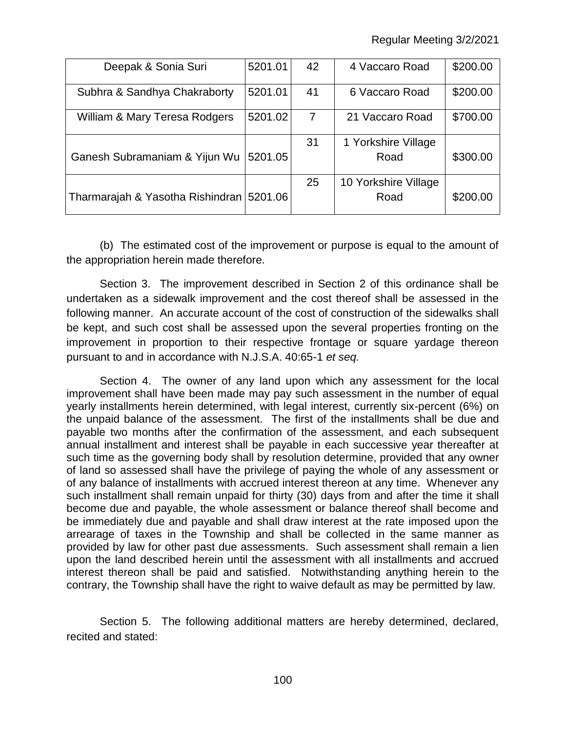| Deepak & Sonia Suri | 5201.01 | 42 | 4 Vaccaro Road | \$200.00 |
|---|---|---|---|---|
| Subhra & Sandhya Chakraborty | 5201.01 | 41 | 6 Vaccaro Road | \$200.00 |
| William & Mary Teresa Rodgers | 5201.02 | 7 | 21 Vaccaro Road | \$700.00 |
| Ganesh Subramaniam & Yijun Wu | 5201.05 | 31 | 1 Yorkshire Village Road | \$300.00 |
| Tharmarajah & Yasotha Rishindran | 5201.06 | 25 | 10 Yorkshire Village Road | \$200.00 |

(b) The estimated cost of the improvement or purpose is equal to the amount of the appropriation herein made therefore.

Section 3. The improvement described in Section 2 of this ordinance shall be undertaken as a sidewalk improvement and the cost thereof shall be assessed in the following manner. An accurate account of the cost of construction of the sidewalks shall be kept, and such cost shall be assessed upon the several properties fronting on the improvement in proportion to their respective frontage or square yardage thereon pursuant to and in accordance with N.J.S.A. 40:65-1 *et seq.*

Section 4. The owner of any land upon which any assessment for the local improvement shall have been made may pay such assessment in the number of equal yearly installments herein determined, with legal interest, currently six-percent (6%) on the unpaid balance of the assessment. The first of the installments shall be due and payable two months after the confirmation of the assessment, and each subsequent annual installment and interest shall be payable in each successive year thereafter at such time as the governing body shall by resolution determine, provided that any owner of land so assessed shall have the privilege of paying the whole of any assessment or of any balance of installments with accrued interest thereon at any time. Whenever any such installment shall remain unpaid for thirty (30) days from and after the time it shall become due and payable, the whole assessment or balance thereof shall become and be immediately due and payable and shall draw interest at the rate imposed upon the arrearage of taxes in the Township and shall be collected in the same manner as provided by law for other past due assessments. Such assessment shall remain a lien upon the land described herein until the assessment with all installments and accrued interest thereon shall be paid and satisfied. Notwithstanding anything herein to the contrary, the Township shall have the right to waive default as may be permitted by law.

Section 5. The following additional matters are hereby determined, declared, recited and stated: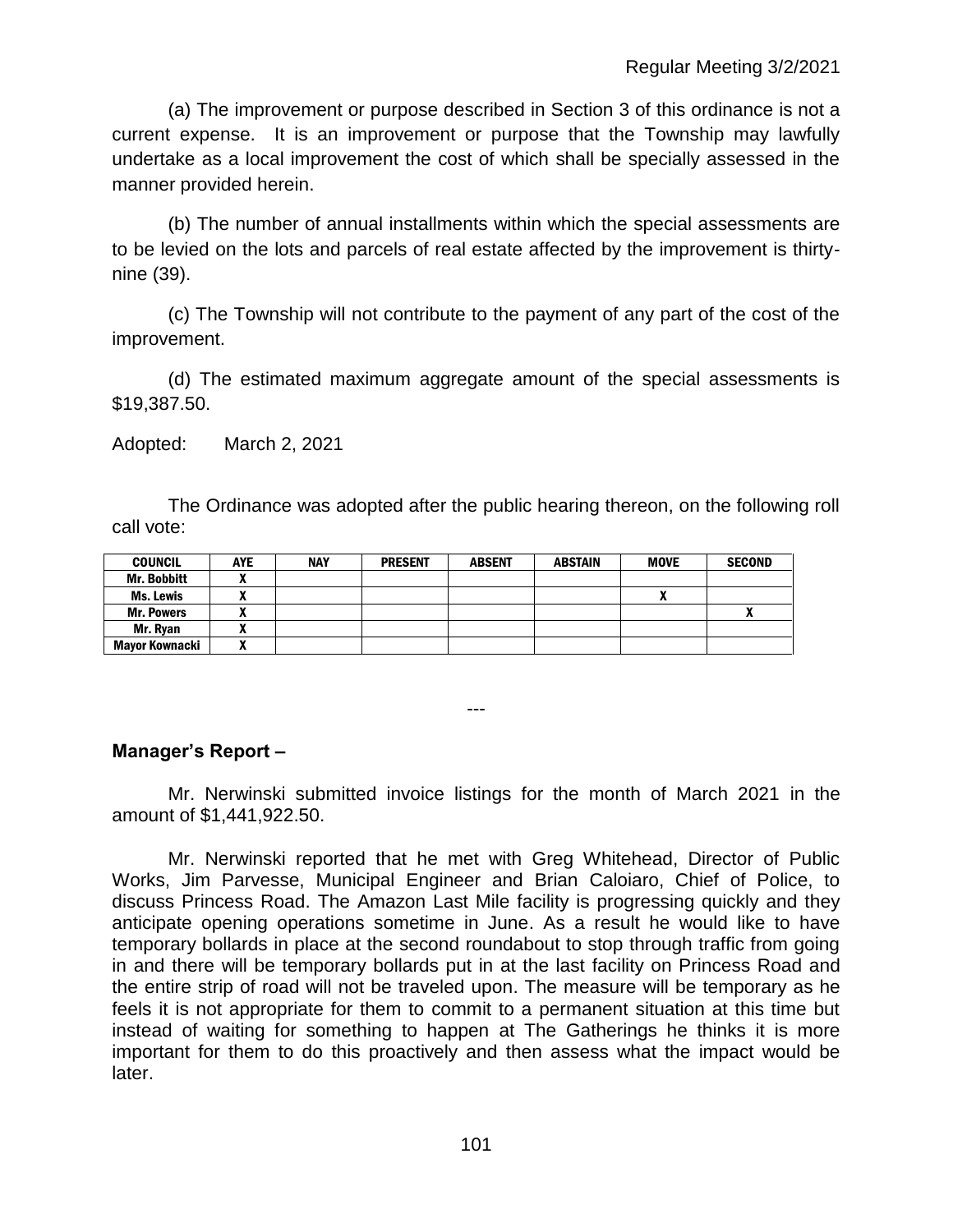(a) The improvement or purpose described in Section 3 of this ordinance is not a current expense. It is an improvement or purpose that the Township may lawfully undertake as a local improvement the cost of which shall be specially assessed in the manner provided herein.

(b) The number of annual installments within which the special assessments are to be levied on the lots and parcels of real estate affected by the improvement is thirty-nine (39).

(c) The Township will not contribute to the payment of any part of the cost of the improvement.

(d) The estimated maximum aggregate amount of the special assessments is $19,387.50.

Adopted: March 2, 2021

The Ordinance was adopted after the public hearing thereon, on the following roll call vote:

| COUNCIL | AYE | NAY | PRESENT | ABSENT | ABSTAIN | MOVE | SECOND |
|---|---|---|---|---|---|---|---|
| Mr. Bobbitt | X | | | | | | |
| Ms. Lewis | X | | | | | X | |
| Mr. Powers | X | | | | | | X |
| Mr. Ryan | X | | | | | | |
| Mayor Kownacki | X | | | | | | |

---

**Manager's Report –**

Mr. Nerwinski submitted invoice listings for the month of March 2021 in the amount of $1,441,922.50.

Mr. Nerwinski reported that he met with Greg Whitehead, Director of Public Works, Jim Parvesse, Municipal Engineer and Brian Caloiaro, Chief of Police, to discuss Princess Road. The Amazon Last Mile facility is progressing quickly and they anticipate opening operations sometime in June. As a result he would like to have temporary bollards in place at the second roundabout to stop through traffic from going in and there will be temporary bollards put in at the last facility on Princess Road and the entire strip of road will not be traveled upon. The measure will be temporary as he feels it is not appropriate for them to commit to a permanent situation at this time but instead of waiting for something to happen at The Gatherings he thinks it is more important for them to do this proactively and then assess what the impact would be later.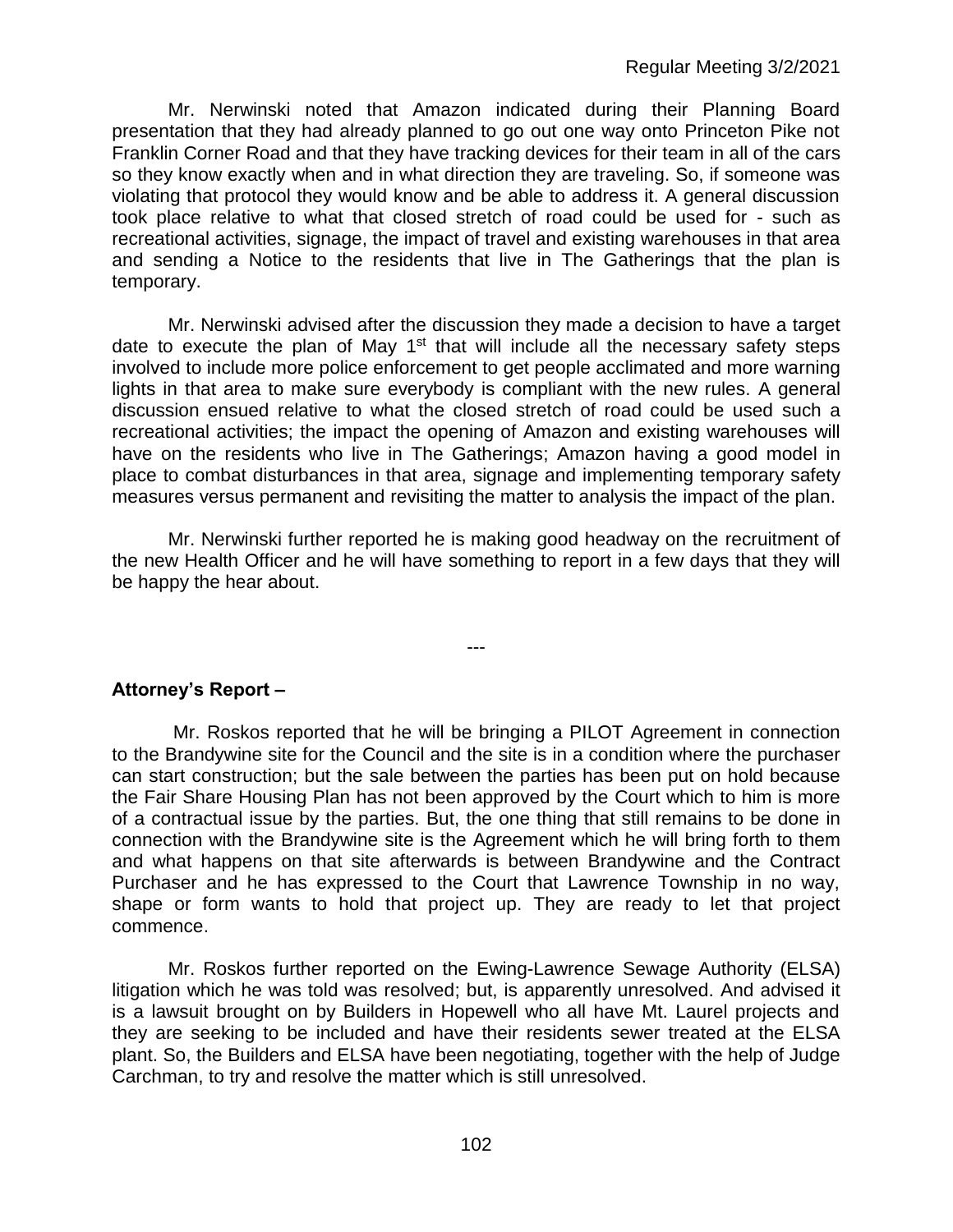Mr. Nerwinski noted that Amazon indicated during their Planning Board presentation that they had already planned to go out one way onto Princeton Pike not Franklin Corner Road and that they have tracking devices for their team in all of the cars so they know exactly when and in what direction they are traveling. So, if someone was violating that protocol they would know and be able to address it. A general discussion took place relative to what that closed stretch of road could be used for - such as recreational activities, signage, the impact of travel and existing warehouses in that area and sending a Notice to the residents that live in The Gatherings that the plan is temporary.

Mr. Nerwinski advised after the discussion they made a decision to have a target date to execute the plan of May 1st that will include all the necessary safety steps involved to include more police enforcement to get people acclimated and more warning lights in that area to make sure everybody is compliant with the new rules. A general discussion ensued relative to what the closed stretch of road could be used such a recreational activities; the impact the opening of Amazon and existing warehouses will have on the residents who live in The Gatherings; Amazon having a good model in place to combat disturbances in that area, signage and implementing temporary safety measures versus permanent and revisiting the matter to analysis the impact of the plan.

Mr. Nerwinski further reported he is making good headway on the recruitment of the new Health Officer and he will have something to report in a few days that they will be happy the hear about.

---

**Attorney's Report –**

Mr. Roskos reported that he will be bringing a PILOT Agreement in connection to the Brandywine site for the Council and the site is in a condition where the purchaser can start construction; but the sale between the parties has been put on hold because the Fair Share Housing Plan has not been approved by the Court which to him is more of a contractual issue by the parties. But, the one thing that still remains to be done in connection with the Brandywine site is the Agreement which he will bring forth to them and what happens on that site afterwards is between Brandywine and the Contract Purchaser and he has expressed to the Court that Lawrence Township in no way, shape or form wants to hold that project up. They are ready to let that project commence.

Mr. Roskos further reported on the Ewing-Lawrence Sewage Authority (ELSA) litigation which he was told was resolved; but, is apparently unresolved. And advised it is a lawsuit brought on by Builders in Hopewell who all have Mt. Laurel projects and they are seeking to be included and have their residents sewer treated at the ELSA plant. So, the Builders and ELSA have been negotiating, together with the help of Judge Carchman, to try and resolve the matter which is still unresolved.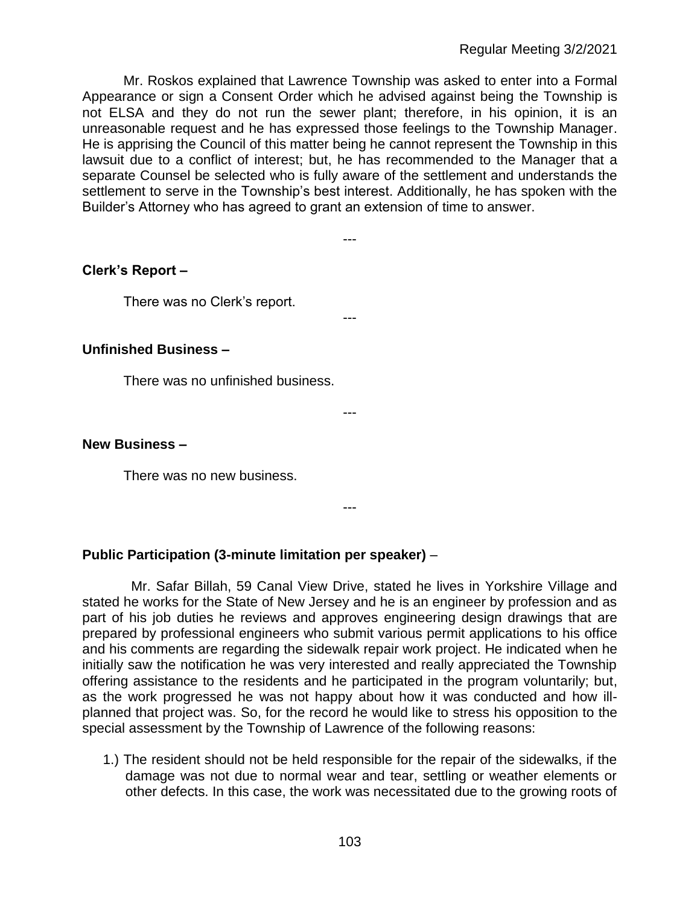Mr. Roskos explained that Lawrence Township was asked to enter into a Formal Appearance or sign a Consent Order which he advised against being the Township is not ELSA and they do not run the sewer plant; therefore, in his opinion, it is an unreasonable request and he has expressed those feelings to the Township Manager. He is apprising the Council of this matter being he cannot represent the Township in this lawsuit due to a conflict of interest; but, he has recommended to the Manager that a separate Counsel be selected who is fully aware of the settlement and understands the settlement to serve in the Township's best interest. Additionally, he has spoken with the Builder's Attorney who has agreed to grant an extension of time to answer.

---

**Clerk's Report –**

There was no Clerk's report.

---

**Unfinished Business –**

There was no unfinished business.

---

**New Business –**

There was no new business.

---

**Public Participation (3-minute limitation per speaker)** –

Mr. Safar Billah, 59 Canal View Drive, stated he lives in Yorkshire Village and stated he works for the State of New Jersey and he is an engineer by profession and as part of his job duties he reviews and approves engineering design drawings that are prepared by professional engineers who submit various permit applications to his office and his comments are regarding the sidewalk repair work project. He indicated when he initially saw the notification he was very interested and really appreciated the Township offering assistance to the residents and he participated in the program voluntarily; but, as the work progressed he was not happy about how it was conducted and how ill-planned that project was. So, for the record he would like to stress his opposition to the special assessment by the Township of Lawrence of the following reasons:

1.) The resident should not be held responsible for the repair of the sidewalks, if the damage was not due to normal wear and tear, settling or weather elements or other defects. In this case, the work was necessitated due to the growing roots of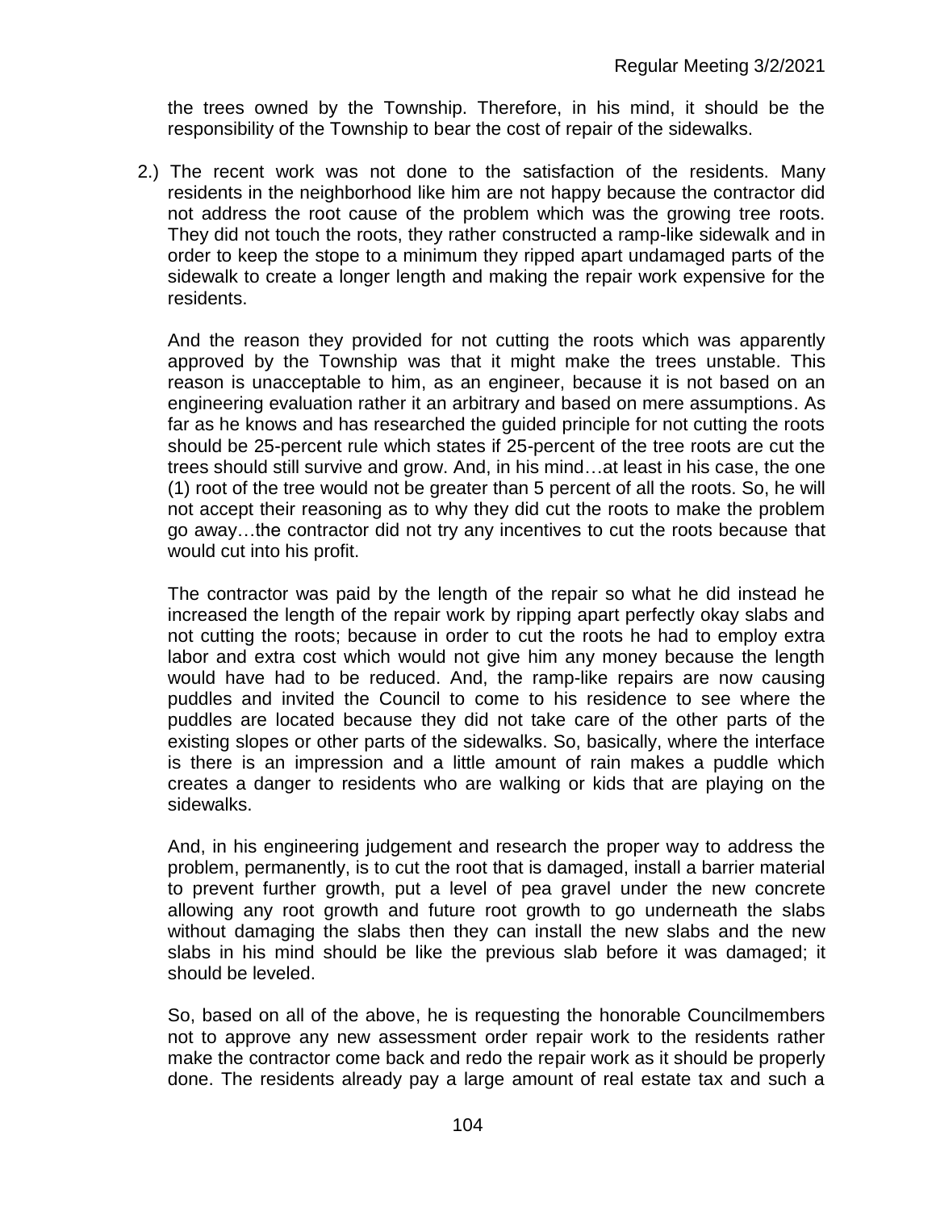the trees owned by the Township. Therefore, in his mind, it should be the responsibility of the Township to bear the cost of repair of the sidewalks.

2.) The recent work was not done to the satisfaction of the residents. Many residents in the neighborhood like him are not happy because the contractor did not address the root cause of the problem which was the growing tree roots. They did not touch the roots, they rather constructed a ramp-like sidewalk and in order to keep the stope to a minimum they ripped apart undamaged parts of the sidewalk to create a longer length and making the repair work expensive for the residents.

And the reason they provided for not cutting the roots which was apparently approved by the Township was that it might make the trees unstable. This reason is unacceptable to him, as an engineer, because it is not based on an engineering evaluation rather it an arbitrary and based on mere assumptions. As far as he knows and has researched the guided principle for not cutting the roots should be 25-percent rule which states if 25-percent of the tree roots are cut the trees should still survive and grow. And, in his mind…at least in his case, the one (1) root of the tree would not be greater than 5 percent of all the roots. So, he will not accept their reasoning as to why they did cut the roots to make the problem go away…the contractor did not try any incentives to cut the roots because that would cut into his profit.

The contractor was paid by the length of the repair so what he did instead he increased the length of the repair work by ripping apart perfectly okay slabs and not cutting the roots; because in order to cut the roots he had to employ extra labor and extra cost which would not give him any money because the length would have had to be reduced. And, the ramp-like repairs are now causing puddles and invited the Council to come to his residence to see where the puddles are located because they did not take care of the other parts of the existing slopes or other parts of the sidewalks. So, basically, where the interface is there is an impression and a little amount of rain makes a puddle which creates a danger to residents who are walking or kids that are playing on the sidewalks.

And, in his engineering judgement and research the proper way to address the problem, permanently, is to cut the root that is damaged, install a barrier material to prevent further growth, put a level of pea gravel under the new concrete allowing any root growth and future root growth to go underneath the slabs without damaging the slabs then they can install the new slabs and the new slabs in his mind should be like the previous slab before it was damaged; it should be leveled.

So, based on all of the above, he is requesting the honorable Councilmembers not to approve any new assessment order repair work to the residents rather make the contractor come back and redo the repair work as it should be properly done. The residents already pay a large amount of real estate tax and such a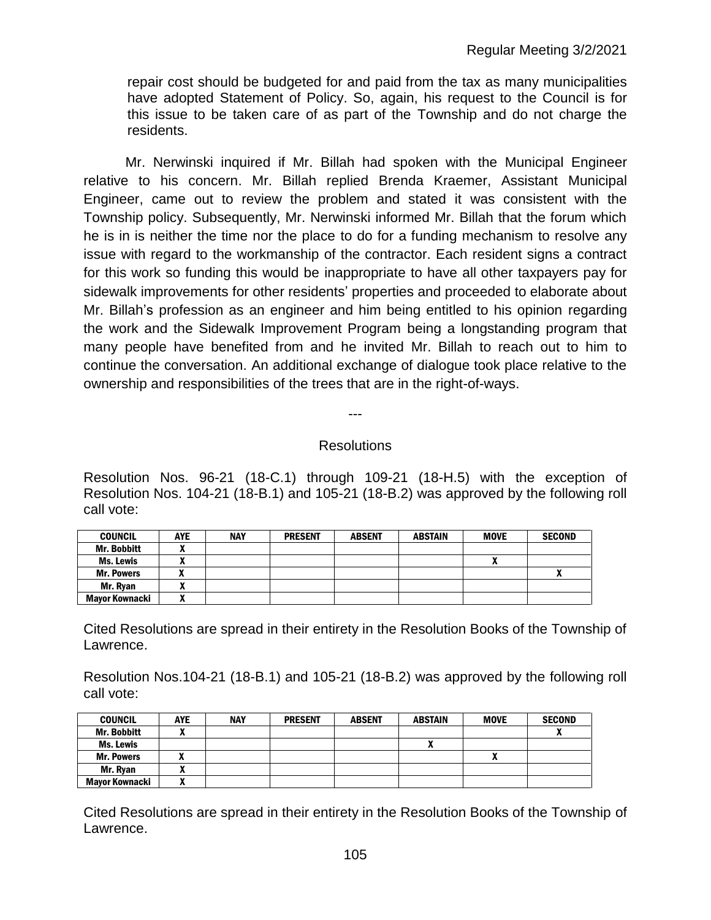repair cost should be budgeted for and paid from the tax as many municipalities have adopted Statement of Policy. So, again, his request to the Council is for this issue to be taken care of as part of the Township and do not charge the residents.

Mr. Nerwinski inquired if Mr. Billah had spoken with the Municipal Engineer relative to his concern. Mr. Billah replied Brenda Kraemer, Assistant Municipal Engineer, came out to review the problem and stated it was consistent with the Township policy. Subsequently, Mr. Nerwinski informed Mr. Billah that the forum which he is in is neither the time nor the place to do for a funding mechanism to resolve any issue with regard to the workmanship of the contractor. Each resident signs a contract for this work so funding this would be inappropriate to have all other taxpayers pay for sidewalk improvements for other residents' properties and proceeded to elaborate about Mr. Billah's profession as an engineer and him being entitled to his opinion regarding the work and the Sidewalk Improvement Program being a longstanding program that many people have benefited from and he invited Mr. Billah to reach out to him to continue the conversation. An additional exchange of dialogue took place relative to the ownership and responsibilities of the trees that are in the right-of-ways.

---

## Resolutions

Resolution Nos. 96-21 (18-C.1) through 109-21 (18-H.5) with the exception of Resolution Nos. 104-21 (18-B.1) and 105-21 (18-B.2) was approved by the following roll call vote:

| COUNCIL | AYE | NAY | PRESENT | ABSENT | ABSTAIN | MOVE | SECOND |
|---|---|---|---|---|---|---|---|
| Mr. Bobbitt | X | | | | | | |
| Ms. Lewis | X | | | | | X | |
| Mr. Powers | X | | | | | | X |
| Mr. Ryan | X | | | | | | |
| Mayor Kownacki | X | | | | | | |

Cited Resolutions are spread in their entirety in the Resolution Books of the Township of Lawrence.

Resolution Nos.104-21 (18-B.1) and 105-21 (18-B.2) was approved by the following roll call vote:

| COUNCIL | AYE | NAY | PRESENT | ABSENT | ABSTAIN | MOVE | SECOND |
|---|---|---|---|---|---|---|---|
| Mr. Bobbitt | X | | | | | | X |
| Ms. Lewis | | | | | X | | |
| Mr. Powers | X | | | | | X | |
| Mr. Ryan | X | | | | | | |
| Mayor Kownacki | X | | | | | | |

Cited Resolutions are spread in their entirety in the Resolution Books of the Township of Lawrence.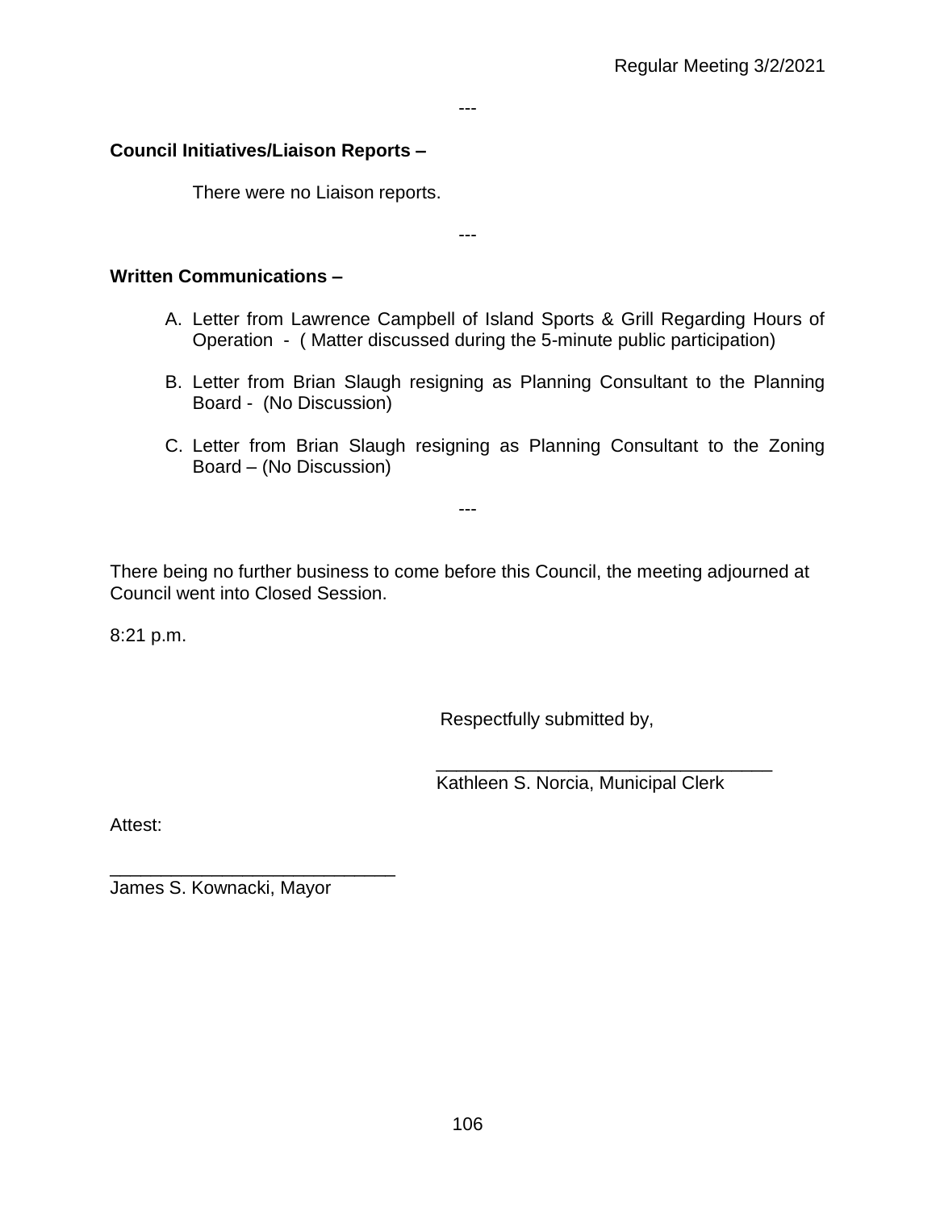---

**Council Initiatives/Liaison Reports –**

There were no Liaison reports.

---

**Written Communications –**

A. Letter from Lawrence Campbell of Island Sports & Grill Regarding Hours of Operation - ( Matter discussed during the 5-minute public participation)

B. Letter from Brian Slaugh resigning as Planning Consultant to the Planning Board - (No Discussion)

C. Letter from Brian Slaugh resigning as Planning Consultant to the Zoning Board – (No Discussion)

---

There being no further business to come before this Council, the meeting adjourned at Council went into Closed Session.

8:21 p.m.

Respectfully submitted by,

\_\_\_\_\_\_\_\_\_\_\_\_\_\_\_\_\_\_\_\_\_\_\_\_\_\_\_\_\_\_\_\_\_\_
Kathleen S. Norcia, Municipal Clerk

Attest:

\_\_\_\_\_\_\_\_\_\_\_\_\_\_\_\_\_\_\_\_\_\_\_\_\_\_\_\_
James S. Kownacki, Mayor